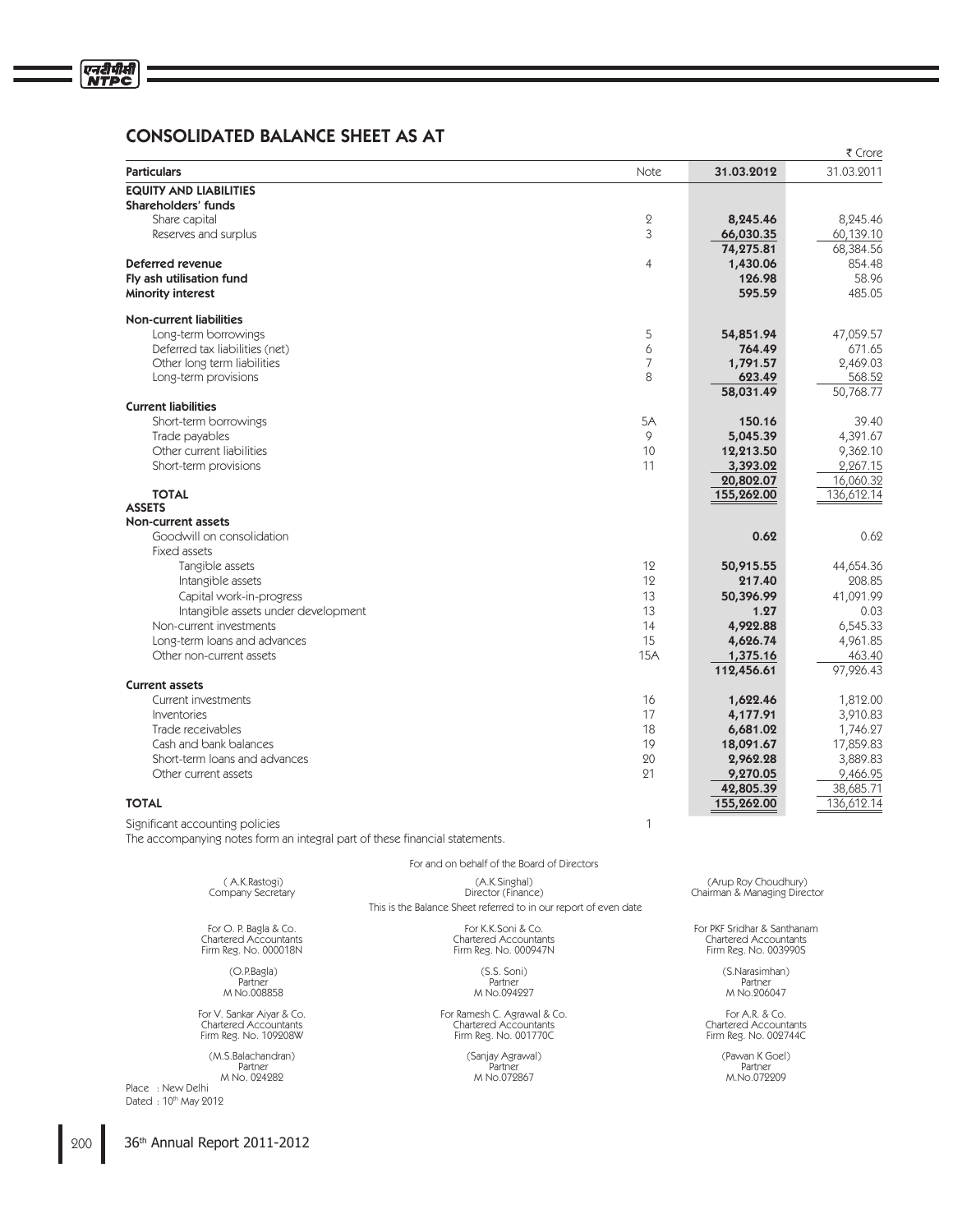## CONSOLIDATED BALANCE SHEET AS AT

₹ Crore

| Particulars | Note | 31.03.2012 | 31.03.2011 |
|---|---|---|---|
| **EQUITY AND LIABILITIES** | | | |
| **Shareholders' funds** | | | |
| Share capital | 2 | **8,245.46** | 8,245.46 |
| Reserves and surplus | 3 | **66,030.35** | 60,139.10 |
| | | **74,275.81** | 68,384.56 |
| **Deferred revenue** | 4 | **1,430.06** | 854.48 |
| **Fly ash utilisation fund** | | **126.98** | 58.96 |
| **Minority interest** | | **595.59** | 485.05 |
| **Non-current liabilities** | | | |
| Long-term borrowings | 5 | **54,851.94** | 47,059.57 |
| Deferred tax liabilities (net) | 6 | **764.49** | 671.65 |
| Other long term liabilities | 7 | **1,791.57** | 2,469.03 |
| Long-term provisions | 8 | **623.49** | 568.52 |
| | | **58,031.49** | 50,768.77 |
| **Current liabilities** | | | |
| Short-term borrowings | 5A | **150.16** | 39.40 |
| Trade payables | 9 | **5,045.39** | 4,391.67 |
| Other current liabilities | 10 | **12,213.50** | 9,362.10 |
| Short-term provisions | 11 | **3,393.02** | 2,267.15 |
| | | **20,802.07** | 16,060.32 |
| **TOTAL** | | **155,262.00** | 136,612.14 |
| **ASSETS** | | | |
| **Non-current assets** | | | |
| Goodwill on consolidation | | **0.62** | 0.62 |
| Fixed assets | | | |
| Tangible assets | 12 | **50,915.55** | 44,654.36 |
| Intangible assets | 12 | **217.40** | 208.85 |
| Capital work-in-progress | 13 | **50,396.99** | 41,091.99 |
| Intangible assets under development | 13 | **1.27** | 0.03 |
| Non-current investments | 14 | **4,922.88** | 6,545.33 |
| Long-term loans and advances | 15 | **4,626.74** | 4,961.85 |
| Other non-current assets | 15A | **1,375.16** | 463.40 |
| | | **112,456.61** | 97,926.43 |
| **Current assets** | | | |
| Current investments | 16 | **1,622.46** | 1,812.00 |
| Inventories | 17 | **4,177.91** | 3,910.83 |
| Trade receivables | 18 | **6,681.02** | 1,746.27 |
| Cash and bank balances | 19 | **18,091.67** | 17,859.83 |
| Short-term loans and advances | 20 | **2,962.28** | 3,889.83 |
| Other current assets | 21 | **9,270.05** | 9,466.95 |
| | | **42,805.39** | 38,685.71 |
| **TOTAL** | | **155,262.00** | 136,612.14 |

Significant accounting policies — 1

The accompanying notes form an integral part of these financial statements.

For and on behalf of the Board of Directors

( A.K.Rastogi )
Company Secretary

(A.K.Singhal)
Director (Finance)

(Arup Roy Choudhury)
Chairman & Managing Director

This is the Balance Sheet referred to in our report of even date

For O. P. Bagla & Co.
Chartered Accountants
Firm Reg. No. 000018N

(O.P.Bagla)
Partner
M No.008858

For K.K.Soni & Co.
Chartered Accountants
Firm Reg. No. 000947N

(S.S. Soni)
Partner
M No.094227

For PKF Sridhar & Santhanam
Chartered Accountants
Firm Reg. No. 003990S

(S.Narasimhan)
Partner
M No.206047

For V. Sankar Aiyar & Co.
Chartered Accountants
Firm Reg. No. 109208W

(M.S.Balachandran)
Partner
M No. 024282

For Ramesh C. Agrawal & Co.
Chartered Accountants
Firm Reg. No. 001770C

(Sanjay Agrawal)
Partner
M No.072867

For A.R. & Co.
Chartered Accountants
Firm Reg. No. 002744C

(Pawan K Goel)
Partner
M.No.072209

Place : New Delhi
Dated : 10th May 2012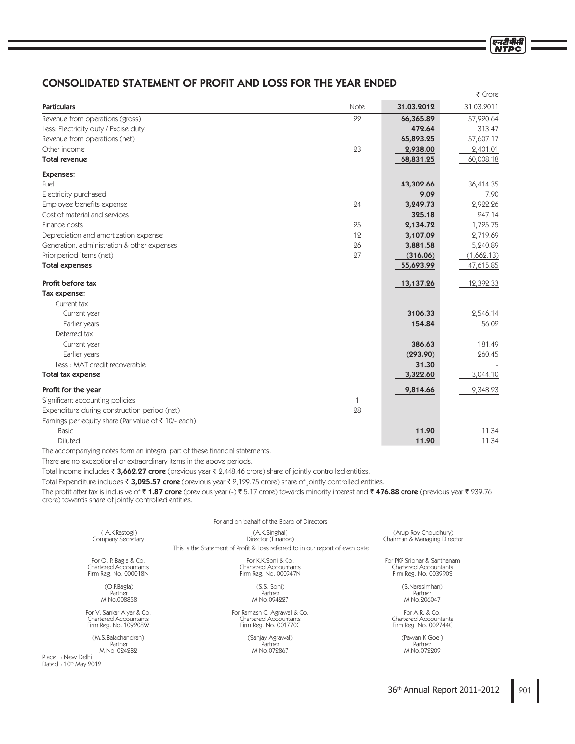# CONSOLIDATED STATEMENT OF PROFIT AND LOSS FOR THE YEAR ENDED

₹ Crore

| Particulars | Note | 31.03.2012 | 31.03.2011 |
|---|---|---|---|
| Revenue from operations (gross) | 22 | **66,365.89** | 57,920.64 |
| Less: Electricity duty / Excise duty | | **472.64** | 313.47 |
| Revenue from operations (net) | | **65,893.25** | 57,607.17 |
| Other income | 23 | **2,938.00** | 2,401.01 |
| **Total revenue** | | **68,831.25** | 60,008.18 |
| **Expenses:** | | | |
| Fuel | | **43,302.66** | 36,414.35 |
| Electricity purchased | | **9.09** | 7.90 |
| Employee benefits expense | 24 | **3,249.73** | 2,922.26 |
| Cost of material and services | | **325.18** | 247.14 |
| Finance costs | 25 | **2,134.72** | 1,725.75 |
| Depreciation and amortization expense | 12 | **3,107.09** | 2,719.69 |
| Generation, administration & other expenses | 26 | **3,881.58** | 5,240.89 |
| Prior period items (net) | 27 | **(316.06)** | (1,662.13) |
| **Total expenses** | | **55,693.99** | 47,615.85 |
| **Profit before tax** | | **13,137.26** | 12,392.33 |
| **Tax expense:** | | | |
| Current tax | | | |
| Current year | | **3106.33** | 2,546.14 |
| Earlier years | | **154.84** | 56.02 |
| Deferred tax | | | |
| Current year | | **386.63** | 181.49 |
| Earlier years | | **(293.90)** | 260.45 |
| Less : MAT credit recoverable | | **31.30** | - |
| **Total tax expense** | | **3,322.60** | 3,044.10 |
| **Profit for the year** | | **9,814.66** | 9,348.23 |
| Significant accounting policies | 1 | | |
| Expenditure during construction period (net) | 28 | | |
| Earnings per equity share (Par value of ₹ 10/- each) | | | |
| Basic | | **11.90** | 11.34 |
| Diluted | | **11.90** | 11.34 |

The accompanying notes form an integral part of these financial statements.

There are no exceptional or extraordinary items in the above periods.

Total Income includes ₹ **3,662.27 crore** (previous year ₹ 2,448.46 crore) share of jointly controlled entities.

Total Expenditure includes ₹ **3,025.57 crore** (previous year ₹ 2,129.75 crore) share of jointly controlled entities.

The profit after tax is inclusive of ₹ **1.87 crore** (previous year (-) ₹ 5.17 crore) towards minority interest and ₹ **476.88 crore** (previous year ₹ 239.76 crore) towards share of jointly controlled entities.

For and on behalf of the Board of Directors

| ( A.K.Rastogi) Company Secretary | (A.K.Singhal) Director (Finance) | (Arup Roy Choudhury) Chairman & Managing Director |
|---|---|---|

This is the Statement of Profit & Loss referred to in our report of even date

| | | |
|---|---|---|
| For O. P. Bagla & Co. Chartered Accountants Firm Reg. No. 000018N | For K.K.Soni & Co. Chartered Accountants Firm Reg. No. 000947N | For PKF Sridhar & Santhanam Chartered Accountants Firm Reg. No. 003990S |
| (O.P.Bagla) Partner M No.008858 | (S.S. Soni) Partner M No.094227 | (S.Narasimhan) Partner M No.206047 |
| For V. Sankar Aiyar & Co. Chartered Accountants Firm Reg. No. 109208W | For Ramesh C. Agrawal & Co. Chartered Accountants Firm Reg. No. 001770C | For A.R. & Co. Chartered Accountants Firm Reg. No. 002744C |
| (M.S.Balachandran) Partner M No. 024282 | (Sanjay Agrawal) Partner M No.072867 | (Pawan K Goel) Partner M.No.072209 |

Place : New Delhi
Dated : 10th May 2012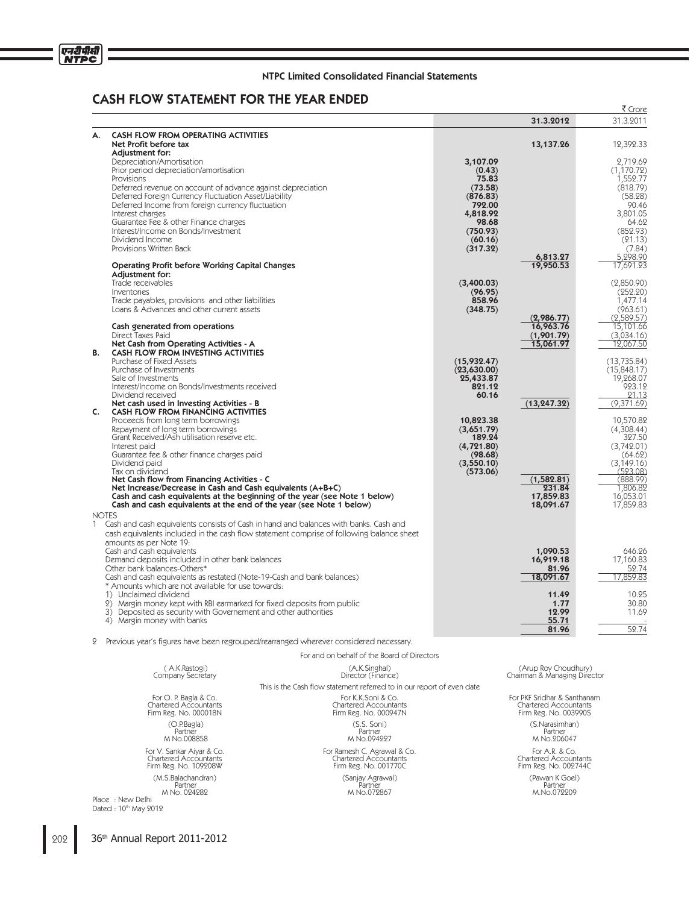NTPC Limited Consolidated Financial Statements

# CASH FLOW STATEMENT FOR THE YEAR ENDED

₹ Crore

| | | | 31.3.2012 | 31.3.2011 |
|---|---|---|---|---|
| **A.** | **CASH FLOW FROM OPERATING ACTIVITIES** | | | |
| | **Net Profit before tax** | | **13,137.26** | 12,392.33 |
| | **Adjustment for:** | | | |
| | Depreciation/Amortisation | **3,107.09** | | 2,719.69 |
| | Prior period depreciation/amortisation | **(0.43)** | | (1,170.72) |
| | Provisions | **75.83** | | 1,552.77 |
| | Deferred revenue on account of advance against depreciation | **(73.58)** | | (818.79) |
| | Deferred Foreign Currency Fluctuation Asset/Liability | **(876.83)** | | (58.28) |
| | Deferred Income from foreign currency fluctuation | **792.00** | | 90.46 |
| | Interest charges | **4,818.92** | | 3,801.05 |
| | Guarantee Fee & other Finance charges | **98.68** | | 64.62 |
| | Interest/Income on Bonds/Investment | **(750.93)** | | (852.93) |
| | Dividend Income | **(60.16)** | | (21.13) |
| | Provisions Written Back | **(317.32)** | | (7.84) |
| | | | **6,813.27** | 5,298.90 |
| | **Operating Profit before Working Capital Changes** | | **19,950.53** | 17,691.23 |
| | **Adjustment for:** | | | |
| | Trade receivables | **(3,400.03)** | | (2,850.90) |
| | Inventories | **(96.95)** | | (252.20) |
| | Trade payables, provisions and other liabilities | **858.96** | | 1,477.14 |
| | Loans & Advances and other current assets | **(348.75)** | | (963.61) |
| | | | **(2,986.77)** | (2,589.57) |
| | **Cash generated from operations** | | **16,963.76** | 15,101.66 |
| | Direct Taxes Paid | | **(1,901.79)** | (3,034.16) |
| | **Net Cash from Operating Activities - A** | | **15,061.97** | 12,067.50 |
| **B.** | **CASH FLOW FROM INVESTING ACTIVITIES** | | | |
| | Purchase of Fixed Assets | **(15,932.47)** | | (13,735.84) |
| | Purchase of Investments | **(23,630.00)** | | (15,848.17) |
| | Sale of Investments | **25,433.87** | | 19,268.07 |
| | Interest/Income on Bonds/Investments received | **821.12** | | 923.12 |
| | Dividend received | **60.16** | | 21.13 |
| | **Net cash used in Investing Activities - B** | | **(13,247.32)** | (9,371.69) |
| **C.** | **CASH FLOW FROM FINANCING ACTIVITIES** | | | |
| | Proceeds from long term borrowings | **10,823.38** | | 10,570.82 |
| | Repayment of long term borrowings | **(3,651.79)** | | (4,308.44) |
| | Grant Received/Ash utilisation reserve etc. | **189.24** | | 327.50 |
| | Interest paid | **(4,721.80)** | | (3,742.01) |
| | Guarantee fee & other finance charges paid | **(98.68)** | | (64.62) |
| | Dividend paid | **(3,550.10)** | | (3,149.16) |
| | Tax on dividend | **(573.06)** | | (523.08) |
| | **Net Cash flow from Financing Activities - C** | | **(1,582.81)** | (888.99) |
| | **Net Increase/Decrease in Cash and Cash equivalents (A+B+C)** | | **231.84** | 1,806.82 |
| | **Cash and cash equivalents at the beginning of the year (see Note 1 below)** | | **17,859.83** | 16,053.01 |
| | **Cash and cash equivalents at the end of the year (see Note 1 below)** | | **18,091.67** | 17,859.83 |

NOTES

1 Cash and cash equivalents consists of Cash in hand and balances with banks. Cash and cash equivalents included in the cash flow statement comprise of following balance sheet amounts as per Note 19:

| | 31.3.2012 | 31.3.2011 |
|---|---|---|
| Cash and cash equivalents | **1,090.53** | 646.26 |
| Demand deposits included in other bank balances | **16,919.18** | 17,160.83 |
| Other bank balances-Others* | **81.96** | 52.74 |
| Cash and cash equivalents as restated (Note-19-Cash and bank balances) | **18,091.67** | 17,859.83 |
| * Amounts which are not available for use towards: | | |
| 1) Unclaimed dividend | **11.49** | 10.25 |
| 2) Margin money kept with RBI earmarked for fixed deposits from public | **1.77** | 30.80 |
| 3) Deposited as security with Governement and other authorities | **12.99** | 11.69 |
| 4) Margin money with banks | **55.71** | - |
| | **81.96** | 52.74 |

2 Previous year's figures have been regrouped/rearranged wherever considered necessary.

For and on behalf of the Board of Directors

| ( A.K.Rastogi) | (A.K.Singhal) | (Arup Roy Choudhury) |
|---|---|---|
| Company Secretary | Director (Finance) | Chairman & Managing Director |

This is the Cash flow statement referred to in our report of even date

| For O. P. Bagla & Co. | For K.K.Soni & Co. | For PKF Sridhar & Santhanam |
|---|---|---|
| Chartered Accountants | Chartered Accountants | Chartered Accountants |
| Firm Reg. No. 000018N | Firm Reg. No. 000947N | Firm Reg. No. 003990S |
| (O.P.Bagla) | (S.S. Soni) | (S.Narasimhan) |
| Partner | Partner | Partner |
| M No.008858 | M No.094227 | M No.206047 |
| For V. Sankar Aiyar & Co. | For Ramesh C. Agrawal & Co. | For A.R. & Co. |
| Chartered Accountants | Chartered Accountants | Chartered Accountants |
| Firm Reg. No. 109208W | Firm Reg. No. 001770C | Firm Reg. No. 002744C |
| (M.S.Balachandran) | (Sanjay Agrawal) | (Pawan K Goel) |
| Partner | Partner | Partner |
| M No. 024282 | M No.072867 | M.No.072209 |

Place : New Delhi
Dated : 10th May 2012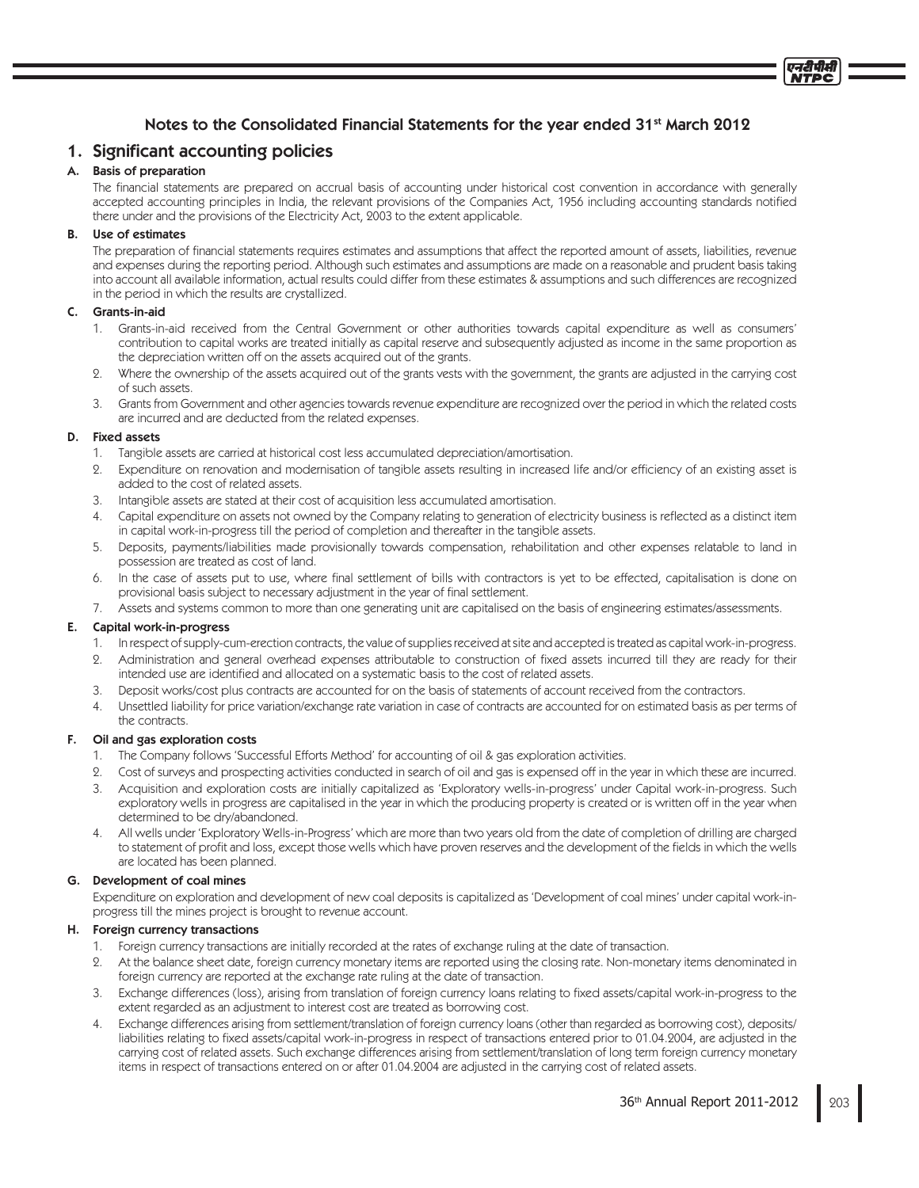# Notes to the Consolidated Financial Statements for the year ended 31st March 2012

## 1. Significant accounting policies

### A. Basis of preparation

The financial statements are prepared on accrual basis of accounting under historical cost convention in accordance with generally accepted accounting principles in India, the relevant provisions of the Companies Act, 1956 including accounting standards notified there under and the provisions of the Electricity Act, 2003 to the extent applicable.

### B. Use of estimates

The preparation of financial statements requires estimates and assumptions that affect the reported amount of assets, liabilities, revenue and expenses during the reporting period. Although such estimates and assumptions are made on a reasonable and prudent basis taking into account all available information, actual results could differ from these estimates & assumptions and such differences are recognized in the period in which the results are crystallized.

### C. Grants-in-aid

1. Grants-in-aid received from the Central Government or other authorities towards capital expenditure as well as consumers' contribution to capital works are treated initially as capital reserve and subsequently adjusted as income in the same proportion as the depreciation written off on the assets acquired out of the grants.
2. Where the ownership of the assets acquired out of the grants vests with the government, the grants are adjusted in the carrying cost of such assets.
3. Grants from Government and other agencies towards revenue expenditure are recognized over the period in which the related costs are incurred and are deducted from the related expenses.

### D. Fixed assets

1. Tangible assets are carried at historical cost less accumulated depreciation/amortisation.
2. Expenditure on renovation and modernisation of tangible assets resulting in increased life and/or efficiency of an existing asset is added to the cost of related assets.
3. Intangible assets are stated at their cost of acquisition less accumulated amortisation.
4. Capital expenditure on assets not owned by the Company relating to generation of electricity business is reflected as a distinct item in capital work-in-progress till the period of completion and thereafter in the tangible assets.
5. Deposits, payments/liabilities made provisionally towards compensation, rehabilitation and other expenses relatable to land in possession are treated as cost of land.
6. In the case of assets put to use, where final settlement of bills with contractors is yet to be effected, capitalisation is done on provisional basis subject to necessary adjustment in the year of final settlement.
7. Assets and systems common to more than one generating unit are capitalised on the basis of engineering estimates/assessments.

### E. Capital work-in-progress

1. In respect of supply-cum-erection contracts, the value of supplies received at site and accepted is treated as capital work-in-progress.
2. Administration and general overhead expenses attributable to construction of fixed assets incurred till they are ready for their intended use are identified and allocated on a systematic basis to the cost of related assets.
3. Deposit works/cost plus contracts are accounted for on the basis of statements of account received from the contractors.
4. Unsettled liability for price variation/exchange rate variation in case of contracts are accounted for on estimated basis as per terms of the contracts.

### F. Oil and gas exploration costs

1. The Company follows 'Successful Efforts Method' for accounting of oil & gas exploration activities.
2. Cost of surveys and prospecting activities conducted in search of oil and gas is expensed off in the year in which these are incurred.
3. Acquisition and exploration costs are initially capitalized as 'Exploratory wells-in-progress' under Capital work-in-progress. Such exploratory wells in progress are capitalised in the year in which the producing property is created or is written off in the year when determined to be dry/abandoned.
4. All wells under 'Exploratory Wells-in-Progress' which are more than two years old from the date of completion of drilling are charged to statement of profit and loss, except those wells which have proven reserves and the development of the fields in which the wells are located has been planned.

### G. Development of coal mines

Expenditure on exploration and development of new coal deposits is capitalized as 'Development of coal mines' under capital work-in-progress till the mines project is brought to revenue account.

### H. Foreign currency transactions

1. Foreign currency transactions are initially recorded at the rates of exchange ruling at the date of transaction.
2. At the balance sheet date, foreign currency monetary items are reported using the closing rate. Non-monetary items denominated in foreign currency are reported at the exchange rate ruling at the date of transaction.
3. Exchange differences (loss), arising from translation of foreign currency loans relating to fixed assets/capital work-in-progress to the extent regarded as an adjustment to interest cost are treated as borrowing cost.
4. Exchange differences arising from settlement/translation of foreign currency loans (other than regarded as borrowing cost), deposits/liabilities relating to fixed assets/capital work-in-progress in respect of transactions entered prior to 01.04.2004, are adjusted in the carrying cost of related assets. Such exchange differences arising from settlement/translation of long term foreign currency monetary items in respect of transactions entered on or after 01.04.2004 are adjusted in the carrying cost of related assets.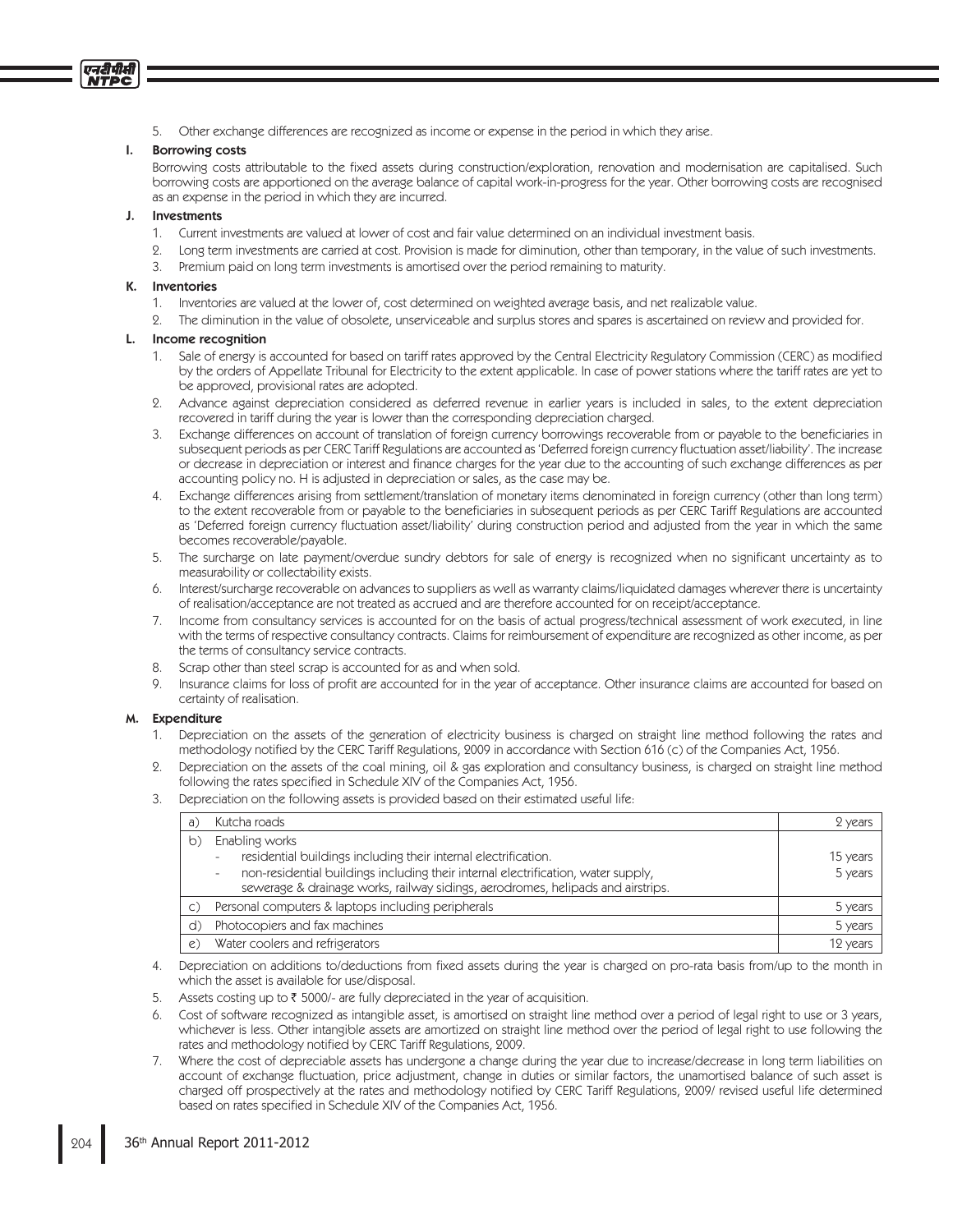5. Other exchange differences are recognized as income or expense in the period in which they arise.

### I. Borrowing costs

Borrowing costs attributable to the fixed assets during construction/exploration, renovation and modernisation are capitalised. Such borrowing costs are apportioned on the average balance of capital work-in-progress for the year. Other borrowing costs are recognised as an expense in the period in which they are incurred.

### J. Investments

1. Current investments are valued at lower of cost and fair value determined on an individual investment basis.
2. Long term investments are carried at cost. Provision is made for diminution, other than temporary, in the value of such investments.
3. Premium paid on long term investments is amortised over the period remaining to maturity.

### K. Inventories

1. Inventories are valued at the lower of, cost determined on weighted average basis, and net realizable value.
2. The diminution in the value of obsolete, unserviceable and surplus stores and spares is ascertained on review and provided for.

### L. Income recognition

1. Sale of energy is accounted for based on tariff rates approved by the Central Electricity Regulatory Commission (CERC) as modified by the orders of Appellate Tribunal for Electricity to the extent applicable. In case of power stations where the tariff rates are yet to be approved, provisional rates are adopted.
2. Advance against depreciation considered as deferred revenue in earlier years is included in sales, to the extent depreciation recovered in tariff during the year is lower than the corresponding depreciation charged.
3. Exchange differences on account of translation of foreign currency borrowings recoverable from or payable to the beneficiaries in subsequent periods as per CERC Tariff Regulations are accounted as 'Deferred foreign currency fluctuation asset/liability'. The increase or decrease in depreciation or interest and finance charges for the year due to the accounting of such exchange differences as per accounting policy no. H is adjusted in depreciation or sales, as the case may be.
4. Exchange differences arising from settlement/translation of monetary items denominated in foreign currency (other than long term) to the extent recoverable from or payable to the beneficiaries in subsequent periods as per CERC Tariff Regulations are accounted as 'Deferred foreign currency fluctuation asset/liability' during construction period and adjusted from the year in which the same becomes recoverable/payable.
5. The surcharge on late payment/overdue sundry debtors for sale of energy is recognized when no significant uncertainty as to measurability or collectability exists.
6. Interest/surcharge recoverable on advances to suppliers as well as warranty claims/liquidated damages wherever there is uncertainty of realisation/acceptance are not treated as accrued and are therefore accounted for on receipt/acceptance.
7. Income from consultancy services is accounted for on the basis of actual progress/technical assessment of work executed, in line with the terms of respective consultancy contracts. Claims for reimbursement of expenditure are recognized as other income, as per the terms of consultancy service contracts.
8. Scrap other than steel scrap is accounted for as and when sold.
9. Insurance claims for loss of profit are accounted for in the year of acceptance. Other insurance claims are accounted for based on certainty of realisation.

### M. Expenditure

1. Depreciation on the assets of the generation of electricity business is charged on straight line method following the rates and methodology notified by the CERC Tariff Regulations, 2009 in accordance with Section 616 (c) of the Companies Act, 1956.
2. Depreciation on the assets of the coal mining, oil & gas exploration and consultancy business, is charged on straight line method following the rates specified in Schedule XIV of the Companies Act, 1956.
3. Depreciation on the following assets is provided based on their estimated useful life:

| | | |
|---|---|---|
| a) | Kutcha roads | 2 years |
| b) | Enabling works<br>- residential buildings including their internal electrification.<br>- non-residential buildings including their internal electrification, water supply, sewerage & drainage works, railway sidings, aerodromes, helipads and airstrips. | <br>15 years<br>5 years |
| c) | Personal computers & laptops including peripherals | 5 years |
| d) | Photocopiers and fax machines | 5 years |
| e) | Water coolers and refrigerators | 12 years |

4. Depreciation on additions to/deductions from fixed assets during the year is charged on pro-rata basis from/up to the month in which the asset is available for use/disposal.
5. Assets costing up to ₹ 5000/- are fully depreciated in the year of acquisition.
6. Cost of software recognized as intangible asset, is amortised on straight line method over a period of legal right to use or 3 years, whichever is less. Other intangible assets are amortized on straight line method over the period of legal right to use following the rates and methodology notified by CERC Tariff Regulations, 2009.
7. Where the cost of depreciable assets has undergone a change during the year due to increase/decrease in long term liabilities on account of exchange fluctuation, price adjustment, change in duties or similar factors, the unamortised balance of such asset is charged off prospectively at the rates and methodology notified by CERC Tariff Regulations, 2009/ revised useful life determined based on rates specified in Schedule XIV of the Companies Act, 1956.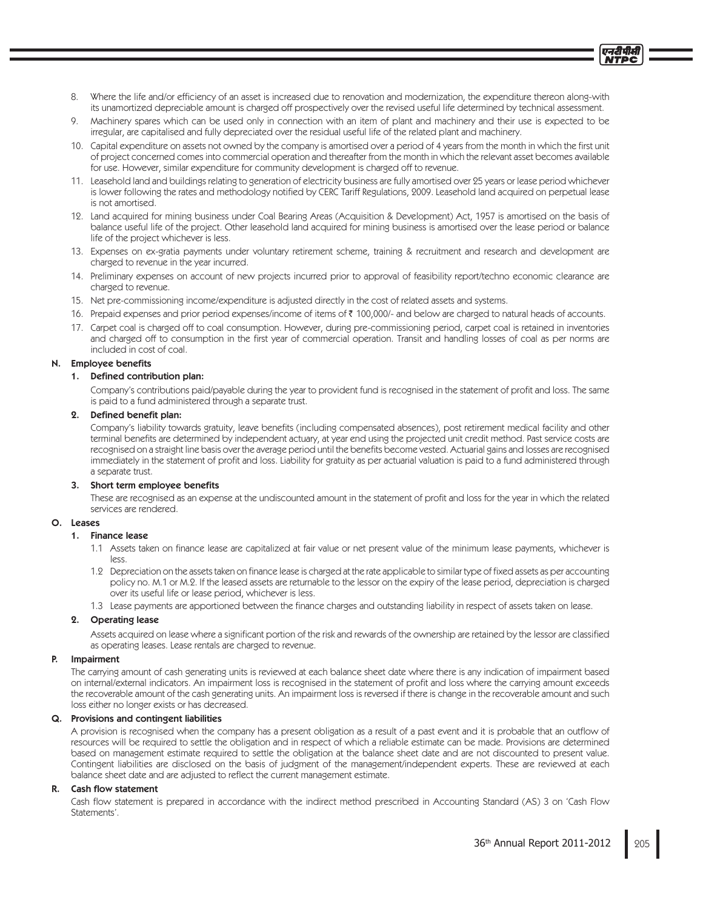8. Where the life and/or efficiency of an asset is increased due to renovation and modernization, the expenditure thereon along-with its unamortized depreciable amount is charged off prospectively over the revised useful life determined by technical assessment.
9. Machinery spares which can be used only in connection with an item of plant and machinery and their use is expected to be irregular, are capitalised and fully depreciated over the residual useful life of the related plant and machinery.
10. Capital expenditure on assets not owned by the company is amortised over a period of 4 years from the month in which the first unit of project concerned comes into commercial operation and thereafter from the month in which the relevant asset becomes available for use. However, similar expenditure for community development is charged off to revenue.
11. Leasehold land and buildings relating to generation of electricity business are fully amortised over 25 years or lease period whichever is lower following the rates and methodology notified by CERC Tariff Regulations, 2009. Leasehold land acquired on perpetual lease is not amortised.
12. Land acquired for mining business under Coal Bearing Areas (Acquisition & Development) Act, 1957 is amortised on the basis of balance useful life of the project. Other leasehold land acquired for mining business is amortised over the lease period or balance life of the project whichever is less.
13. Expenses on ex-gratia payments under voluntary retirement scheme, training & recruitment and research and development are charged to revenue in the year incurred.
14. Preliminary expenses on account of new projects incurred prior to approval of feasibility report/techno economic clearance are charged to revenue.
15. Net pre-commissioning income/expenditure is adjusted directly in the cost of related assets and systems.
16. Prepaid expenses and prior period expenses/income of items of ₹ 100,000/- and below are charged to natural heads of accounts.
17. Carpet coal is charged off to coal consumption. However, during pre-commissioning period, carpet coal is retained in inventories and charged off to consumption in the first year of commercial operation. Transit and handling losses of coal as per norms are included in cost of coal.

**N. Employee benefits**

**1. Defined contribution plan:**

Company's contributions paid/payable during the year to provident fund is recognised in the statement of profit and loss. The same is paid to a fund administered through a separate trust.

**2. Defined benefit plan:**

Company's liability towards gratuity, leave benefits (including compensated absences), post retirement medical facility and other terminal benefits are determined by independent actuary, at year end using the projected unit credit method. Past service costs are recognised on a straight line basis over the average period until the benefits become vested. Actuarial gains and losses are recognised immediately in the statement of profit and loss. Liability for gratuity as per actuarial valuation is paid to a fund administered through a separate trust.

**3. Short term employee benefits**

These are recognised as an expense at the undiscounted amount in the statement of profit and loss for the year in which the related services are rendered.

**O. Leases**

**1. Finance lease**

1.1 Assets taken on finance lease are capitalized at fair value or net present value of the minimum lease payments, whichever is less.

1.2 Depreciation on the assets taken on finance lease is charged at the rate applicable to similar type of fixed assets as per accounting policy no. M.1 or M.2. If the leased assets are returnable to the lessor on the expiry of the lease period, depreciation is charged over its useful life or lease period, whichever is less.

1.3 Lease payments are apportioned between the finance charges and outstanding liability in respect of assets taken on lease.

**2. Operating lease**

Assets acquired on lease where a significant portion of the risk and rewards of the ownership are retained by the lessor are classified as operating leases. Lease rentals are charged to revenue.

**P. Impairment**

The carrying amount of cash generating units is reviewed at each balance sheet date where there is any indication of impairment based on internal/external indicators. An impairment loss is recognised in the statement of profit and loss where the carrying amount exceeds the recoverable amount of the cash generating units. An impairment loss is reversed if there is change in the recoverable amount and such loss either no longer exists or has decreased.

**Q. Provisions and contingent liabilities**

A provision is recognised when the company has a present obligation as a result of a past event and it is probable that an outflow of resources will be required to settle the obligation and in respect of which a reliable estimate can be made. Provisions are determined based on management estimate required to settle the obligation at the balance sheet date and are not discounted to present value. Contingent liabilities are disclosed on the basis of judgment of the management/independent experts. These are reviewed at each balance sheet date and are adjusted to reflect the current management estimate.

**R. Cash flow statement**

Cash flow statement is prepared in accordance with the indirect method prescribed in Accounting Standard (AS) 3 on 'Cash Flow Statements'.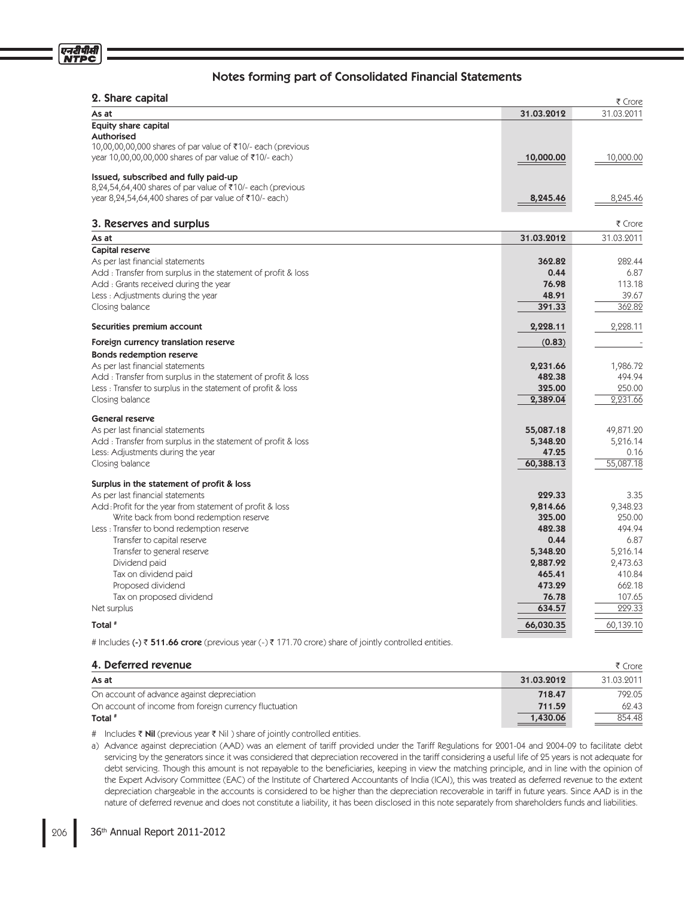## Notes forming part of Consolidated Financial Statements

### 2. Share capital

₹ Crore

| As at | 31.03.2012 | 31.03.2011 |
|---|---|---|
| **Equity share capital** | | |
| **Authorised** | | |
| 10,00,00,00,000 shares of par value of ₹10/- each (previous year 10,00,00,00,000 shares of par value of ₹10/- each) | **10,000.00** | 10,000.00 |
| **Issued, subscribed and fully paid-up** | | |
| 8,24,54,64,400 shares of par value of ₹10/- each (previous year 8,24,54,64,400 shares of par value of ₹10/- each) | **8,245.46** | 8,245.46 |

### 3. Reserves and surplus

₹ Crore

| As at | 31.03.2012 | 31.03.2011 |
|---|---|---|
| **Capital reserve** | | |
| As per last financial statements | **362.82** | 282.44 |
| Add : Transfer from surplus in the statement of profit & loss | **0.44** | 6.87 |
| Add : Grants received during the year | **76.98** | 113.18 |
| Less : Adjustments during the year | **48.91** | 39.67 |
| Closing balance | **391.33** | 362.82 |
| **Securities premium account** | **2,228.11** | 2,228.11 |
| **Foreign currency translation reserve** | **(0.83)** | - |
| **Bonds redemption reserve** | | |
| As per last financial statements | **2,231.66** | 1,986.72 |
| Add : Transfer from surplus in the statement of profit & loss | **482.38** | 494.94 |
| Less : Transfer to surplus in the statement of profit & loss | **325.00** | 250.00 |
| Closing balance | **2,389.04** | 2,231.66 |
| **General reserve** | | |
| As per last financial statements | **55,087.18** | 49,871.20 |
| Add : Transfer from surplus in the statement of profit & loss | **5,348.20** | 5,216.14 |
| Less: Adjustments during the year | **47.25** | 0.16 |
| Closing balance | **60,388.13** | 55,087.18 |
| **Surplus in the statement of profit & loss** | | |
| As per last financial statements | **229.33** | 3.35 |
| Add : Profit for the year from statement of profit & loss | **9,814.66** | 9,348.23 |
| Write back from bond redemption reserve | **325.00** | 250.00 |
| Less : Transfer to bond redemption reserve | **482.38** | 494.94 |
| Transfer to capital reserve | **0.44** | 6.87 |
| Transfer to general reserve | **5,348.20** | 5,216.14 |
| Dividend paid | **2,887.92** | 2,473.63 |
| Tax on dividend paid | **465.41** | 410.84 |
| Proposed dividend | **473.29** | 662.18 |
| Tax on proposed dividend | **76.78** | 107.65 |
| Net surplus | **634.57** | 229.33 |
| **Total #** | **66,030.35** | 60,139.10 |

# Includes **(-) ₹ 511.66 crore** (previous year (-) ₹ 171.70 crore) share of jointly controlled entities.

### 4. Deferred revenue

₹ Crore

| As at | 31.03.2012 | 31.03.2011 |
|---|---|---|
| On account of advance against depreciation | **718.47** | 792.05 |
| On account of income from foreign currency fluctuation | **711.59** | 62.43 |
| **Total #** | **1,430.06** | 854.48 |

# Includes ₹ **Nil** (previous year ₹ Nil ) share of jointly controlled entities.

a) Advance against depreciation (AAD) was an element of tariff provided under the Tariff Regulations for 2001-04 and 2004-09 to facilitate debt servicing by the generators since it was considered that depreciation recovered in the tariff considering a useful life of 25 years is not adequate for debt servicing. Though this amount is not repayable to the beneficiaries, keeping in view the matching principle, and in line with the opinion of the Expert Advisory Committee (EAC) of the Institute of Chartered Accountants of India (ICAI), this was treated as deferred revenue to the extent depreciation chargeable in the accounts is considered to be higher than the depreciation recoverable in tariff in future years. Since AAD is in the nature of deferred revenue and does not constitute a liability, it has been disclosed in this note separately from shareholders funds and liabilities.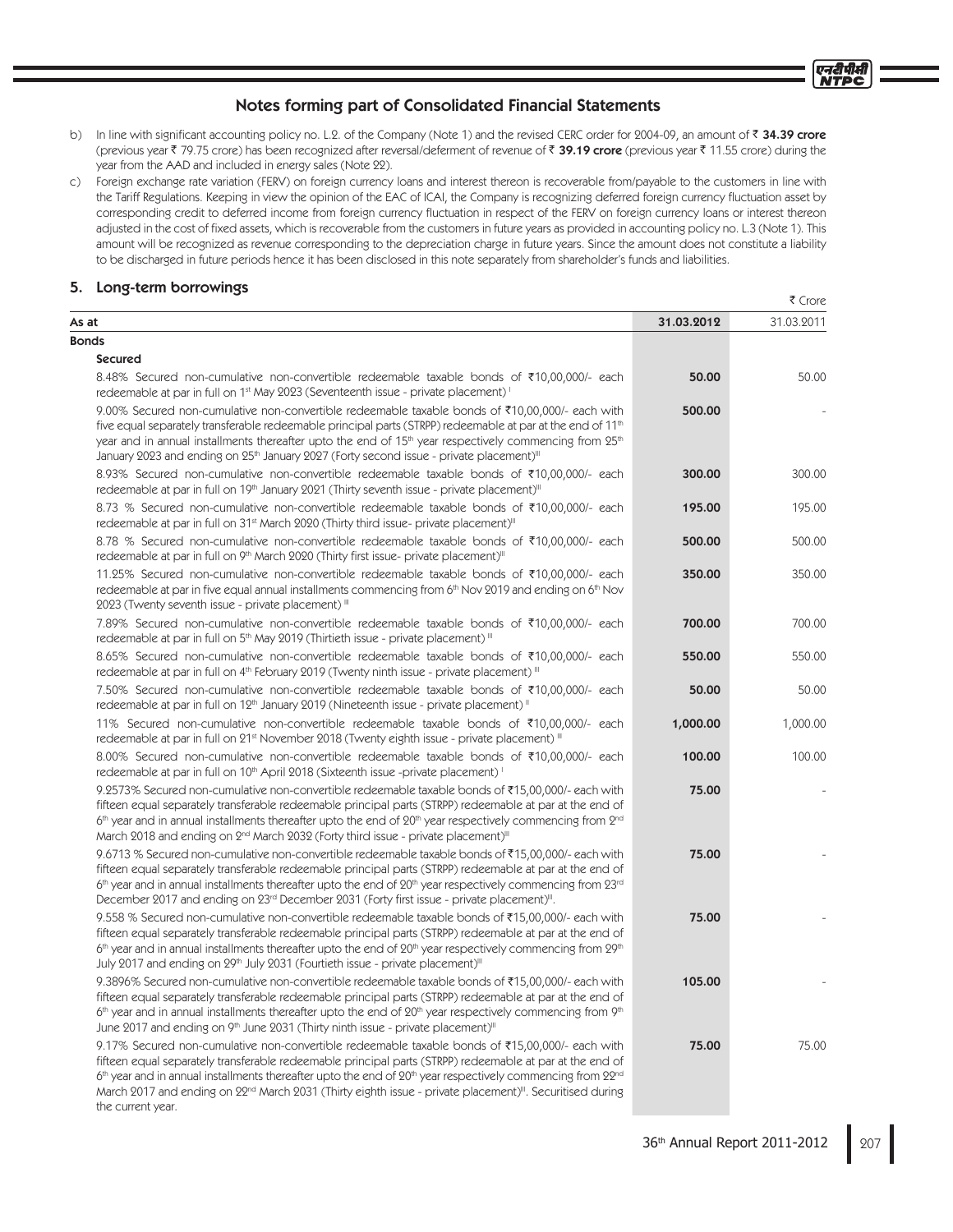## Notes forming part of Consolidated Financial Statements

b) In line with significant accounting policy no. L.2. of the Company (Note 1) and the revised CERC order for 2004-09, an amount of ₹ **34.39 crore** (previous year ₹ 79.75 crore) has been recognized after reversal/deferment of revenue of ₹ **39.19 crore** (previous year ₹ 11.55 crore) during the year from the AAD and included in energy sales (Note 22).

c) Foreign exchange rate variation (FERV) on foreign currency loans and interest thereon is recoverable from/payable to the customers in line with the Tariff Regulations. Keeping in view the opinion of the EAC of ICAI, the Company is recognizing deferred foreign currency fluctuation asset by corresponding credit to deferred income from foreign currency fluctuation in respect of the FERV on foreign currency loans or interest thereon adjusted in the cost of fixed assets, which is recoverable from the customers in future years as provided in accounting policy no. L.3 (Note 1). This amount will be recognized as revenue corresponding to the depreciation charge in future years. Since the amount does not constitute a liability to be discharged in future periods hence it has been disclosed in this note separately from shareholder's funds and liabilities.

## 5. Long-term borrowings

₹ Crore

| As at | 31.03.2012 | 31.03.2011 |
|---|---|---|
| **Bonds** | | |
| **Secured** | | |
| 8.48% Secured non-cumulative non-convertible redeemable taxable bonds of ₹10,00,000/- each redeemable at par in full on 1st May 2023 (Seventeenth issue - private placement) [I] | **50.00** | 50.00 |
| 9.00% Secured non-cumulative non-convertible redeemable taxable bonds of ₹10,00,000/- each with five equal separately transferable redeemable principal parts (STRPP) redeemable at par at the end of 11th year and in annual installments thereafter upto the end of 15th year respectively commencing from 25th January 2023 and ending on 25th January 2027 (Forty second issue - private placement)[III] | **500.00** | - |
| 8.93% Secured non-cumulative non-convertible redeemable taxable bonds of ₹10,00,000/- each redeemable at par in full on 19th January 2021 (Thirty seventh issue - private placement)[III] | **300.00** | 300.00 |
| 8.73 % Secured non-cumulative non-convertible redeemable taxable bonds of ₹10,00,000/- each redeemable at par in full on 31st March 2020 (Thirty third issue- private placement)[III] | **195.00** | 195.00 |
| 8.78 % Secured non-cumulative non-convertible redeemable taxable bonds of ₹10,00,000/- each redeemable at par in full on 9th March 2020 (Thirty first issue- private placement)[III] | **500.00** | 500.00 |
| 11.25% Secured non-cumulative non-convertible redeemable taxable bonds of ₹10,00,000/- each redeemable at par in five equal annual installments commencing from 6th Nov 2019 and ending on 6th Nov 2023 (Twenty seventh issue - private placement) [III] | **350.00** | 350.00 |
| 7.89% Secured non-cumulative non-convertible redeemable taxable bonds of ₹10,00,000/- each redeemable at par in full on 5th May 2019 (Thirtieth issue - private placement) [III] | **700.00** | 700.00 |
| 8.65% Secured non-cumulative non-convertible redeemable taxable bonds of ₹10,00,000/- each redeemable at par in full on 4th February 2019 (Twenty ninth issue - private placement) [III] | **550.00** | 550.00 |
| 7.50% Secured non-cumulative non-convertible redeemable taxable bonds of ₹10,00,000/- each redeemable at par in full on 12th January 2019 (Nineteenth issue - private placement) [II] | **50.00** | 50.00 |
| 11% Secured non-cumulative non-convertible redeemable taxable bonds of ₹10,00,000/- each redeemable at par in full on 21st November 2018 (Twenty eighth issue - private placement) [III] | **1,000.00** | 1,000.00 |
| 8.00% Secured non-cumulative non-convertible redeemable taxable bonds of ₹10,00,000/- each redeemable at par in full on 10th April 2018 (Sixteenth issue -private placement) [I] | **100.00** | 100.00 |
| 9.2573% Secured non-cumulative non-convertible redeemable taxable bonds of ₹15,00,000/- each with fifteen equal separately transferable redeemable principal parts (STRPP) redeemable at par at the end of 6th year and in annual installments thereafter upto the end of 20th year respectively commencing from 2nd March 2018 and ending on 2nd March 2032 (Forty third issue - private placement)[III] | **75.00** | - |
| 9.6713 % Secured non-cumulative non-convertible redeemable taxable bonds of ₹15,00,000/- each with fifteen equal separately transferable redeemable principal parts (STRPP) redeemable at par at the end of 6th year and in annual installments thereafter upto the end of 20th year respectively commencing from 23rd December 2017 and ending on 23rd December 2031 (Forty first issue - private placement)[III]. | **75.00** | - |
| 9.558 % Secured non-cumulative non-convertible redeemable taxable bonds of ₹15,00,000/- each with fifteen equal separately transferable redeemable principal parts (STRPP) redeemable at par at the end of 6th year and in annual installments thereafter upto the end of 20th year respectively commencing from 29th July 2017 and ending on 29th July 2031 (Fourtieth issue - private placement)[III] | **75.00** | - |
| 9.3896% Secured non-cumulative non-convertible redeemable taxable bonds of ₹15,00,000/- each with fifteen equal separately transferable redeemable principal parts (STRPP) redeemable at par at the end of 6th year and in annual installments thereafter upto the end of 20th year respectively commencing from 9th June 2017 and ending on 9th June 2031 (Thirty ninth issue - private placement)[III] | **105.00** | - |
| 9.17% Secured non-cumulative non-convertible redeemable taxable bonds of ₹15,00,000/- each with fifteen equal separately transferable redeemable principal parts (STRPP) redeemable at par at the end of 6th year and in annual installments thereafter upto the end of 20th year respectively commencing from 22nd March 2017 and ending on 22nd March 2031 (Thirty eighth issue - private placement)[III]. Securitised during the current year. | **75.00** | 75.00 |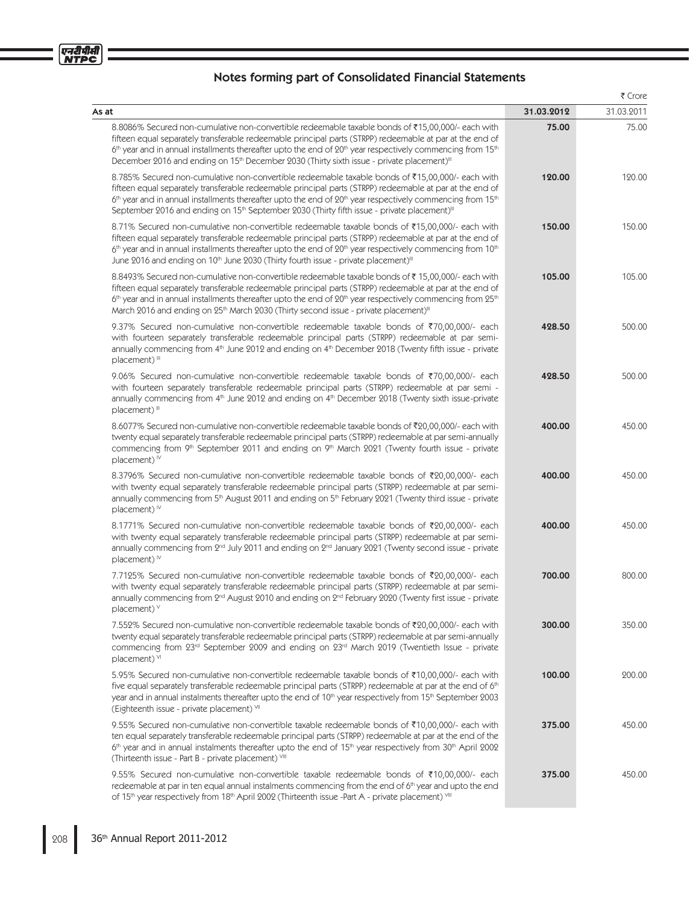## Notes forming part of Consolidated Financial Statements

| As at | 31.03.2012 | ₹ Crore 31.03.2011 |
|---|---|---|
| 8.8086% Secured non-cumulative non-convertible redeemable taxable bonds of ₹15,00,000/- each with fifteen equal separately transferable redeemable principal parts (STRPP) redeemable at par at the end of 6th year and in annual installments thereafter upto the end of 20th year respectively commencing from 15th December 2016 and ending on 15th December 2030 (Thirty sixth issue - private placement)[III] | **75.00** | 75.00 |
| 8.785% Secured non-cumulative non-convertible redeemable taxable bonds of ₹15,00,000/- each with fifteen equal separately transferable redeemable principal parts (STRPP) redeemable at par at the end of 6th year and in annual installments thereafter upto the end of 20th year respectively commencing from 15th September 2016 and ending on 15th September 2030 (Thirty fifth issue - private placement)[III] | **120.00** | 120.00 |
| 8.71% Secured non-cumulative non-convertible redeemable taxable bonds of ₹15,00,000/- each with fifteen equal separately transferable redeemable principal parts (STRPP) redeemable at par at the end of 6th year and in annual installments thereafter upto the end of 20th year respectively commencing from 10th June 2016 and ending on 10th June 2030 (Thirty fourth issue - private placement)[III] | **150.00** | 150.00 |
| 8.8493% Secured non-cumulative non-convertible redeemable taxable bonds of ₹ 15,00,000/- each with fifteen equal separately transferable redeemable principal parts (STRPP) redeemable at par at the end of 6th year and in annual installments thereafter upto the end of 20th year respectively commencing from 25th March 2016 and ending on 25th March 2030 (Thirty second issue - private placement)[II] | **105.00** | 105.00 |
| 9.37% Secured non-cumulative non-convertible redeemable taxable bonds of ₹70,00,000/- each with fourteen separately transferable redeemable principal parts (STRPP) redeemable at par semi-annually commencing from 4th June 2012 and ending on 4th December 2018 (Twenty fifth issue - private placement) [III] | **428.50** | 500.00 |
| 9.06% Secured non-cumulative non-convertible redeemable taxable bonds of ₹70,00,000/- each with fourteen separately transferable redeemable principal parts (STRPP) redeemable at par semi - annually commencing from 4th June 2012 and ending on 4th December 2018 (Twenty sixth issue-private placement) [II] | **428.50** | 500.00 |
| 8.6077% Secured non-cumulative non-convertible redeemable taxable bonds of ₹20,00,000/- each with twenty equal separately transferable redeemable principal parts (STRPP) redeemable at par semi-annually commencing from 9th September 2011 and ending on 9th March 2021 (Twenty fourth issue - private placement) [IV] | **400.00** | 450.00 |
| 8.3796% Secured non-cumulative non-convertible redeemable taxable bonds of ₹20,00,000/- each with twenty equal separately transferable redeemable principal parts (STRPP) redeemable at par semi-annually commencing from 5th August 2011 and ending on 5th February 2021 (Twenty third issue - private placement) [IV] | **400.00** | 450.00 |
| 8.1771% Secured non-cumulative non-convertible redeemable taxable bonds of ₹20,00,000/- each with twenty equal separately transferable redeemable principal parts (STRPP) redeemable at par semi-annually commencing from 2nd July 2011 and ending on 2nd January 2021 (Twenty second issue - private placement) [IV] | **400.00** | 450.00 |
| 7.7125% Secured non-cumulative non-convertible redeemable taxable bonds of ₹20,00,000/- each with twenty equal separately transferable redeemable principal parts (STRPP) redeemable at par semi-annually commencing from 2nd August 2010 and ending on 2nd February 2020 (Twenty first issue - private placement) [V] | **700.00** | 800.00 |
| 7.552% Secured non-cumulative non-convertible redeemable taxable bonds of ₹20,00,000/- each with twenty equal separately transferable redeemable principal parts (STRPP) redeemable at par semi-annually commencing from 23rd September 2009 and ending on 23rd March 2019 (Twentieth Issue - private placement) [VI] | **300.00** | 350.00 |
| 5.95% Secured non-cumulative non-convertible redeemable taxable bonds of ₹10,00,000/- each with five equal separately transferable redeemable principal parts (STRPP) redeemable at par at the end of 6th year and in annual instalments thereafter upto the end of 10th year respectively from 15th September 2003 (Eighteenth issue - private placement) [VII] | **100.00** | 200.00 |
| 9.55% Secured non-cumulative non-convertible taxable redeemable bonds of ₹10,00,000/- each with ten equal separately transferable redeemable principal parts (STRPP) redeemable at par at the end of the 6th year and in annual instalments thereafter upto the end of 15th year respectively from 30th April 2002 (Thirteenth issue - Part B - private placement) [VIII] | **375.00** | 450.00 |
| 9.55% Secured non-cumulative non-convertible taxable redeemable bonds of ₹10,00,000/- each redeemable at par in ten equal annual instalments commencing from the end of 6th year and upto the end of 15th year respectively from 18th April 2002 (Thirteenth issue -Part A - private placement) [VIII] | **375.00** | 450.00 |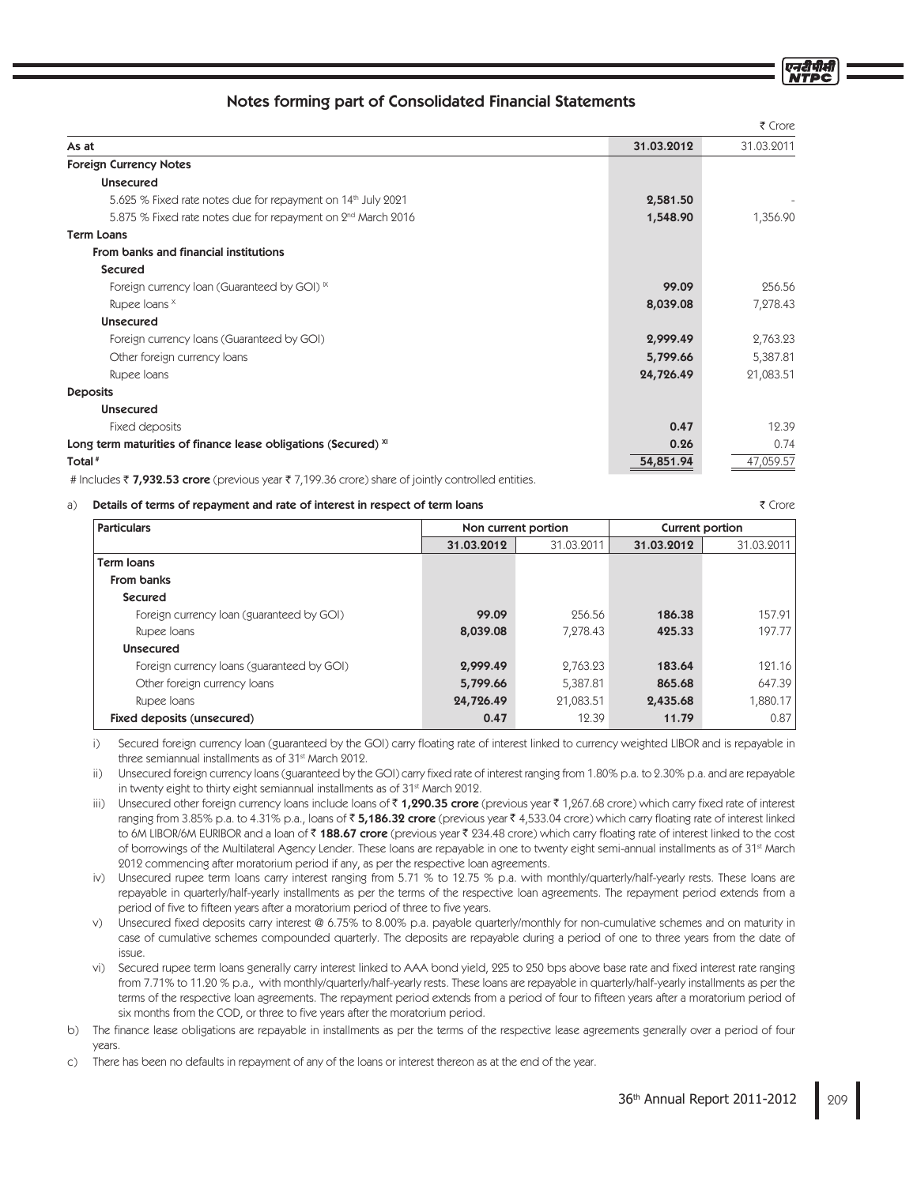## Notes forming part of Consolidated Financial Statements

₹ Crore

| As at | 31.03.2012 | 31.03.2011 |
|---|---|---|
| **Foreign Currency Notes** | | |
| **Unsecured** | | |
| 5.625 % Fixed rate notes due for repayment on 14th July 2021 | **2,581.50** | - |
| 5.875 % Fixed rate notes due for repayment on 2nd March 2016 | **1,548.90** | 1,356.90 |
| **Term Loans** | | |
| **From banks and financial institutions** | | |
| **Secured** | | |
| Foreign currency loan (Guaranteed by GOI) [IX] | **99.09** | 256.56 |
| Rupee loans [X] | **8,039.08** | 7,278.43 |
| **Unsecured** | | |
| Foreign currency loans (Guaranteed by GOI) | **2,999.49** | 2,763.23 |
| Other foreign currency loans | **5,799.66** | 5,387.81 |
| Rupee loans | **24,726.49** | 21,083.51 |
| **Deposits** | | |
| **Unsecured** | | |
| Fixed deposits | **0.47** | 12.39 |
| **Long term maturities of finance lease obligations (Secured)** [XI] | **0.26** | 0.74 |
| **Total** # | **54,851.94** | 47,059.57 |

# Includes ₹ **7,932.53 crore** (previous year ₹ 7,199.36 crore) share of jointly controlled entities.

a) **Details of terms of repayment and rate of interest in respect of term loans**

₹ Crore

| Particulars | Non current portion | | Current portion | |
|---|---|---|---|---|
| | 31.03.2012 | 31.03.2011 | 31.03.2012 | 31.03.2011 |
| **Term loans** | | | | |
| **From banks** | | | | |
| **Secured** | | | | |
| Foreign currency loan (guaranteed by GOI) | **99.09** | 256.56 | **186.38** | 157.91 |
| Rupee loans | **8,039.08** | 7,278.43 | **425.33** | 197.77 |
| **Unsecured** | | | | |
| Foreign currency loans (guaranteed by GOI) | **2,999.49** | 2,763.23 | **183.64** | 121.16 |
| Other foreign currency loans | **5,799.66** | 5,387.81 | **865.68** | 647.39 |
| Rupee loans | **24,726.49** | 21,083.51 | **2,435.68** | 1,880.17 |
| **Fixed deposits (unsecured)** | **0.47** | 12.39 | **11.79** | 0.87 |

i) Secured foreign currency loan (guaranteed by the GOI) carry floating rate of interest linked to currency weighted LIBOR and is repayable in three semiannual installments as of 31st March 2012.

ii) Unsecured foreign currency loans (guaranteed by the GOI) carry fixed rate of interest ranging from 1.80% p.a. to 2.30% p.a. and are repayable in twenty eight to thirty eight semiannual installments as of 31st March 2012.

iii) Unsecured other foreign currency loans include loans of ₹ **1,290.35 crore** (previous year ₹ 1,267.68 crore) which carry fixed rate of interest ranging from 3.85% p.a. to 4.31% p.a., loans of ₹ **5,186.32 crore** (previous year ₹ 4,533.04 crore) which carry floating rate of interest linked to 6M LIBOR/6M EURIBOR and a loan of ₹ **188.67 crore** (previous year ₹ 234.48 crore) which carry floating rate of interest linked to the cost of borrowings of the Multilateral Agency Lender. These loans are repayable in one to twenty eight semi-annual installments as of 31st March 2012 commencing after moratorium period if any, as per the respective loan agreements.

iv) Unsecured rupee term loans carry interest ranging from 5.71 % to 12.75 % p.a. with monthly/quarterly/half-yearly rests. These loans are repayable in quarterly/half-yearly installments as per the terms of the respective loan agreements. The repayment period extends from a period of five to fifteen years after a moratorium period of three to five years.

v) Unsecured fixed deposits carry interest @ 6.75% to 8.00% p.a. payable quarterly/monthly for non-cumulative schemes and on maturity in case of cumulative schemes compounded quarterly. The deposits are repayable during a period of one to three years from the date of issue.

vi) Secured rupee term loans generally carry interest linked to AAA bond yield, 225 to 250 bps above base rate and fixed interest rate ranging from 7.71% to 11.20 % p.a., with monthly/quarterly/half-yearly rests. These loans are repayable in quarterly/half-yearly installments as per the terms of the respective loan agreements. The repayment period extends from a period of four to fifteen years after a moratorium period of six months from the COD, or three to five years after the moratorium period.

b) The finance lease obligations are repayable in installments as per the terms of the respective lease agreements generally over a period of four years.

c) There has been no defaults in repayment of any of the loans or interest thereon as at the end of the year.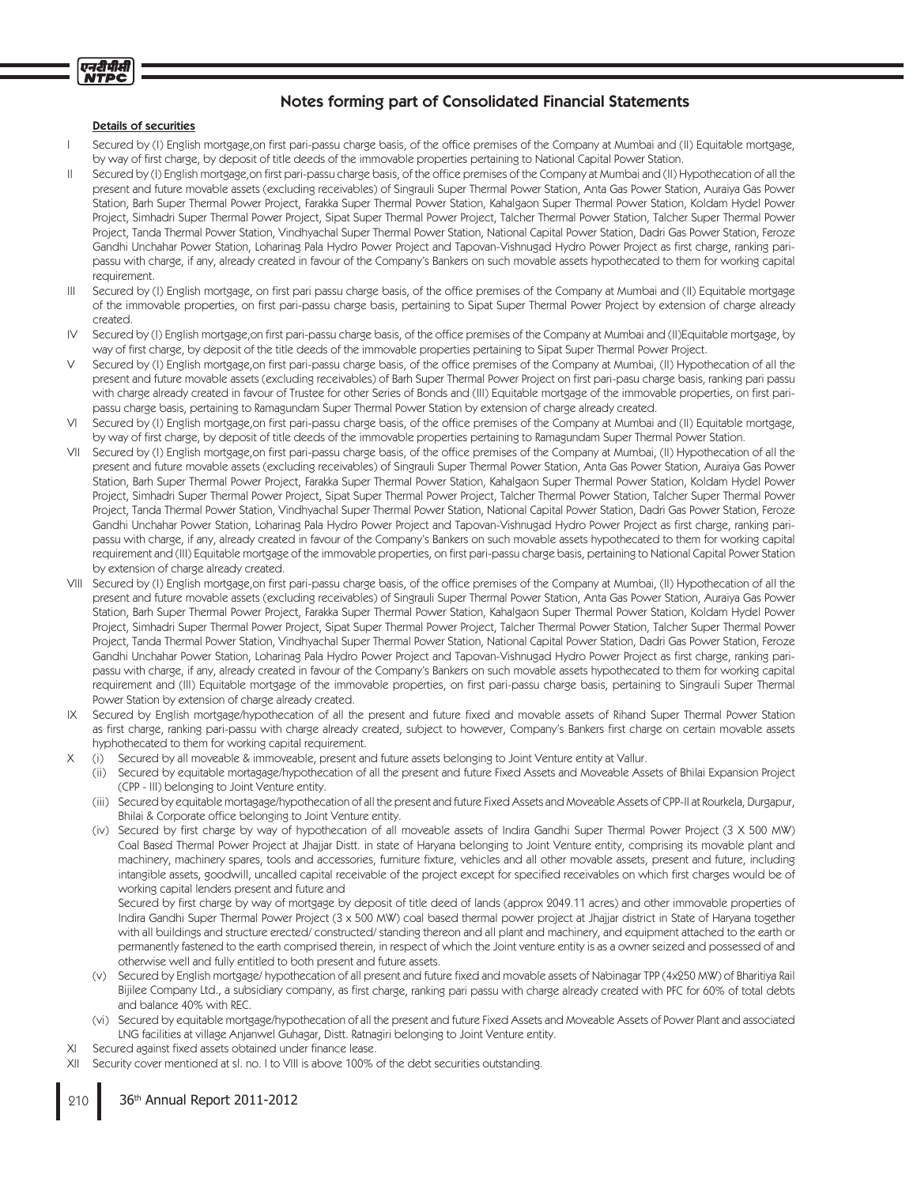## Notes forming part of Consolidated Financial Statements

**Details of securities**

I Secured by (I) English mortgage,on first pari-passu charge basis, of the office premises of the Company at Mumbai and (II) Equitable mortgage, by way of first charge, by deposit of title deeds of the immovable properties pertaining to National Capital Power Station.

II Secured by (I) English mortgage,on first pari-passu charge basis, of the office premises of the Company at Mumbai and (II) Hypothecation of all the present and future movable assets (excluding receivables) of Singrauli Super Thermal Power Station, Anta Gas Power Station, Auraiya Gas Power Station, Barh Super Thermal Power Project, Farakka Super Thermal Power Station, Kahalgaon Super Thermal Power Station, Koldam Hydel Power Project, Simhadri Super Thermal Power Project, Sipat Super Thermal Power Project, Talcher Thermal Power Station, Talcher Super Thermal Power Project, Tanda Thermal Power Station, Vindhyachal Super Thermal Power Station, National Capital Power Station, Dadri Gas Power Station, Feroze Gandhi Unchahar Power Station, Loharinag Pala Hydro Power Project and Tapovan-Vishnugad Hydro Power Project as first charge, ranking pari-passu with charge, if any, already created in favour of the Company's Bankers on such movable assets hypothecated to them for working capital requirement.

III Secured by (I) English mortgage, on first pari passu charge basis, of the office premises of the Company at Mumbai and (II) Equitable mortgage of the immovable properties, on first pari-passu charge basis, pertaining to Sipat Super Thermal Power Project by extension of charge already created.

IV Secured by (I) English mortgage,on first pari-passu charge basis, of the office premises of the Company at Mumbai and (II)Equitable mortgage, by way of first charge, by deposit of the title deeds of the immovable properties pertaining to Sipat Super Thermal Power Project.

V Secured by (I) English mortgage,on first pari-passu charge basis, of the office premises of the Company at Mumbai, (II) Hypothecation of all the present and future movable assets (excluding receivables) of Barh Super Thermal Power Project on first pari-pasu charge basis, ranking pari passu with charge already created in favour of Trustee for other Series of Bonds and (III) Equitable mortgage of the immovable properties, on first pari-passu charge basis, pertaining to Ramagundam Super Thermal Power Station by extension of charge already created.

VI Secured by (I) English mortgage,on first pari-passu charge basis, of the office premises of the Company at Mumbai and (II) Equitable mortgage, by way of first charge, by deposit of title deeds of the immovable properties pertaining to Ramagundam Super Thermal Power Station.

VII Secured by (I) English mortgage,on first pari-passu charge basis, of the office premises of the Company at Mumbai, (II) Hypothecation of all the present and future movable assets (excluding receivables) of Singrauli Super Thermal Power Station, Anta Gas Power Station, Auraiya Gas Power Station, Barh Super Thermal Power Project, Farakka Super Thermal Power Station, Kahalgaon Super Thermal Power Station, Koldam Hydel Power Project, Simhadri Super Thermal Power Project, Sipat Super Thermal Power Project, Talcher Thermal Power Station, Talcher Super Thermal Power Project, Tanda Thermal Power Station, Vindhyachal Super Thermal Power Station, National Capital Power Station, Dadri Gas Power Station, Feroze Gandhi Unchahar Power Station, Loharinag Pala Hydro Power Project and Tapovan-Vishnugad Hydro Power Project as first charge, ranking pari-passu with charge, if any, already created in favour of the Company's Bankers on such movable assets hypothecated to them for working capital requirement and (III) Equitable mortgage of the immovable properties, on first pari-passu charge basis, pertaining to National Capital Power Station by extension of charge already created.

VIII Secured by (I) English mortgage,on first pari-passu charge basis, of the office premises of the Company at Mumbai, (II) Hypothecation of all the present and future movable assets (excluding receivables) of Singrauli Super Thermal Power Station, Anta Gas Power Station, Auraiya Gas Power Station, Barh Super Thermal Power Project, Farakka Super Thermal Power Station, Kahalgaon Super Thermal Power Station, Koldam Hydel Power Project, Simhadri Super Thermal Power Project, Sipat Super Thermal Power Project, Talcher Thermal Power Station, Talcher Super Thermal Power Project, Tanda Thermal Power Station, Vindhyachal Super Thermal Power Station, National Capital Power Station, Dadri Gas Power Station, Feroze Gandhi Unchahar Power Station, Loharinag Pala Hydro Power Project and Tapovan-Vishnugad Hydro Power Project as first charge, ranking pari-passu with charge, if any, already created in favour of the Company's Bankers on such movable assets hypothecated to them for working capital requirement and (III) Equitable mortgage of the immovable properties, on first pari-passu charge basis, pertaining to Singrauli Super Thermal Power Station by extension of charge already created.

IX Secured by English mortgage/hypothecation of all the present and future fixed and movable assets of Rihand Super Thermal Power Station as first charge, ranking pari-passu with charge already created, subject to however, Company's Bankers first charge on certain movable assets hyphothecated to them for working capital requirement.

X (i) Secured by all moveable & immoveable, present and future assets belonging to Joint Venture entity at Vallur.

(ii) Secured by equitable mortagage/hypothecation of all the present and future Fixed Assets and Moveable Assets of Bhilai Expansion Project (CPP - III) belonging to Joint Venture entity.

(iii) Secured by equitable mortagage/hypothecation of all the present and future Fixed Assets and Moveable Assets of CPP-II at Rourkela, Durgapur, Bhilai & Corporate office belonging to Joint Venture entity.

(iv) Secured by first charge by way of hypothecation of all moveable assets of Indira Gandhi Super Thermal Power Project (3 X 500 MW) Coal Based Thermal Power Project at Jhajjar Distt. in state of Haryana belonging to Joint Venture entity, comprising its movable plant and machinery, machinery spares, tools and accessories, furniture fixture, vehicles and all other movable assets, present and future, including intangible assets, goodwill, uncalled capital receivable of the project except for specified receivables on which first charges would be of working capital lenders present and future and

Secured by first charge by way of mortgage by deposit of title deed of lands (approx 2049.11 acres) and other immovable properties of Indira Gandhi Super Thermal Power Project (3 x 500 MW) coal based thermal power project at Jhajjar district in State of Haryana together with all buildings and structure erected/ constructed/ standing thereon and all plant and machinery, and equipment attached to the earth or permanently fastened to the earth comprised therein, in respect of which the Joint venture entity is as a owner seized and possessed of and otherwise well and fully entitled to both present and future assets.

(v) Secured by English mortgage/ hypothecation of all present and future fixed and movable assets of Nabinagar TPP (4x250 MW) of Bharitiya Rail Bijilee Company Ltd., a subsidiary company, as first charge, ranking pari passu with charge already created with PFC for 60% of total debts and balance 40% with REC.

(vi) Secured by equitable mortgage/hypothecation of all the present and future Fixed Assets and Moveable Assets of Power Plant and associated LNG facilities at village Anjanwel Guhagar, Distt. Ratnagiri belonging to Joint Venture entity.

XI Secured against fixed assets obtained under finance lease.

XII Security cover mentioned at sl. no. I to VIII is above 100% of the debt securities outstanding.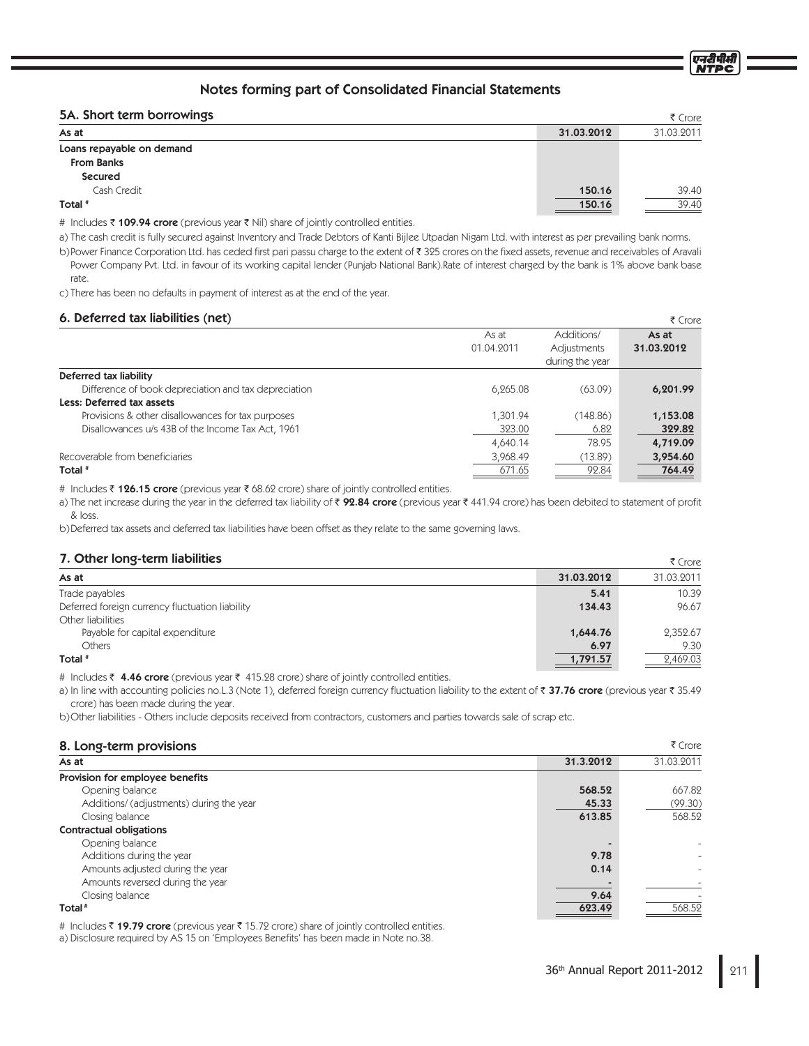## Notes forming part of Consolidated Financial Statements

### 5A. Short term borrowings

₹ Crore

| As at | 31.03.2012 | 31.03.2011 |
|---|---|---|
| **Loans repayable on demand** | | |
| **From Banks** | | |
| **Secured** | | |
| Cash Credit | **150.16** | 39.40 |
| **Total #** | **150.16** | 39.40 |

# Includes ₹ **109.94 crore** (previous year ₹ Nil) share of jointly controlled entities.

a) The cash credit is fully secured against Inventory and Trade Debtors of Kanti Bijlee Utpadan Nigam Ltd. with interest as per prevailing bank norms.

b) Power Finance Corporation Ltd. has ceded first pari passu charge to the extent of ₹ 325 crores on the fixed assets, revenue and receivables of Aravali Power Company Pvt. Ltd. in favour of its working capital lender (Punjab National Bank).Rate of interest charged by the bank is 1% above bank base rate.

c) There has been no defaults in payment of interest as at the end of the year.

### 6. Deferred tax liabilities (net)

₹ Crore

| | As at 01.04.2011 | Additions/ Adjustments during the year | As at 31.03.2012 |
|---|---|---|---|
| **Deferred tax liability** | | | |
| Difference of book depreciation and tax depreciation | 6,265.08 | (63.09) | **6,201.99** |
| **Less: Deferred tax assets** | | | |
| Provisions & other disallowances for tax purposes | 1,301.94 | (148.86) | **1,153.08** |
| Disallowances u/s 43B of the Income Tax Act, 1961 | 323.00 | 6.82 | **329.82** |
| | 4,640.14 | 78.95 | **4,719.09** |
| Recoverable from beneficiaries | 3,968.49 | (13.89) | **3,954.60** |
| **Total #** | 671.65 | 92.84 | **764.49** |

# Includes ₹ **126.15 crore** (previous year ₹ 68.62 crore) share of jointly controlled entities.

a) The net increase during the year in the deferred tax liability of ₹ **92.84 crore** (previous year ₹ 441.94 crore) has been debited to statement of profit & loss.

b) Deferred tax assets and deferred tax liabilities have been offset as they relate to the same governing laws.

### 7. Other long-term liabilities

₹ Crore

| As at | 31.03.2012 | 31.03.2011 |
|---|---|---|
| Trade payables | **5.41** | 10.39 |
| Deferred foreign currency fluctuation liability | **134.43** | 96.67 |
| Other liabilities | | |
| Payable for capital expenditure | **1,644.76** | 2,352.67 |
| Others | **6.97** | 9.30 |
| **Total #** | **1,791.57** | 2,469.03 |

# Includes ₹ **4.46 crore** (previous year ₹ 415.28 crore) share of jointly controlled entities.

a) In line with accounting policies no.L.3 (Note 1), deferred foreign currency fluctuation liability to the extent of ₹ **37.76 crore** (previous year ₹ 35.49 crore) has been made during the year.

b) Other liabilities - Others include deposits received from contractors, customers and parties towards sale of scrap etc.

### 8. Long-term provisions

₹ Crore

| As at | 31.3.2012 | 31.03.2011 |
|---|---|---|
| **Provision for employee benefits** | | |
| Opening balance | **568.52** | 667.82 |
| Additions/ (adjustments) during the year | **45.33** | (99.30) |
| Closing balance | **613.85** | 568.52 |
| **Contractual obligations** | | |
| Opening balance | - | - |
| Additions during the year | **9.78** | - |
| Amounts adjusted during the year | **0.14** | - |
| Amounts reversed during the year | - | - |
| Closing balance | **9.64** | - |
| **Total #** | **623.49** | 568.52 |

# Includes ₹ **19.79 crore** (previous year ₹ 15.72 crore) share of jointly controlled entities.

a) Disclosure required by AS 15 on 'Employees Benefits' has been made in Note no.38.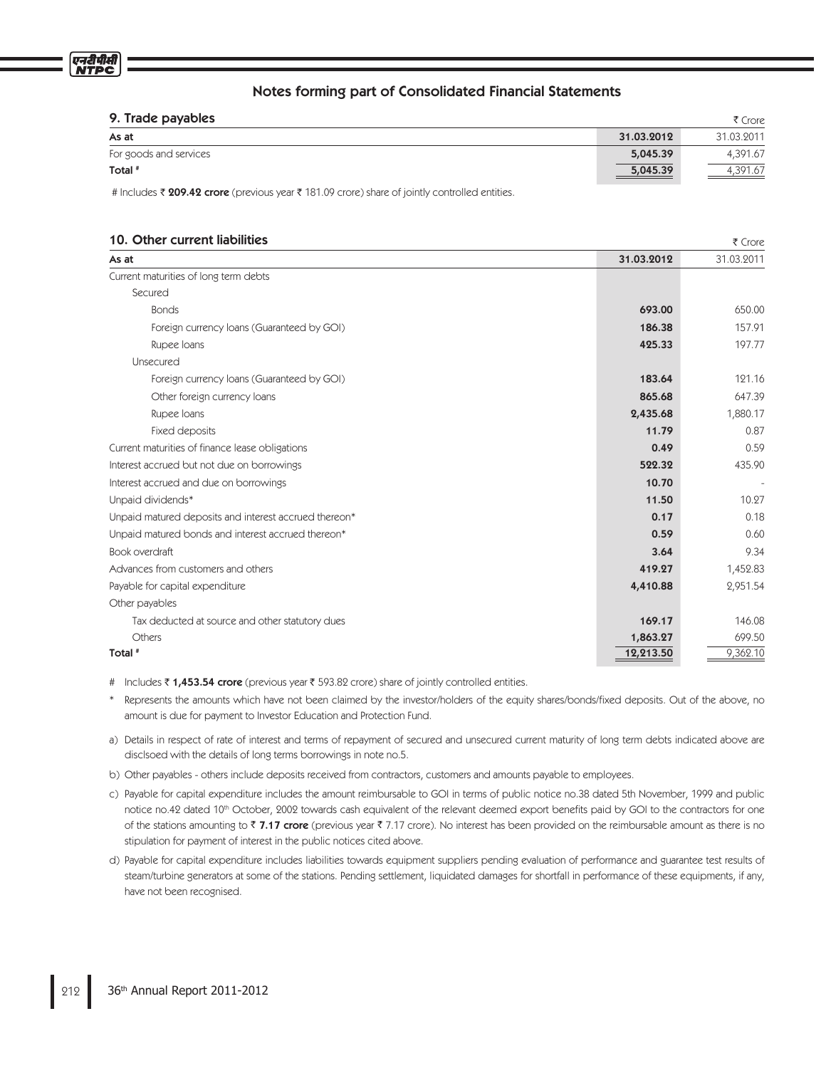## Notes forming part of Consolidated Financial Statements

### 9. Trade payables

₹ Crore

| As at | 31.03.2012 | 31.03.2011 |
|---|---|---|
| For goods and services | **5,045.39** | 4,391.67 |
| Total # | **5,045.39** | 4,391.67 |

# Includes ₹ **209.42 crore** (previous year ₹ 181.09 crore) share of jointly controlled entities.

### 10. Other current liabilities

₹ Crore

| As at | 31.03.2012 | 31.03.2011 |
|---|---|---|
| Current maturities of long term debts | | |
| Secured | | |
| Bonds | **693.00** | 650.00 |
| Foreign currency loans (Guaranteed by GOI) | **186.38** | 157.91 |
| Rupee loans | **425.33** | 197.77 |
| Unsecured | | |
| Foreign currency loans (Guaranteed by GOI) | **183.64** | 121.16 |
| Other foreign currency loans | **865.68** | 647.39 |
| Rupee loans | **2,435.68** | 1,880.17 |
| Fixed deposits | **11.79** | 0.87 |
| Current maturities of finance lease obligations | **0.49** | 0.59 |
| Interest accrued but not due on borrowings | **522.32** | 435.90 |
| Interest accrued and due on borrowings | **10.70** | - |
| Unpaid dividends* | **11.50** | 10.27 |
| Unpaid matured deposits and interest accrued thereon* | **0.17** | 0.18 |
| Unpaid matured bonds and interest accrued thereon* | **0.59** | 0.60 |
| Book overdraft | **3.64** | 9.34 |
| Advances from customers and others | **419.27** | 1,452.83 |
| Payable for capital expenditure | **4,410.88** | 2,951.54 |
| Other payables | | |
| Tax deducted at source and other statutory dues | **169.17** | 146.08 |
| Others | **1,863.27** | 699.50 |
| Total # | **12,213.50** | 9,362.10 |

# Includes ₹ **1,453.54 crore** (previous year ₹ 593.82 crore) share of jointly controlled entities.

\* Represents the amounts which have not been claimed by the investor/holders of the equity shares/bonds/fixed deposits. Out of the above, no amount is due for payment to Investor Education and Protection Fund.

a) Details in respect of rate of interest and terms of repayment of secured and unsecured current maturity of long term debts indicated above are disclsoed with the details of long terms borrowings in note no.5.

b) Other payables - others include deposits received from contractors, customers and amounts payable to employees.

c) Payable for capital expenditure includes the amount reimbursable to GOI in terms of public notice no.38 dated 5th November, 1999 and public notice no.42 dated 10th October, 2002 towards cash equivalent of the relevant deemed export benefits paid by GOI to the contractors for one of the stations amounting to ₹ **7.17 crore** (previous year ₹ 7.17 crore). No interest has been provided on the reimbursable amount as there is no stipulation for payment of interest in the public notices cited above.

d) Payable for capital expenditure includes liabilities towards equipment suppliers pending evaluation of performance and guarantee test results of steam/turbine generators at some of the stations. Pending settlement, liquidated damages for shortfall in performance of these equipments, if any, have not been recognised.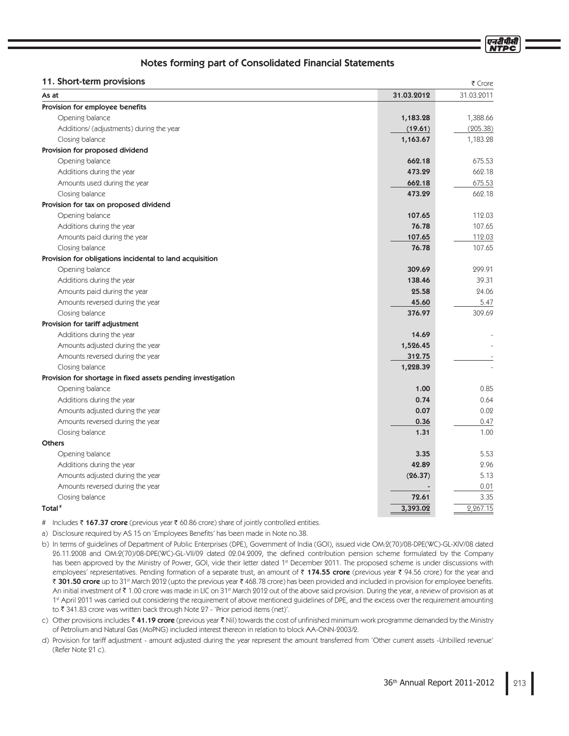## Notes forming part of Consolidated Financial Statements

### 11. Short-term provisions

₹ Crore

| As at | 31.03.2012 | 31.03.2011 |
|---|---|---|
| **Provision for employee benefits** | | |
| Opening balance | **1,183.28** | 1,388.66 |
| Additions/ (adjustments) during the year | **(19.61)** | (205.38) |
| Closing balance | **1,163.67** | 1,183.28 |
| **Provision for proposed dividend** | | |
| Opening balance | **662.18** | 675.53 |
| Additions during the year | **473.29** | 662.18 |
| Amounts used during the year | **662.18** | 675.53 |
| Closing balance | **473.29** | 662.18 |
| **Provision for tax on proposed dividend** | | |
| Opening balance | **107.65** | 112.03 |
| Additions during the year | **76.78** | 107.65 |
| Amounts paid during the year | **107.65** | 112.03 |
| Closing balance | **76.78** | 107.65 |
| **Provision for obligations incidental to land acquisition** | | |
| Opening balance | **309.69** | 299.91 |
| Additions during the year | **138.46** | 39.31 |
| Amounts paid during the year | **25.58** | 24.06 |
| Amounts reversed during the year | **45.60** | 5.47 |
| Closing balance | **376.97** | 309.69 |
| **Provision for tariff adjustment** | | |
| Additions during the year | **14.69** | - |
| Amounts adjusted during the year | **1,526.45** | - |
| Amounts reversed during the year | **312.75** | - |
| Closing balance | **1,228.39** | - |
| **Provision for shortage in fixed assets pending investigation** | | |
| Opening balance | **1.00** | 0.85 |
| Additions during the year | **0.74** | 0.64 |
| Amounts adjusted during the year | **0.07** | 0.02 |
| Amounts reversed during the year | **0.36** | 0.47 |
| Closing balance | **1.31** | 1.00 |
| **Others** | | |
| Opening balance | **3.35** | 5.53 |
| Additions during the year | **42.89** | 2.96 |
| Amounts adjusted during the year | **(26.37)** | 5.13 |
| Amounts reversed during the year | **-** | 0.01 |
| Closing balance | **72.61** | 3.35 |
| **Total#** | **3,393.02** | 2,267.15 |

\# Includes ₹ **167.37 crore** (previous year ₹ 60.86 crore) share of jointly controlled entities.

a) Disclosure required by AS 15 on 'Employees Benefits' has been made in Note no.38.

b) In terms of guidelines of Department of Public Enterprises (DPE), Government of India (GOI), issued vide OM:2(70)/08-DPE(WC)-GL-XIV/08 dated 26.11.2008 and OM:2(70)/08-DPE(WC)-GL-VII/09 dated 02.04.2009, the defined contribution pension scheme formulated by the Company has been approved by the Ministry of Power, GOI, vide their letter dated 1st December 2011. The proposed scheme is under discussions with employees' representatives. Pending formation of a separate trust, an amount of ₹ **174.55 crore** (previous year ₹ 94.56 crore) for the year and ₹ **301.50 crore** up to 31st March 2012 (upto the previous year ₹ 468.78 crore) has been provided and included in provision for employee benefits. An initial investment of ₹ 1.00 crore was made in LIC on 31st March 2012 out of the above said provision. During the year, a review of provision as at 1st April 2011 was carried out considering the requirement of above mentioned guidelines of DPE, and the excess over the requirement amounting to ₹ 341.83 crore was written back through Note 27 - 'Prior period items (net)'.

c) Other provisions includes ₹ **41.19 crore** (previous year ₹ Nil) towards the cost of unfinished minimum work programme demanded by the Ministry of Petrolium and Natural Gas (MoPNG) included interest thereon in relation to block AA-ONN-2003/2.

d) Provision for tariff adjustment - amount adjusted during the year represent the amount transferred from 'Other current assets -Unbilled revenue' (Refer Note 21 c).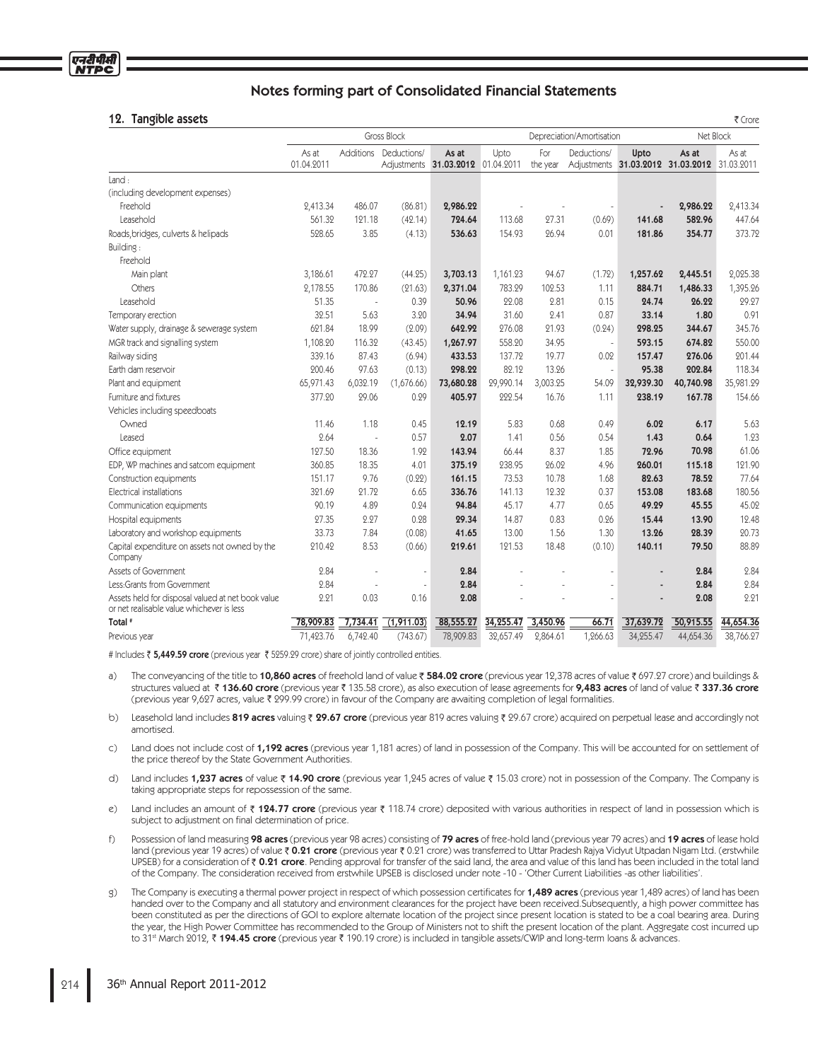## Notes forming part of Consolidated Financial Statements

### 12. Tangible assets

₹ Crore

| | Gross Block | | | | Depreciation/Amortisation | | | | Net Block | |
|---|---|---|---|---|---|---|---|---|---|---|
| | As at 01.04.2011 | Additions | Deductions/ Adjustments | As at 31.03.2012 | Upto 01.04.2011 | For the year | Deductions/ Adjustments | Upto 31.03.2012 | As at 31.03.2012 | As at 31.03.2011 |
| Land : | | | | | | | | | | |
| (including development expenses) | | | | | | | | | | |
| Freehold | 2,413.34 | 486.07 | (86.81) | **2,986.22** | - | - | - | **-** | **2,986.22** | 2,413.34 |
| Leasehold | 561.32 | 121.18 | (42.14) | **724.64** | 113.68 | 27.31 | (0.69) | **141.68** | **582.96** | 447.64 |
| Roads,bridges, culverts & helipads | 528.65 | 3.85 | (4.13) | **536.63** | 154.93 | 26.94 | 0.01 | **181.86** | **354.77** | 373.72 |
| Building : | | | | | | | | | | |
| Freehold | | | | | | | | | | |
| Main plant | 3,186.61 | 472.27 | (44.25) | **3,703.13** | 1,161.23 | 94.67 | (1.72) | **1,257.62** | **2,445.51** | 2,025.38 |
| Others | 2,178.55 | 170.86 | (21.63) | **2,371.04** | 783.29 | 102.53 | 1.11 | **884.71** | **1,486.33** | 1,395.26 |
| Leasehold | 51.35 | - | 0.39 | **50.96** | 22.08 | 2.81 | 0.15 | **24.74** | **26.22** | 29.27 |
| Temporary erection | 32.51 | 5.63 | 3.20 | **34.94** | 31.60 | 2.41 | 0.87 | **33.14** | **1.80** | 0.91 |
| Water supply, drainage & sewerage system | 621.84 | 18.99 | (2.09) | **642.92** | 276.08 | 21.93 | (0.24) | **298.25** | **344.67** | 345.76 |
| MGR track and signalling system | 1,108.20 | 116.32 | (43.45) | **1,267.97** | 558.20 | 34.95 | - | **593.15** | **674.82** | 550.00 |
| Railway siding | 339.16 | 87.43 | (6.94) | **433.53** | 137.72 | 19.77 | 0.02 | **157.47** | **276.06** | 201.44 |
| Earth dam reservoir | 200.46 | 97.63 | (0.13) | **298.22** | 82.12 | 13.26 | - | **95.38** | **202.84** | 118.34 |
| Plant and equipment | 65,971.43 | 6,032.19 | (1,676.66) | **73,680.28** | 29,990.14 | 3,003.25 | 54.09 | **32,939.30** | **40,740.98** | 35,981.29 |
| Furniture and fixtures | 377.20 | 29.06 | 0.29 | **405.97** | 222.54 | 16.76 | 1.11 | **238.19** | **167.78** | 154.66 |
| Vehicles including speedboats | | | | | | | | | | |
| Owned | 11.46 | 1.18 | 0.45 | **12.19** | 5.83 | 0.68 | 0.49 | **6.02** | **6.17** | 5.63 |
| Leased | 2.64 | - | 0.57 | **2.07** | 1.41 | 0.56 | 0.54 | **1.43** | **0.64** | 1.23 |
| Office equipment | 127.50 | 18.36 | 1.92 | **143.94** | 66.44 | 8.37 | 1.85 | **72.96** | **70.98** | 61.06 |
| EDP, WP machines and satcom equipment | 360.85 | 18.35 | 4.01 | **375.19** | 238.95 | 26.02 | 4.96 | **260.01** | **115.18** | 121.90 |
| Construction equipments | 151.17 | 9.76 | (0.22) | **161.15** | 73.53 | 10.78 | 1.68 | **82.63** | **78.52** | 77.64 |
| Electrical installations | 321.69 | 21.72 | 6.65 | **336.76** | 141.13 | 12.32 | 0.37 | **153.08** | **183.68** | 180.56 |
| Communication equipments | 90.19 | 4.89 | 0.24 | **94.84** | 45.17 | 4.77 | 0.65 | **49.29** | **45.55** | 45.02 |
| Hospital equipments | 27.35 | 2.27 | 0.28 | **29.34** | 14.87 | 0.83 | 0.26 | **15.44** | **13.90** | 12.48 |
| Laboratory and workshop equipments | 33.73 | 7.84 | (0.08) | **41.65** | 13.00 | 1.56 | 1.30 | **13.26** | **28.39** | 20.73 |
| Capital expenditure on assets not owned by the Company | 210.42 | 8.53 | (0.66) | **219.61** | 121.53 | 18.48 | (0.10) | **140.11** | **79.50** | 88.89 |
| Assets of Government | 2.84 | - | - | **2.84** | - | - | - | **-** | **2.84** | 2.84 |
| Less:Grants from Government | 2.84 | - | - | **2.84** | - | - | - | **-** | **2.84** | 2.84 |
| Assets held for disposal valued at net book value or net realisable value whichever is less | 2.21 | 0.03 | 0.16 | **2.08** | - | - | - | **-** | **2.08** | 2.21 |
| **Total #** | **78,909.83** | **7,734.41** | **(1,911.03)** | **88,555.27** | **34,255.47** | **3,450.96** | **66.71** | **37,639.72** | **50,915.55** | **44,654.36** |
| Previous year | 71,423.76 | 6,742.40 | (743.67) | 78,909.83 | 32,657.49 | 2,864.61 | 1,266.63 | 34,255.47 | 44,654.36 | 38,766.27 |

# Includes ₹ **5,449.59 crore** (previous year ₹ 5259.29 crore) share of jointly controlled entities.

a) The conveyancing of the title to **10,860 acres** of freehold land of value ₹ **584.02 crore** (previous year 12,378 acres of value ₹ 697.27 crore) and buildings & structures valued at ₹ **136.60 crore** (previous year ₹ 135.58 crore), as also execution of lease agreements for **9,483 acres** of land of value ₹ **337.36 crore** (previous year 9,627 acres, value ₹ 299.99 crore) in favour of the Company are awaiting completion of legal formalities.

b) Leasehold land includes **819 acres** valuing ₹ **29.67 crore** (previous year 819 acres valuing ₹ 29.67 crore) acquired on perpetual lease and accordingly not amortised.

c) Land does not include cost of **1,192 acres** (previous year 1,181 acres) of land in possession of the Company. This will be accounted for on settlement of the price thereof by the State Government Authorities.

d) Land includes **1,237 acres** of value ₹ **14.90 crore** (previous year 1,245 acres of value ₹ 15.03 crore) not in possession of the Company. The Company is taking appropriate steps for repossession of the same.

e) Land includes an amount of ₹ **124.77 crore** (previous year ₹ 118.74 crore) deposited with various authorities in respect of land in possession which is subject to adjustment on final determination of price.

f) Possession of land measuring **98 acres** (previous year 98 acres) consisting of **79 acres** of free-hold land (previous year 79 acres) and **19 acres** of lease hold land (previous year 19 acres) of value ₹ **0.21 crore** (previous year ₹ 0.21 crore) was transferred to Uttar Pradesh Rajya Vidyut Utpadan Nigam Ltd. (erstwhile UPSEB) for a consideration of ₹ **0.21 crore**. Pending approval for transfer of the said land, the area and value of this land has been included in the total land of the Company. The consideration received from erstwhile UPSEB is disclosed under note -10 - 'Other Current Liabilities -as other liabilities'.

g) The Company is executing a thermal power project in respect of which possession certificates for **1,489 acres** (previous year 1,489 acres) of land has been handed over to the Company and all statutory and environment clearances for the project have been received.Subsequently, a high power committee has been constituted as per the directions of GOI to explore alternate location of the project since present location is stated to be a coal bearing area. During the year, the High Power Committee has recommended to the Group of Ministers not to shift the present location of the plant. Aggregate cost incurred up to 31st March 2012, ₹ **194.45 crore** (previous year ₹ 190.19 crore) is included in tangible assets/CWIP and long-term loans & advances.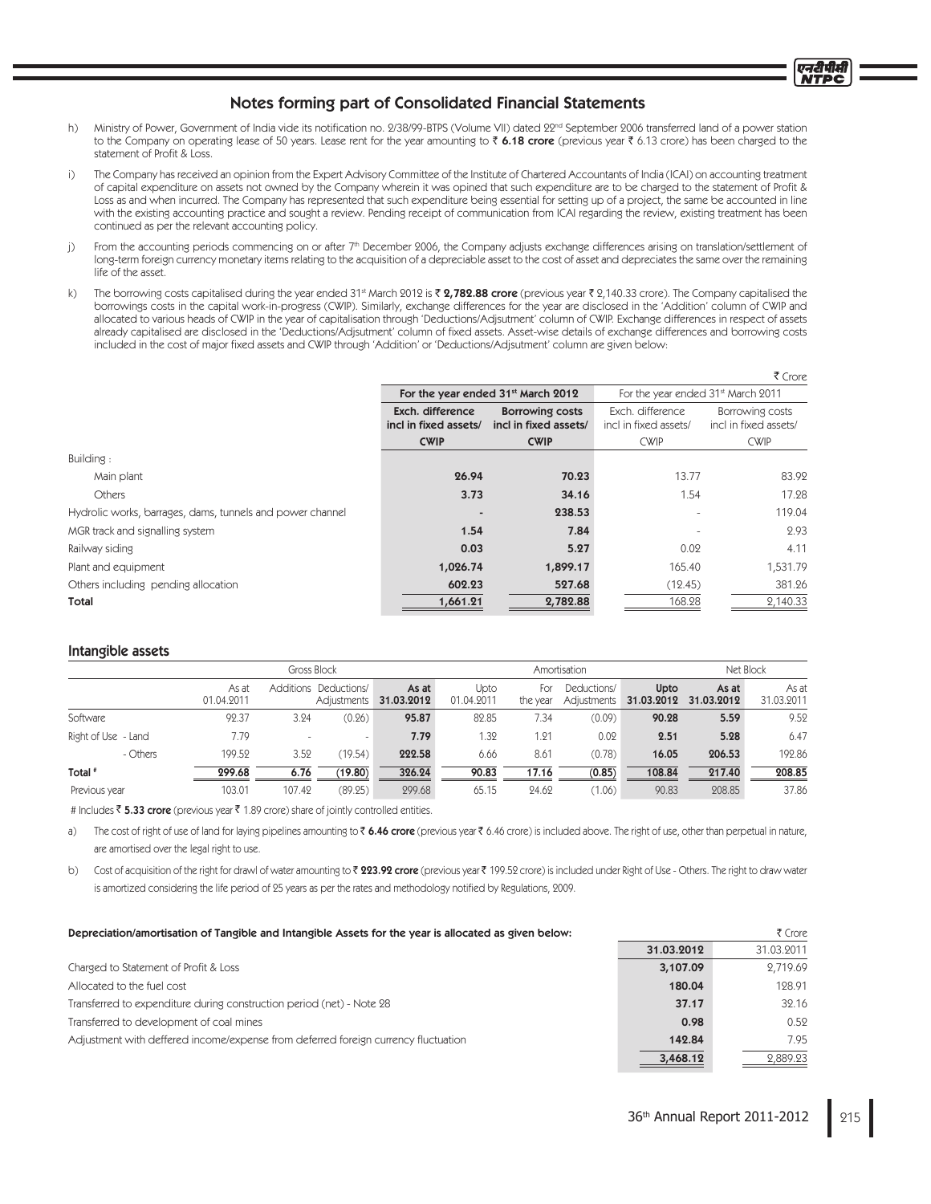## Notes forming part of Consolidated Financial Statements

h) Ministry of Power, Government of India vide its notification no. 2/38/99-BTPS (Volume VII) dated 22[nd] September 2006 transferred land of a power station to the Company on operating lease of 50 years. Lease rent for the year amounting to ₹ **6.18 crore** (previous year ₹ 6.13 crore) has been charged to the statement of Profit & Loss.

i) The Company has received an opinion from the Expert Advisory Committee of the Institute of Chartered Accountants of India (ICAI) on accounting treatment of capital expenditure on assets not owned by the Company wherein it was opined that such expenditure are to be charged to the statement of Profit & Loss as and when incurred. The Company has represented that such expenditure being essential for setting up of a project, the same be accounted in line with the existing accounting practice and sought a review. Pending receipt of communication from ICAI regarding the review, existing treatment has been continued as per the relevant accounting policy.

j) From the accounting periods commencing on or after 7[th] December 2006, the Company adjusts exchange differences arising on translation/settlement of long-term foreign currency monetary items relating to the acquisition of a depreciable asset to the cost of asset and depreciates the same over the remaining life of the asset.

k) The borrowing costs capitalised during the year ended 31[st] March 2012 is ₹ **2,782.88 crore** (previous year ₹ 2,140.33 crore). The Company capitalised the borrowings costs in the capital work-in-progress (CWIP). Similarly, exchange differences for the year are disclosed in the 'Addition' column of CWIP and allocated to various heads of CWIP in the year of capitalisation through 'Deductions/Adjsutment' column of CWIP. Exchange differences in respect of assets already capitalised are disclosed in the 'Deductions/Adjsutment' column of fixed assets. Asset-wise details of exchange differences and borrowing costs included in the cost of major fixed assets and CWIP through 'Addition' or 'Deductions/Adjsutment' column are given below:

₹ Crore

| | **For the year ended 31[st] March 2012** | | For the year ended 31[st] March 2011 | |
|---|---|---|---|---|
| | **Exch. difference incl in fixed assets/ CWIP** | **Borrowing costs incl in fixed assets/ CWIP** | Exch. difference incl in fixed assets/ CWIP | Borrowing costs incl in fixed assets/ CWIP |
| Building : | | | | |
| Main plant | **26.94** | **70.23** | 13.77 | 83.92 |
| Others | **3.73** | **34.16** | 1.54 | 17.28 |
| Hydrolic works, barrages, dams, tunnels and power channel | **-** | **238.53** | - | 119.04 |
| MGR track and signalling system | **1.54** | **7.84** | - | 2.93 |
| Railway siding | **0.03** | **5.27** | 0.02 | 4.11 |
| Plant and equipment | **1,026.74** | **1,899.17** | 165.40 | 1,531.79 |
| Others including pending allocation | **602.23** | **527.68** | (12.45) | 381.26 |
| **Total** | **1,661.21** | **2,782.88** | 168.28 | 2,140.33 |

### Intangible assets

| | Gross Block | | | | Amortisation | | | | Net Block | |
|---|---|---|---|---|---|---|---|---|---|---|
| | As at 01.04.2011 | Additions | Deductions/ Adjustments | **As at 31.03.2012** | Upto 01.04.2011 | For the year | Deductions/ Adjustments | **Upto 31.03.2012** | **As at 31.03.2012** | As at 31.03.2011 |
| Software | 92.37 | 3.24 | (0.26) | **95.87** | 82.85 | 7.34 | (0.09) | **90.28** | **5.59** | 9.52 |
| Right of Use - Land | 7.79 | - | - | **7.79** | 1.32 | 1.21 | 0.02 | **2.51** | **5.28** | 6.47 |
| - Others | 199.52 | 3.52 | (19.54) | **222.58** | 6.66 | 8.61 | (0.78) | **16.05** | **206.53** | 192.86 |
| **Total #** | **299.68** | **6.76** | **(19.80)** | **326.24** | **90.83** | **17.16** | **(0.85)** | **108.84** | **217.40** | **208.85** |
| Previous year | 103.01 | 107.42 | (89.25) | 299.68 | 65.15 | 24.62 | (1.06) | 90.83 | 208.85 | 37.86 |

# Includes ₹ **5.33 crore** (previous year ₹ 1.89 crore) share of jointly controlled entities.

a) The cost of right of use of land for laying pipelines amounting to ₹ **6.46 crore** (previous year ₹ 6.46 crore) is included above. The right of use, other than perpetual in nature, are amortised over the legal right to use.

b) Cost of acquisition of the right for drawl of water amounting to ₹ **223.92 crore** (previous year ₹ 199.52 crore) is included under Right of Use - Others. The right to draw water is amortized considering the life period of 25 years as per the rates and methodology notified by Regulations, 2009.

**Depreciation/amortisation of Tangible and Intangible Assets for the year is allocated as given below:**

₹ Crore

| | **31.03.2012** | 31.03.2011 |
|---|---|---|
| Charged to Statement of Profit & Loss | **3,107.09** | 2,719.69 |
| Allocated to the fuel cost | **180.04** | 128.91 |
| Transferred to expenditure during construction period (net) - Note 28 | **37.17** | 32.16 |
| Transferred to development of coal mines | **0.98** | 0.52 |
| Adjustment with deffered income/expense from deferred foreign currency fluctuation | **142.84** | 7.95 |
| | **3,468.12** | 2,889.23 |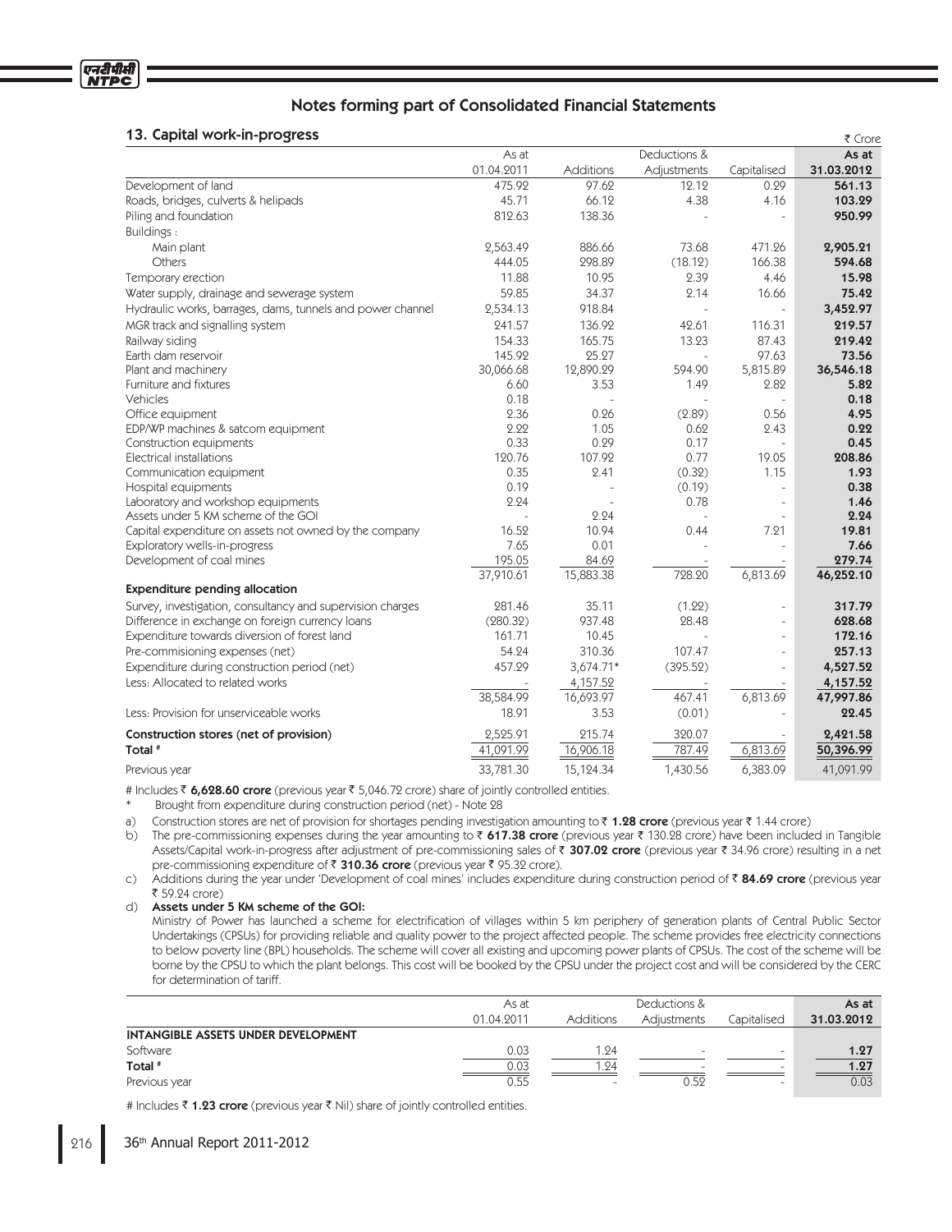## Notes forming part of Consolidated Financial Statements

### 13. Capital work-in-progress

₹ Crore

| | As at 01.04.2011 | Additions | Deductions & Adjustments | Capitalised | As at 31.03.2012 |
|---|---|---|---|---|---|
| Development of land | 475.92 | 97.62 | 12.12 | 0.29 | **561.13** |
| Roads, bridges, culverts & helipads | 45.71 | 66.12 | 4.38 | 4.16 | **103.29** |
| Piling and foundation | 812.63 | 138.36 | - | - | **950.99** |
| Buildings : | | | | | |
| Main plant | 2,563.49 | 886.66 | 73.68 | 471.26 | **2,905.21** |
| Others | 444.05 | 298.89 | (18.12) | 166.38 | **594.68** |
| Temporary erection | 11.88 | 10.95 | 2.39 | 4.46 | **15.98** |
| Water supply, drainage and sewerage system | 59.85 | 34.37 | 2.14 | 16.66 | **75.42** |
| Hydraulic works, barrages, dams, tunnels and power channel | 2,534.13 | 918.84 | - | - | **3,452.97** |
| MGR track and signalling system | 241.57 | 136.92 | 42.61 | 116.31 | **219.57** |
| Railway siding | 154.33 | 165.75 | 13.23 | 87.43 | **219.42** |
| Earth dam reservoir | 145.92 | 25.27 | - | 97.63 | **73.56** |
| Plant and machinery | 30,066.68 | 12,890.29 | 594.90 | 5,815.89 | **36,546.18** |
| Furniture and fixtures | 6.60 | 3.53 | 1.49 | 2.82 | **5.82** |
| Vehicles | 0.18 | - | - | - | **0.18** |
| Office equipment | 2.36 | 0.26 | (2.89) | 0.56 | **4.95** |
| EDP/WP machines & satcom equipment | 2.22 | 1.05 | 0.62 | 2.43 | **0.22** |
| Construction equipments | 0.33 | 0.29 | 0.17 | - | **0.45** |
| Electrical installations | 120.76 | 107.92 | 0.77 | 19.05 | **208.86** |
| Communication equipment | 0.35 | 2.41 | (0.32) | 1.15 | **1.93** |
| Hospital equipments | 0.19 | - | (0.19) | - | **0.38** |
| Laboratory and workshop equipments | 2.24 | - | 0.78 | - | **1.46** |
| Assets under 5 KM scheme of the GOI | - | 2.24 | - | - | **2.24** |
| Capital expenditure on assets not owned by the company | 16.52 | 10.94 | 0.44 | 7.21 | **19.81** |
| Exploratory wells-in-progress | 7.65 | 0.01 | - | - | **7.66** |
| Development of coal mines | 195.05 | 84.69 | - | - | **279.74** |
| | 37,910.61 | 15,883.38 | 728.20 | 6,813.69 | **46,252.10** |
| **Expenditure pending allocation** | | | | | |
| Survey, investigation, consultancy and supervision charges | 281.46 | 35.11 | (1.22) | - | **317.79** |
| Difference in exchange on foreign currency loans | (280.32) | 937.48 | 28.48 | - | **628.68** |
| Expenditure towards diversion of forest land | 161.71 | 10.45 | - | - | **172.16** |
| Pre-commisioning expenses (net) | 54.24 | 310.36 | 107.47 | - | **257.13** |
| Expenditure during construction period (net) | 457.29 | 3,674.71* | (395.52) | - | **4,527.52** |
| Less: Allocated to related works | - | 4,157.52 | - | - | **4,157.52** |
| | 38,584.99 | 16,693.97 | 467.41 | 6,813.69 | **47,997.86** |
| Less: Provision for unserviceable works | 18.91 | 3.53 | (0.01) | - | **22.45** |
| **Construction stores (net of provision)** | 2,525.91 | 215.74 | 320.07 | - | **2,421.58** |
| **Total #** | 41,091.99 | 16,906.18 | 787.49 | 6,813.69 | **50,396.99** |
| Previous year | 33,781.30 | 15,124.34 | 1,430.56 | 6,383.09 | 41,091.99 |

\# Includes ₹ **6,628.60 crore** (previous year ₹ 5,046.72 crore) share of jointly controlled entities.

\* Brought from expenditure during construction period (net) - Note 28

a) Construction stores are net of provision for shortages pending investigation amounting to ₹ **1.28 crore** (previous year ₹ 1.44 crore)

b) The pre-commissioning expenses during the year amounting to ₹ **617.38 crore** (previous year ₹ 130.28 crore) have been included in Tangible Assets/Capital work-in-progress after adjustment of pre-commissioning sales of ₹ **307.02 crore** (previous year ₹ 34.96 crore) resulting in a net pre-commissioning expenditure of ₹ **310.36 crore** (previous year ₹ 95.32 crore).

c) Additions during the year under 'Development of coal mines' includes expenditure during construction period of ₹ **84.69 crore** (previous year ₹ 59.24 crore)

d) **Assets under 5 KM scheme of the GOI:**

Ministry of Power has launched a scheme for electrification of villages within 5 km periphery of generation plants of Central Public Sector Undertakings (CPSUs) for providing reliable and quality power to the project affected people. The scheme provides free electricity connections to below poverty line (BPL) households. The scheme will cover all existing and upcoming power plants of CPSUs. The cost of the scheme will be borne by the CPSU to which the plant belongs. This cost will be booked by the CPSU under the project cost and will be considered by the CERC for determination of tariff.

| | As at 01.04.2011 | Additions | Deductions & Adjustments | Capitalised | As at 31.03.2012 |
|---|---|---|---|---|---|
| **INTANGIBLE ASSETS UNDER DEVELOPMENT** | | | | | |
| Software | 0.03 | 1.24 | - | - | **1.27** |
| **Total #** | 0.03 | 1.24 | - | - | **1.27** |
| Previous year | 0.55 | - | 0.52 | - | 0.03 |

\# Includes ₹ **1.23 crore** (previous year ₹ Nil) share of jointly controlled entities.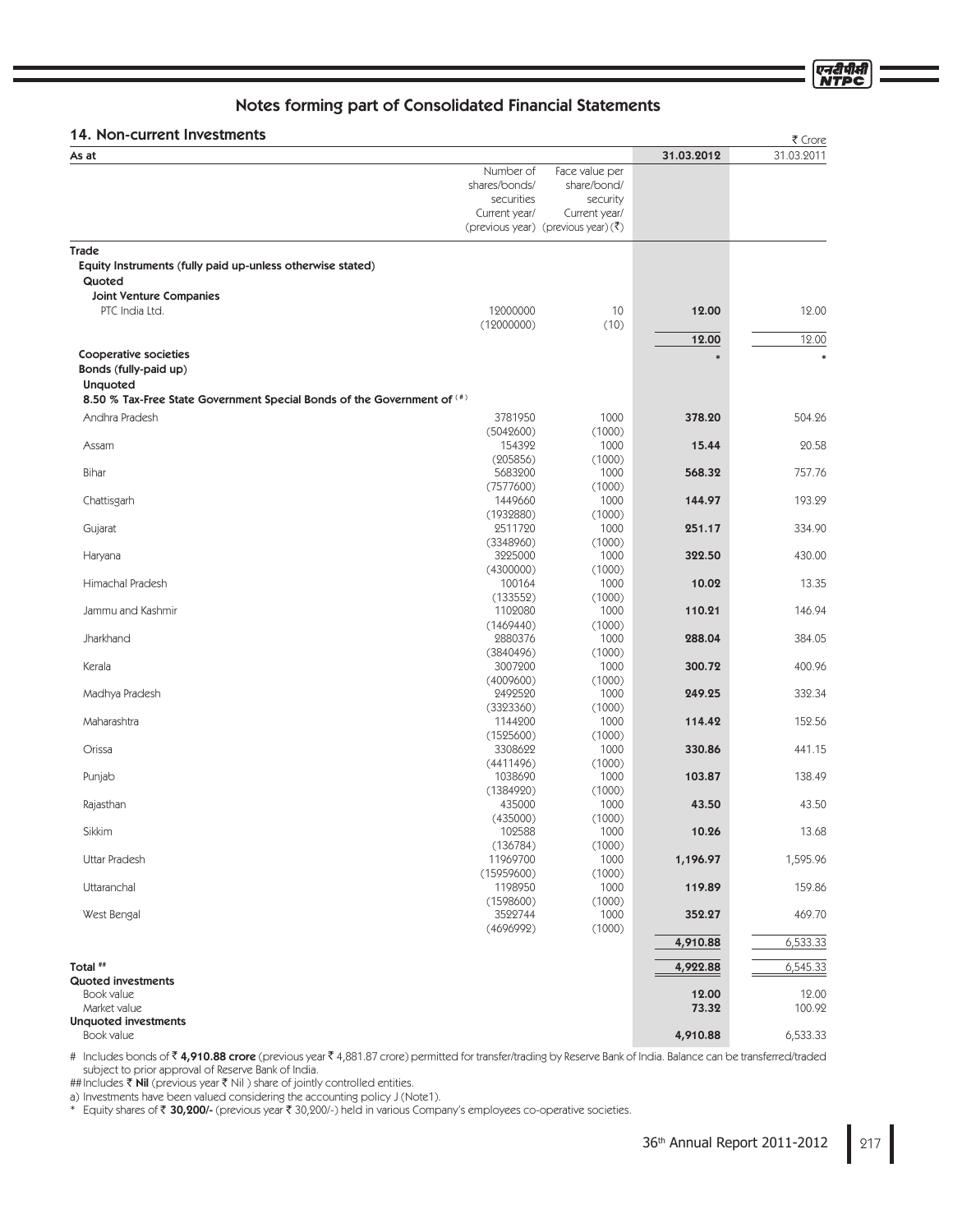## Notes forming part of Consolidated Financial Statements

### 14. Non-current Investments

₹ Crore

| As at | Number of shares/bonds/ securities Current year/ (previous year) | Face value per share/bond/ security Current year/ (previous year) (₹) | 31.03.2012 | 31.03.2011 |
|---|---|---|---|---|
| **Trade** | | | | |
| **Equity Instruments (fully paid up-unless otherwise stated)** | | | | |
| **Quoted** | | | | |
| **Joint Venture Companies** | | | | |
| PTC India Ltd. | 12000000 (12000000) | 10 (10) | **12.00** | 12.00 |
| | | | **12.00** | 12.00 |
| **Cooperative societies** | | | * | * |
| **Bonds (fully-paid up)** | | | | |
| **Unquoted** | | | | |
| **8.50 % Tax-Free State Government Special Bonds of the Government of (#)** | | | | |
| Andhra Pradesh | 3781950 (5042600) | 1000 (1000) | **378.20** | 504.26 |
| Assam | 154392 (205856) | 1000 (1000) | **15.44** | 20.58 |
| Bihar | 5683200 (7577600) | 1000 (1000) | **568.32** | 757.76 |
| Chattisgarh | 1449660 (1932880) | 1000 (1000) | **144.97** | 193.29 |
| Gujarat | 2511720 (3348960) | 1000 (1000) | **251.17** | 334.90 |
| Haryana | 3225000 (4300000) | 1000 (1000) | **322.50** | 430.00 |
| Himachal Pradesh | 100164 (133552) | 1000 (1000) | **10.02** | 13.35 |
| Jammu and Kashmir | 1102080 (1469440) | 1000 (1000) | **110.21** | 146.94 |
| Jharkhand | 2880376 (3840496) | 1000 (1000) | **288.04** | 384.05 |
| Kerala | 3007200 (4009600) | 1000 (1000) | **300.72** | 400.96 |
| Madhya Pradesh | 2492520 (3323360) | 1000 (1000) | **249.25** | 332.34 |
| Maharashtra | 1144200 (1525600) | 1000 (1000) | **114.42** | 152.56 |
| Orissa | 3308622 (4411496) | 1000 (1000) | **330.86** | 441.15 |
| Punjab | 1038690 (1384920) | 1000 (1000) | **103.87** | 138.49 |
| Rajasthan | 435000 (435000) | 1000 (1000) | **43.50** | 43.50 |
| Sikkim | 102588 (136784) | 1000 (1000) | **10.26** | 13.68 |
| Uttar Pradesh | 11969700 (15959600) | 1000 (1000) | **1,196.97** | 1,595.96 |
| Uttaranchal | 1198950 (1598600) | 1000 (1000) | **119.89** | 159.86 |
| West Bengal | 3522744 (4696992) | 1000 (1000) | **352.27** | 469.70 |
| | | | **4,910.88** | 6,533.33 |
| **Total ##** | | | **4,922.88** | 6,545.33 |
| **Quoted investments** | | | | |
| Book value | | | **12.00** | 12.00 |
| Market value | | | **73.32** | 100.92 |
| **Unquoted investments** | | | | |
| Book value | | | **4,910.88** | 6,533.33 |

# Includes bonds of ₹ **4,910.88 crore** (previous year ₹ 4,881.87 crore) permitted for transfer/trading by Reserve Bank of India. Balance can be transferred/traded subject to prior approval of Reserve Bank of India.

## Includes ₹ **Nil** (previous year ₹ Nil ) share of jointly controlled entities.

a) Investments have been valued considering the accounting policy J (Note1).

\* Equity shares of ₹ **30,200/-** (previous year ₹ 30,200/-) held in various Company's employees co-operative societies.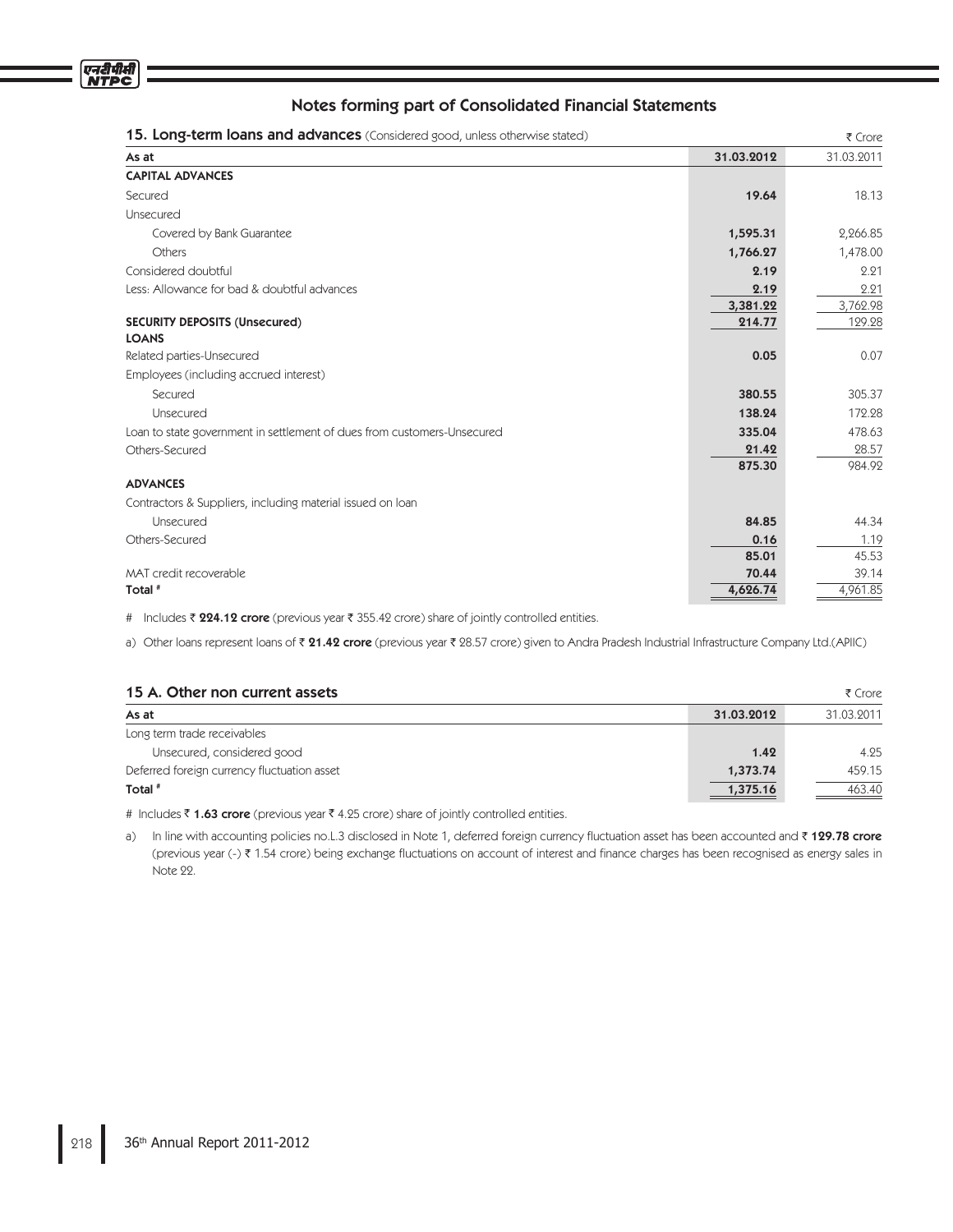## Notes forming part of Consolidated Financial Statements

### 15. Long-term loans and advances (Considered good, unless otherwise stated)

₹ Crore

| As at | 31.03.2012 | 31.03.2011 |
|---|---|---|
| **CAPITAL ADVANCES** | | |
| Secured | **19.64** | 18.13 |
| Unsecured | | |
| Covered by Bank Guarantee | **1,595.31** | 2,266.85 |
| Others | **1,766.27** | 1,478.00 |
| Considered doubtful | **2.19** | 2.21 |
| Less: Allowance for bad & doubtful advances | **2.19** | 2.21 |
| | **3,381.22** | 3,762.98 |
| **SECURITY DEPOSITS (Unsecured)** | **214.77** | 129.28 |
| **LOANS** | | |
| Related parties-Unsecured | **0.05** | 0.07 |
| Employees (including accrued interest) | | |
| Secured | **380.55** | 305.37 |
| Unsecured | **138.24** | 172.28 |
| Loan to state government in settlement of dues from customers-Unsecured | **335.04** | 478.63 |
| Others-Secured | **21.42** | 28.57 |
| | **875.30** | 984.92 |
| **ADVANCES** | | |
| Contractors & Suppliers, including material issued on loan | | |
| Unsecured | **84.85** | 44.34 |
| Others-Secured | **0.16** | 1.19 |
| | **85.01** | 45.53 |
| MAT credit recoverable | **70.44** | 39.14 |
| **Total #** | **4,626.74** | 4,961.85 |

# Includes ₹ **224.12 crore** (previous year ₹ 355.42 crore) share of jointly controlled entities.

a) Other loans represent loans of ₹ **21.42 crore** (previous year ₹ 28.57 crore) given to Andra Pradesh Industrial Infrastructure Company Ltd.(APIIC)

### 15 A. Other non current assets

₹ Crore

| As at | 31.03.2012 | 31.03.2011 |
|---|---|---|
| Long term trade receivables | | |
| Unsecured, considered good | **1.42** | 4.25 |
| Deferred foreign currency fluctuation asset | **1,373.74** | 459.15 |
| **Total #** | **1,375.16** | 463.40 |

# Includes ₹ **1.63 crore** (previous year ₹ 4.25 crore) share of jointly controlled entities.

a) In line with accounting policies no.L.3 disclosed in Note 1, deferred foreign currency fluctuation asset has been accounted and ₹ **129.78 crore** (previous year (-) ₹ 1.54 crore) being exchange fluctuations on account of interest and finance charges has been recognised as energy sales in Note 22.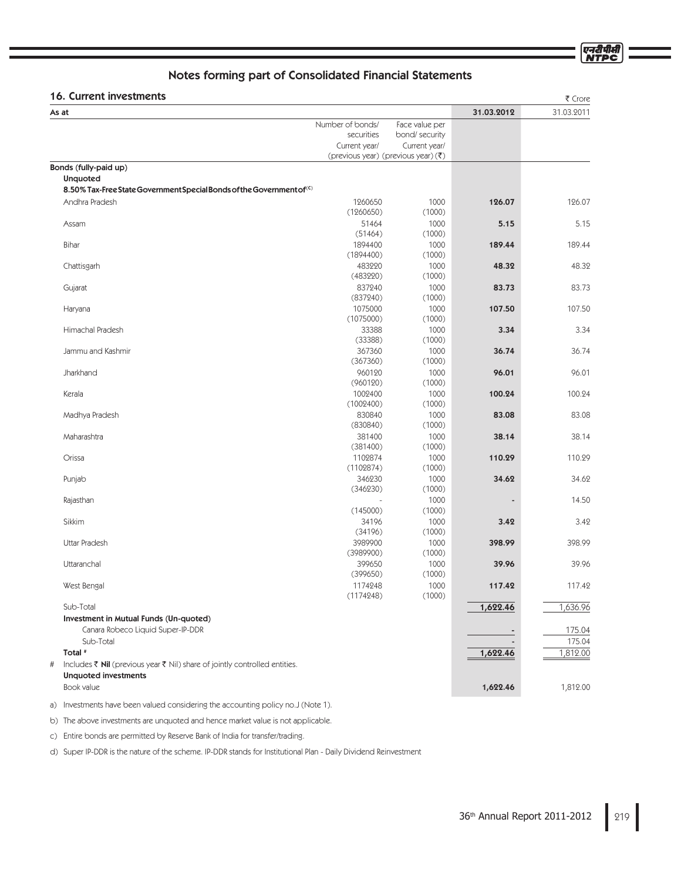## Notes forming part of Consolidated Financial Statements

### 16. Current investments

₹ Crore

| As at | Number of bonds/ securities Current year/ (previous year) | Face value per bond/ security Current year/ (previous year) (₹) | 31.03.2012 | 31.03.2011 |
|---|---|---|---|---|
| **Bonds (fully-paid up)** | | | | |
| **Unquoted** | | | | |
| **8.50% Tax-Free State Government Special Bonds of the Government of[c]** | | | | |
| Andhra Pradesh | 1260650 (1260650) | 1000 (1000) | **126.07** | 126.07 |
| Assam | 51464 (51464) | 1000 (1000) | **5.15** | 5.15 |
| Bihar | 1894400 (1894400) | 1000 (1000) | **189.44** | 189.44 |
| Chattisgarh | 483220 (483220) | 1000 (1000) | **48.32** | 48.32 |
| Gujarat | 837240 (837240) | 1000 (1000) | **83.73** | 83.73 |
| Haryana | 1075000 (1075000) | 1000 (1000) | **107.50** | 107.50 |
| Himachal Pradesh | 33388 (33388) | 1000 (1000) | **3.34** | 3.34 |
| Jammu and Kashmir | 367360 (367360) | 1000 (1000) | **36.74** | 36.74 |
| Jharkhand | 960120 (960120) | 1000 (1000) | **96.01** | 96.01 |
| Kerala | 1002400 (1002400) | 1000 (1000) | **100.24** | 100.24 |
| Madhya Pradesh | 830840 (830840) | 1000 (1000) | **83.08** | 83.08 |
| Maharashtra | 381400 (381400) | 1000 (1000) | **38.14** | 38.14 |
| Orissa | 1102874 (1102874) | 1000 (1000) | **110.29** | 110.29 |
| Punjab | 346230 (346230) | 1000 (1000) | **34.62** | 34.62 |
| Rajasthan | - (145000) | 1000 (1000) | **-** | 14.50 |
| Sikkim | 34196 (34196) | 1000 (1000) | **3.42** | 3.42 |
| Uttar Pradesh | 3989900 (3989900) | 1000 (1000) | **398.99** | 398.99 |
| Uttaranchal | 399650 (399650) | 1000 (1000) | **39.96** | 39.96 |
| West Bengal | 1174248 (1174248) | 1000 (1000) | **117.42** | 117.42 |
| Sub-Total | | | **1,622.46** | 1,636.96 |
| **Investment in Mutual Funds (Un-quoted)** | | | | |
| Canara Robeco Liquid Super-IP-DDR | | | **-** | 175.04 |
| Sub-Total | | | **-** | 175.04 |
| **Total #** | | | **1,622.46** | 1,812.00 |
| # Includes ₹ **Nil** (previous year ₹ Nil) share of jointly controlled entities. | | | | |
| **Unquoted investments** | | | | |
| Book value | | | **1,622.46** | 1,812.00 |

a) Investments have been valued considering the accounting policy no.J (Note 1).

b) The above investments are unquoted and hence market value is not applicable.

c) Entire bonds are permitted by Reserve Bank of India for transfer/trading.

d) Super IP-DDR is the nature of the scheme. IP-DDR stands for Institutional Plan - Daily Dividend Reinvestment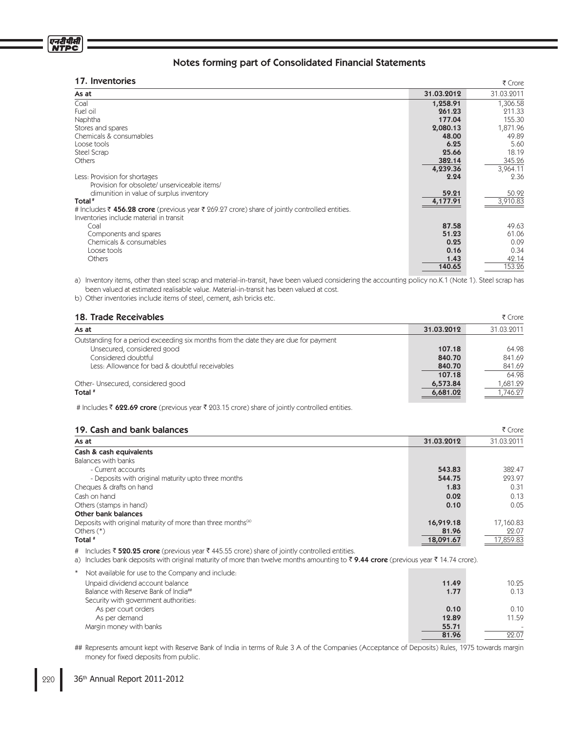## Notes forming part of Consolidated Financial Statements

### 17. Inventories

₹ Crore

| As at | 31.03.2012 | 31.03.2011 |
|---|---|---|
| Coal | **1,258.91** | 1,306.58 |
| Fuel oil | **261.23** | 211.33 |
| Naphtha | **177.04** | 155.30 |
| Stores and spares | **2,080.13** | 1,871.96 |
| Chemicals & consumables | **48.00** | 49.89 |
| Loose tools | **6.25** | 5.60 |
| Steel Scrap | **25.66** | 18.19 |
| Others | **382.14** | 345.26 |
| | **4,239.36** | 3,964.11 |
| Less: Provision for shortages | **2.24** | 2.36 |
| Provision for obsolete/ unserviceable items/ dimunition in value of surplus inventory | **59.21** | 50.92 |
| **Total #** | **4,177.91** | 3,910.83 |
| # Includes ₹ **456.28 crore** (previous year ₹ 269.27 crore) share of jointly controlled entities. | | |
| Inventories include material in transit | | |
| Coal | **87.58** | 49.63 |
| Components and spares | **51.23** | 61.06 |
| Chemicals & consumables | **0.25** | 0.09 |
| Loose tools | **0.16** | 0.34 |
| Others | **1.43** | 42.14 |
| | **140.65** | 153.26 |

a) Inventory items, other than steel scrap and material-in-transit, have been valued considering the accounting policy no.K.1 (Note 1). Steel scrap has been valued at estimated realisable value. Material-in-transit has been valued at cost.

b) Other inventories include items of steel, cement, ash bricks etc.

### 18. Trade Receivables

₹ Crore

| As at | 31.03.2012 | 31.03.2011 |
|---|---|---|
| Outstanding for a period exceeding six months from the date they are due for payment | | |
| Unsecured, considered good | **107.18** | 64.98 |
| Considered doubtful | **840.70** | 841.69 |
| Less: Allowance for bad & doubtful receivables | **840.70** | 841.69 |
| | **107.18** | 64.98 |
| Other- Unsecured, considered good | **6,573.84** | 1,681.29 |
| **Total #** | **6,681.02** | 1,746.27 |

# Includes ₹ **622.69 crore** (previous year ₹ 203.15 crore) share of jointly controlled entities.

### 19. Cash and bank balances

₹ Crore

| As at | 31.03.2012 | 31.03.2011 |
|---|---|---|
| **Cash & cash equivalents** | | |
| Balances with banks | | |
| - Current accounts | **543.83** | 382.47 |
| - Deposits with original maturity upto three months | **544.75** | 293.97 |
| Cheques & drafts on hand | **1.83** | 0.31 |
| Cash on hand | **0.02** | 0.13 |
| Others (stamps in hand) | **0.10** | 0.05 |
| **Other bank balances** | | |
| Deposits with original maturity of more than three months[(a)] | **16,919.18** | 17,160.83 |
| Others (*) | **81.96** | 22.07 |
| **Total #** | **18,091.67** | 17,859.83 |

# Includes ₹ **520.25 crore** (previous year ₹ 445.55 crore) share of jointly controlled entities.

a) Includes bank deposits with original maturity of more than twelve months amounting to ₹ **9.44 crore** (previous year ₹ 14.74 crore).

| * Not available for use to the Company and include: | 31.03.2012 | 31.03.2011 |
|---|---|---|
| Unpaid dividend account balance | **11.49** | 10.25 |
| Balance with Reserve Bank of India## | **1.77** | 0.13 |
| Security with government authorities: | | |
| As per court orders | **0.10** | 0.10 |
| As per demand | **12.89** | 11.59 |
| Margin money with banks | **55.71** | - |
| | **81.96** | 22.07 |

## Represents amount kept with Reserve Bank of India in terms of Rule 3 A of the Companies (Acceptance of Deposits) Rules, 1975 towards margin money for fixed deposits from public.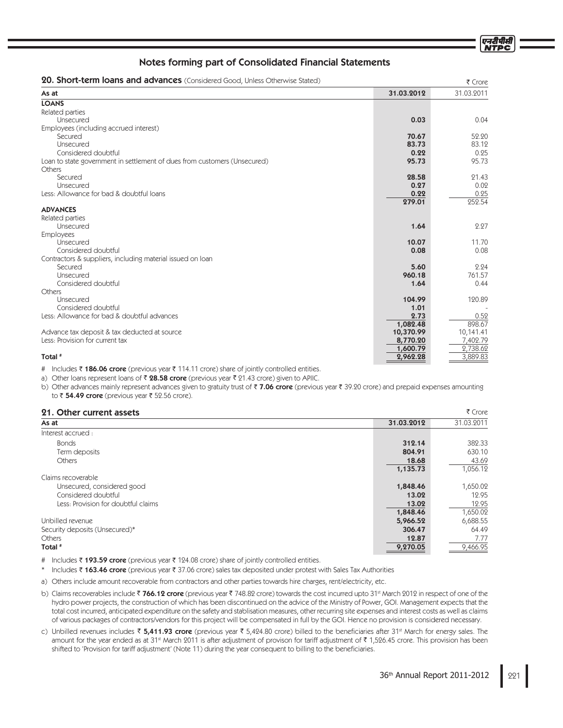## Notes forming part of Consolidated Financial Statements

### 20. Short-term loans and advances (Considered Good, Unless Otherwise Stated)

₹ Crore

| As at | 31.03.2012 | 31.03.2011 |
|---|---|---|
| **LOANS** | | |
| Related parties | | |
| Unsecured | **0.03** | 0.04 |
| Employees (including accrued interest) | | |
| Secured | **70.67** | 52.20 |
| Unsecured | **83.73** | 83.12 |
| Considered doubtful | **0.22** | 0.25 |
| Loan to state government in settlement of dues from customers (Unsecured) | **95.73** | 95.73 |
| Others | | |
| Secured | **28.58** | 21.43 |
| Unsecured | **0.27** | 0.02 |
| Less: Allowance for bad & doubtful loans | **0.22** | 0.25 |
| | **279.01** | 252.54 |
| **ADVANCES** | | |
| Related parties | | |
| Unsecured | **1.64** | 2.27 |
| Employees | | |
| Unsecured | **10.07** | 11.70 |
| Considered doubtful | **0.08** | 0.08 |
| Contractors & suppliers, including material issued on loan | | |
| Secured | **5.60** | 2.24 |
| Unsecured | **960.18** | 761.57 |
| Considered doubtful | **1.64** | 0.44 |
| Others | | |
| Unsecured | **104.99** | 120.89 |
| Considered doubtful | **1.01** | - |
| Less: Allowance for bad & doubtful advances | **2.73** | 0.52 |
| | **1,082.48** | 898.67 |
| Advance tax deposit & tax deducted at source | **10,370.99** | 10,141.41 |
| Less: Provision for current tax | **8,770.20** | 7,402.79 |
| | **1,600.79** | 2,738.62 |
| **Total #** | **2,962.28** | 3,889.83 |

# Includes ₹ **186.06 crore** (previous year ₹ 114.11 crore) share of jointly controlled entities.

a) Other loans represent loans of ₹ **28.58 crore** (previous year ₹ 21.43 crore) given to APIIC.

b) Other advances mainly represent advances given to gratuity trust of ₹ **7.06 crore** (previous year ₹ 39.20 crore) and prepaid expenses amounting to ₹ **54.49 crore** (previous year ₹ 52.56 crore).

### 21. Other current assets

₹ Crore

| As at | 31.03.2012 | 31.03.2011 |
|---|---|---|
| Interest accrued : | | |
| Bonds | **312.14** | 382.33 |
| Term deposits | **804.91** | 630.10 |
| Others | **18.68** | 43.69 |
| | **1,135.73** | 1,056.12 |
| Claims recoverable | | |
| Unsecured, considered good | **1,848.46** | 1,650.02 |
| Considered doubtful | **13.02** | 12.95 |
| Less: Provision for doubtful claims | **13.02** | 12.95 |
| | **1,848.46** | 1,650.02 |
| Unbilled revenue | **5,966.52** | 6,688.55 |
| Security deposits (Unsecured)* | **306.47** | 64.49 |
| Others | **12.87** | 7.77 |
| **Total #** | **9,270.05** | 9,466.95 |

# Includes ₹ **193.59 crore** (previous year ₹ 124.08 crore) share of jointly controlled entities.

* Includes ₹ **163.46 crore** (previous year ₹ 37.06 crore) sales tax deposited under protest with Sales Tax Authorities

a) Others include amount recoverable from contractors and other parties towards hire charges, rent/electricity, etc.

b) Claims recoverables include ₹ **766.12 crore** (previous year ₹ 748.82 crore) towards the cost incurred upto 31st March 2012 in respect of one of the hydro power projects, the construction of which has been discontinued on the advice of the Ministry of Power, GOI. Management expects that the total cost incurred, anticipated expenditure on the safety and stablisation measures, other recurring site expenses and interest costs as well as claims of various packages of contractors/vendors for this project will be compensated in full by the GOI. Hence no provision is considered necessary.

c) Unbilled revenues includes ₹ **5,411.93 crore** (previous year ₹ 5,424.80 crore) billed to the beneficiaries after 31st March for energy sales. The amount for the year ended as at 31st March 2011 is after adjustment of provison for tariff adjustment of ₹ 1,526.45 crore. This provision has been shifted to 'Provision for tariff adjustment' (Note 11) during the year consequent to billing to the beneficiaries.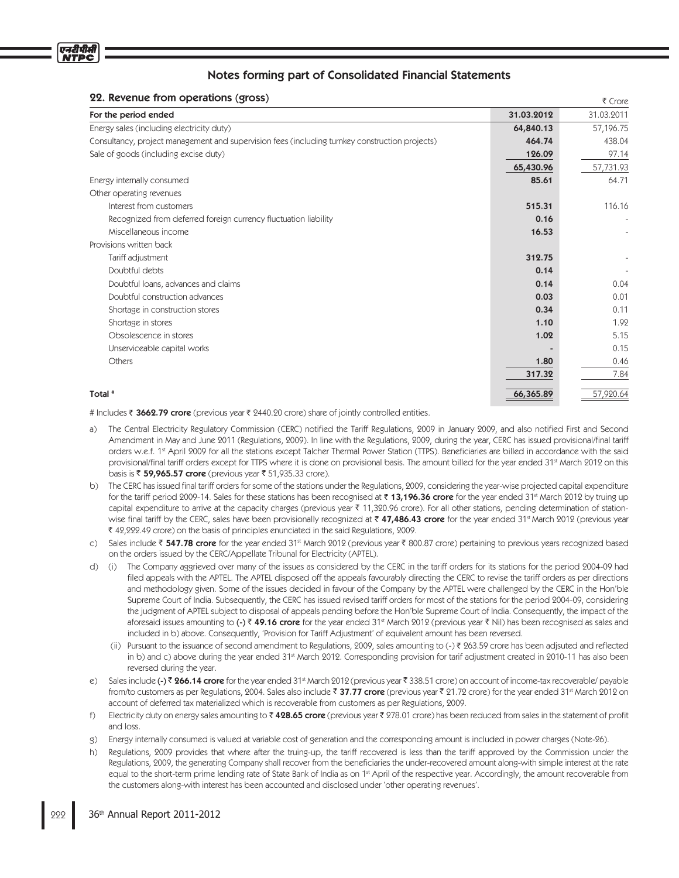## Notes forming part of Consolidated Financial Statements

### 22. Revenue from operations (gross)

₹ Crore

| For the period ended | 31.03.2012 | 31.03.2011 |
|---|---|---|
| Energy sales (including electricity duty) | **64,840.13** | 57,196.75 |
| Consultancy, project management and supervision fees (including turnkey construction projects) | **464.74** | 438.04 |
| Sale of goods (including excise duty) | **126.09** | 97.14 |
| | **65,430.96** | 57,731.93 |
| Energy internally consumed | **85.61** | 64.71 |
| Other operating revenues | | |
| Interest from customers | **515.31** | 116.16 |
| Recognized from deferred foreign currency fluctuation liability | **0.16** | - |
| Miscellaneous income | **16.53** | - |
| Provisions written back | | |
| Tariff adjustment | **312.75** | - |
| Doubtful debts | **0.14** | - |
| Doubtful loans, advances and claims | **0.14** | 0.04 |
| Doubtful construction advances | **0.03** | 0.01 |
| Shortage in construction stores | **0.34** | 0.11 |
| Shortage in stores | **1.10** | 1.92 |
| Obsolescence in stores | **1.02** | 5.15 |
| Unserviceable capital works | **-** | 0.15 |
| Others | **1.80** | 0.46 |
| | **317.32** | 7.84 |
| **Total #** | **66,365.89** | 57,920.64 |

# Includes ₹ **3662.79 crore** (previous year ₹ 2440.20 crore) share of jointly controlled entities.

a) The Central Electricity Regulatory Commission (CERC) notified the Tariff Regulations, 2009 in January 2009, and also notified First and Second Amendment in May and June 2011 (Regulations, 2009). In line with the Regulations, 2009, during the year, CERC has issued provisional/final tariff orders w.e.f. 1st April 2009 for all the stations except Talcher Thermal Power Station (TTPS). Beneficiaries are billed in accordance with the said provisional/final tariff orders except for TTPS where it is done on provisional basis. The amount billed for the year ended 31st March 2012 on this basis is ₹ **59,965.57 crore** (previous year ₹ 51,935.33 crore).

b) The CERC has issued final tariff orders for some of the stations under the Regulations, 2009, considering the year-wise projected capital expenditure for the tariff period 2009-14. Sales for these stations has been recognised at ₹ **13,196.36 crore** for the year ended 31st March 2012 by truing up capital expenditure to arrive at the capacity charges (previous year ₹ 11,320.96 crore). For all other stations, pending determination of station-wise final tariff by the CERC, sales have been provisionally recognized at ₹ **47,486.43 crore** for the year ended 31st March 2012 (previous year ₹ 42,222.49 crore) on the basis of principles enunciated in the said Regulations, 2009.

c) Sales include ₹ **547.78 crore** for the year ended 31st March 2012 (previous year ₹ 800.87 crore) pertaining to previous years recognized based on the orders issued by the CERC/Appellate Tribunal for Electricity (APTEL).

d) (i) The Company aggrieved over many of the issues as considered by the CERC in the tariff orders for its stations for the period 2004-09 had filed appeals with the APTEL. The APTEL disposed off the appeals favourably directing the CERC to revise the tariff orders as per directions and methodology given. Some of the issues decided in favour of the Company by the APTEL were challenged by the CERC in the Hon'ble Supreme Court of India. Subsequently, the CERC has issued revised tariff orders for most of the stations for the period 2004-09, considering the judgment of APTEL subject to disposal of appeals pending before the Hon'ble Supreme Court of India. Consequently, the impact of the aforesaid issues amounting to **(-)** ₹ **49.16 crore** for the year ended 31st March 2012 (previous year ₹ Nil) has been recognised as sales and included in b) above. Consequently, 'Provision for Tariff Adjustment' of equivalent amount has been reversed.

(ii) Pursuant to the issuance of second amendment to Regulations, 2009, sales amounting to (-) ₹ 263.59 crore has been adjsuted and reflected in b) and c) above during the year ended 31st March 2012. Corresponding provision for tarif adjustment created in 2010-11 has also been reversed during the year.

e) Sales include **(-)** ₹ **266.14 crore** for the year ended 31st March 2012 (previous year ₹ 338.51 crore) on account of income-tax recoverable/ payable from/to customers as per Regulations, 2004. Sales also include ₹ **37.77 crore** (previous year ₹ 21.72 crore) for the year ended 31st March 2012 on account of deferred tax materialized which is recoverable from customers as per Regulations, 2009.

f) Electricity duty on energy sales amounting to ₹ **428.65 crore** (previous year ₹ 278.01 crore) has been reduced from sales in the statement of profit and loss.

g) Energy internally consumed is valued at variable cost of generation and the corresponding amount is included in power charges (Note-26).

h) Regulations, 2009 provides that where after the truing-up, the tariff recovered is less than the tariff approved by the Commission under the Regulations, 2009, the generating Company shall recover from the beneficiaries the under-recovered amount along-with simple interest at the rate equal to the short-term prime lending rate of State Bank of India as on 1st April of the respective year. Accordingly, the amount recoverable from the customers along-with interest has been accounted and disclosed under 'other operating revenues'.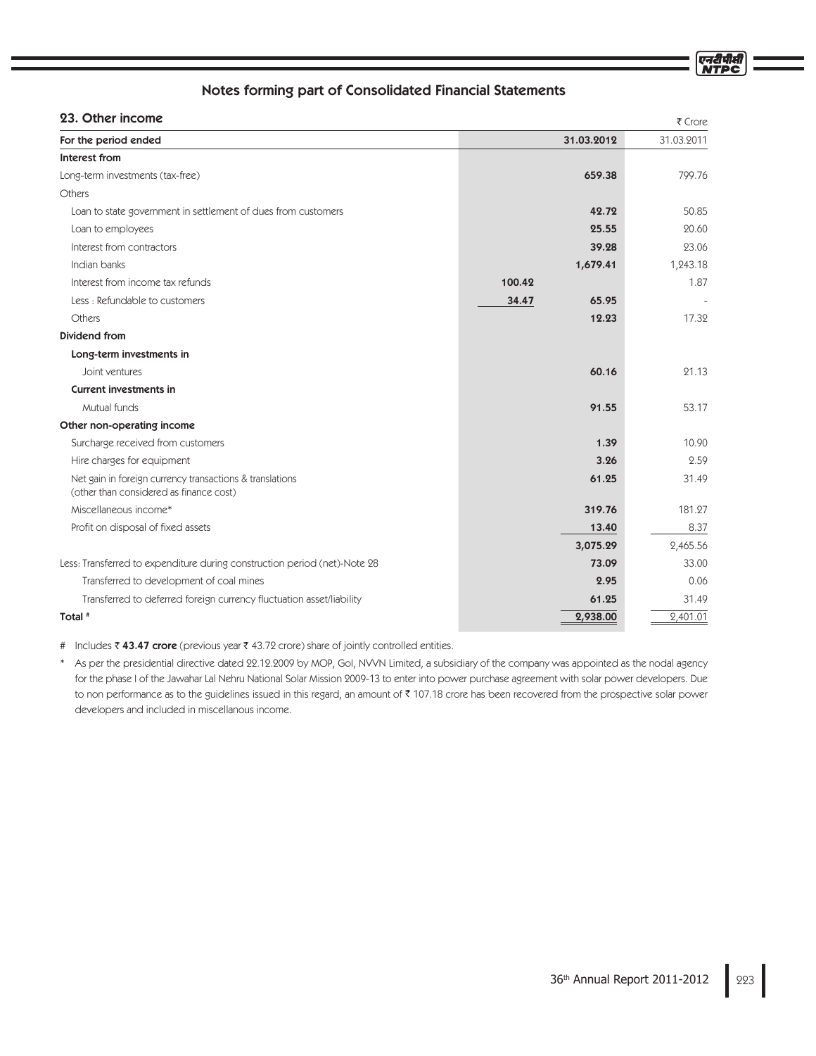## Notes forming part of Consolidated Financial Statements

### 23. Other income

₹ Crore

| For the period ended | | 31.03.2012 | 31.03.2011 |
|---|---|---|---|
| **Interest from** | | | |
| Long-term investments (tax-free) | | **659.38** | 799.76 |
| Others | | | |
| Loan to state government in settlement of dues from customers | | **42.72** | 50.85 |
| Loan to employees | | **25.55** | 20.60 |
| Interest from contractors | | **39.28** | 23.06 |
| Indian banks | | **1,679.41** | 1,243.18 |
| Interest from income tax refunds | **100.42** | | 1.87 |
| Less : Refundable to customers | **34.47** | **65.95** | - |
| Others | | **12.23** | 17.32 |
| **Dividend from** | | | |
| **Long-term investments in** | | | |
| Joint ventures | | **60.16** | 21.13 |
| **Current investments in** | | | |
| Mutual funds | | **91.55** | 53.17 |
| **Other non-operating income** | | | |
| Surcharge received from customers | | **1.39** | 10.90 |
| Hire charges for equipment | | **3.26** | 2.59 |
| Net gain in foreign currency transactions & translations (other than considered as finance cost) | | **61.25** | 31.49 |
| Miscellaneous income* | | **319.76** | 181.27 |
| Profit on disposal of fixed assets | | **13.40** | 8.37 |
| | | **3,075.29** | 2,465.56 |
| Less: Transferred to expenditure during construction period (net)-Note 28 | | **73.09** | 33.00 |
| Transferred to development of coal mines | | **2.95** | 0.06 |
| Transferred to deferred foreign currency fluctuation asset/liability | | **61.25** | 31.49 |
| **Total #** | | **2,938.00** | 2,401.01 |

\# Includes ₹ **43.47 crore** (previous year ₹ 43.72 crore) share of jointly controlled entities.

\* As per the presidential directive dated 22.12.2009 by MOP, GoI, NVVN Limited, a subsidiary of the company was appointed as the nodal agency for the phase I of the Jawahar Lal Nehru National Solar Mission 2009-13 to enter into power purchase agreement with solar power developers. Due to non performance as to the guidelines issued in this regard, an amount of ₹ 107.18 crore has been recovered from the prospective solar power developers and included in miscellanous income.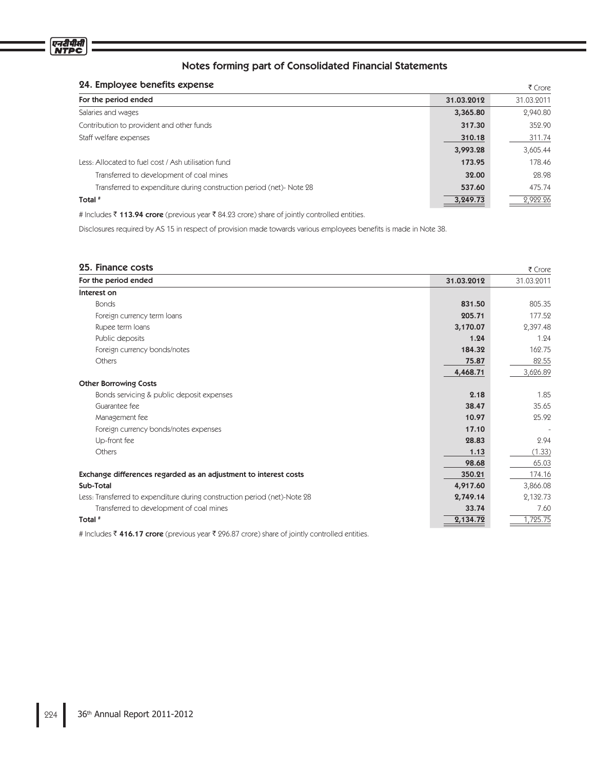## Notes forming part of Consolidated Financial Statements

### 24. Employee benefits expense

₹ Crore

| For the period ended | 31.03.2012 | 31.03.2011 |
|---|---|---|
| Salaries and wages | **3,365.80** | 2,940.80 |
| Contribution to provident and other funds | **317.30** | 352.90 |
| Staff welfare expenses | **310.18** | 311.74 |
| | **3,993.28** | 3,605.44 |
| Less: Allocated to fuel cost / Ash utilisation fund | **173.95** | 178.46 |
| Transferred to development of coal mines | **32.00** | 28.98 |
| Transferred to expenditure during construction period (net)- Note 28 | **537.60** | 475.74 |
| **Total #** | **3,249.73** | 2,922.26 |

# Includes ₹ **113.94 crore** (previous year ₹ 84.23 crore) share of jointly controlled entities.

Disclosures required by AS 15 in respect of provision made towards various employees benefits is made in Note 38.

### 25. Finance costs

₹ Crore

| For the period ended | 31.03.2012 | 31.03.2011 |
|---|---|---|
| **Interest on** | | |
| Bonds | **831.50** | 805.35 |
| Foreign currency term loans | **205.71** | 177.52 |
| Rupee term loans | **3,170.07** | 2,397.48 |
| Public deposits | **1.24** | 1.24 |
| Foreign currency bonds/notes | **184.32** | 162.75 |
| Others | **75.87** | 82.55 |
| | **4,468.71** | 3,626.89 |
| **Other Borrowing Costs** | | |
| Bonds servicing & public deposit expenses | **2.18** | 1.85 |
| Guarantee fee | **38.47** | 35.65 |
| Management fee | **10.97** | 25.92 |
| Foreign currency bonds/notes expenses | **17.10** | - |
| Up-front fee | **28.83** | 2.94 |
| Others | **1.13** | (1.33) |
| | **98.68** | 65.03 |
| **Exchange differences regarded as an adjustment to interest costs** | **350.21** | 174.16 |
| **Sub-Total** | **4,917.60** | 3,866.08 |
| Less: Transferred to expenditure during construction period (net)-Note 28 | **2,749.14** | 2,132.73 |
| Transferred to development of coal mines | **33.74** | 7.60 |
| **Total #** | **2,134.72** | 1,725.75 |

# Includes ₹ **416.17 crore** (previous year ₹ 296.87 crore) share of jointly controlled entities.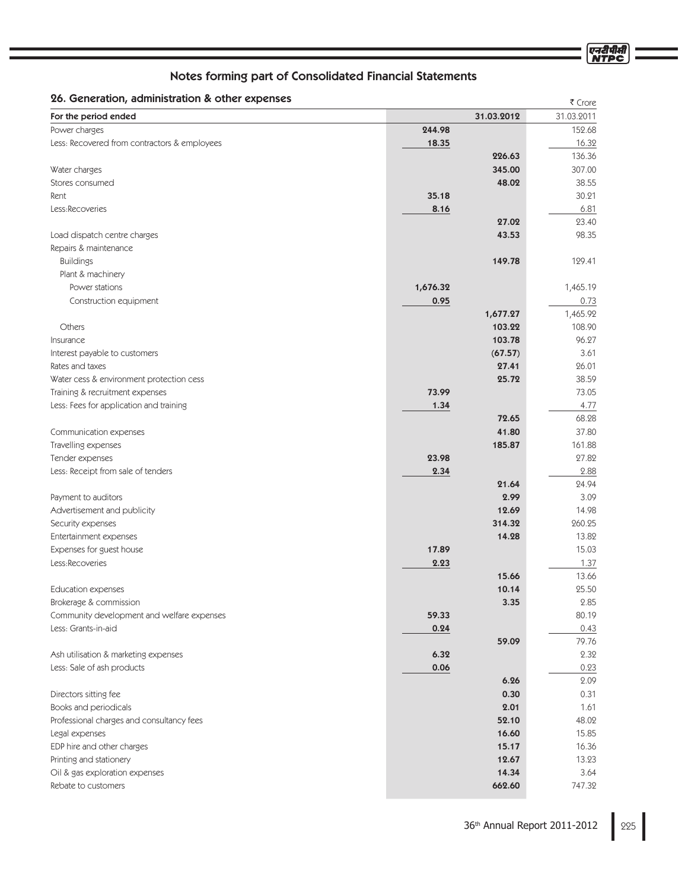## Notes forming part of Consolidated Financial Statements

### 26. Generation, administration & other expenses

₹ Crore

| For the period ended | | 31.03.2012 | 31.03.2011 |
|---|---|---|---|
| Power charges | 244.98 | | 152.68 |
| Less: Recovered from contractors & employees | 18.35 | | 16.32 |
| | | 226.63 | 136.36 |
| Water charges | | 345.00 | 307.00 |
| Stores consumed | | 48.02 | 38.55 |
| Rent | 35.18 | | 30.21 |
| Less:Recoveries | 8.16 | | 6.81 |
| | | 27.02 | 23.40 |
| Load dispatch centre charges | | 43.53 | 98.35 |
| Repairs & maintenance | | | |
| Buildings | | 149.78 | 129.41 |
| Plant & machinery | | | |
| Power stations | 1,676.32 | | 1,465.19 |
| Construction equipment | 0.95 | | 0.73 |
| | | 1,677.27 | 1,465.92 |
| Others | | 103.22 | 108.90 |
| Insurance | | 103.78 | 96.27 |
| Interest payable to customers | | (67.57) | 3.61 |
| Rates and taxes | | 27.41 | 26.01 |
| Water cess & environment protection cess | | 25.72 | 38.59 |
| Training & recruitment expenses | 73.99 | | 73.05 |
| Less: Fees for application and training | 1.34 | | 4.77 |
| | | 72.65 | 68.28 |
| Communication expenses | | 41.80 | 37.80 |
| Travelling expenses | | 185.87 | 161.88 |
| Tender expenses | 23.98 | | 27.82 |
| Less: Receipt from sale of tenders | 2.34 | | 2.88 |
| | | 21.64 | 24.94 |
| Payment to auditors | | 2.99 | 3.09 |
| Advertisement and publicity | | 12.69 | 14.98 |
| Security expenses | | 314.32 | 260.25 |
| Entertainment expenses | | 14.28 | 13.82 |
| Expenses for guest house | 17.89 | | 15.03 |
| Less:Recoveries | 2.23 | | 1.37 |
| | | 15.66 | 13.66 |
| Education expenses | | 10.14 | 25.50 |
| Brokerage & commission | | 3.35 | 2.85 |
| Community development and welfare expenses | 59.33 | | 80.19 |
| Less: Grants-in-aid | 0.24 | | 0.43 |
| | | 59.09 | 79.76 |
| Ash utilisation & marketing expenses | 6.32 | | 2.32 |
| Less: Sale of ash products | 0.06 | | 0.23 |
| | | 6.26 | 2.09 |
| Directors sitting fee | | 0.30 | 0.31 |
| Books and periodicals | | 2.01 | 1.61 |
| Professional charges and consultancy fees | | 52.10 | 48.02 |
| Legal expenses | | 16.60 | 15.85 |
| EDP hire and other charges | | 15.17 | 16.36 |
| Printing and stationery | | 12.67 | 13.23 |
| Oil & gas exploration expenses | | 14.34 | 3.64 |
| Rebate to customers | | 662.60 | 747.32 |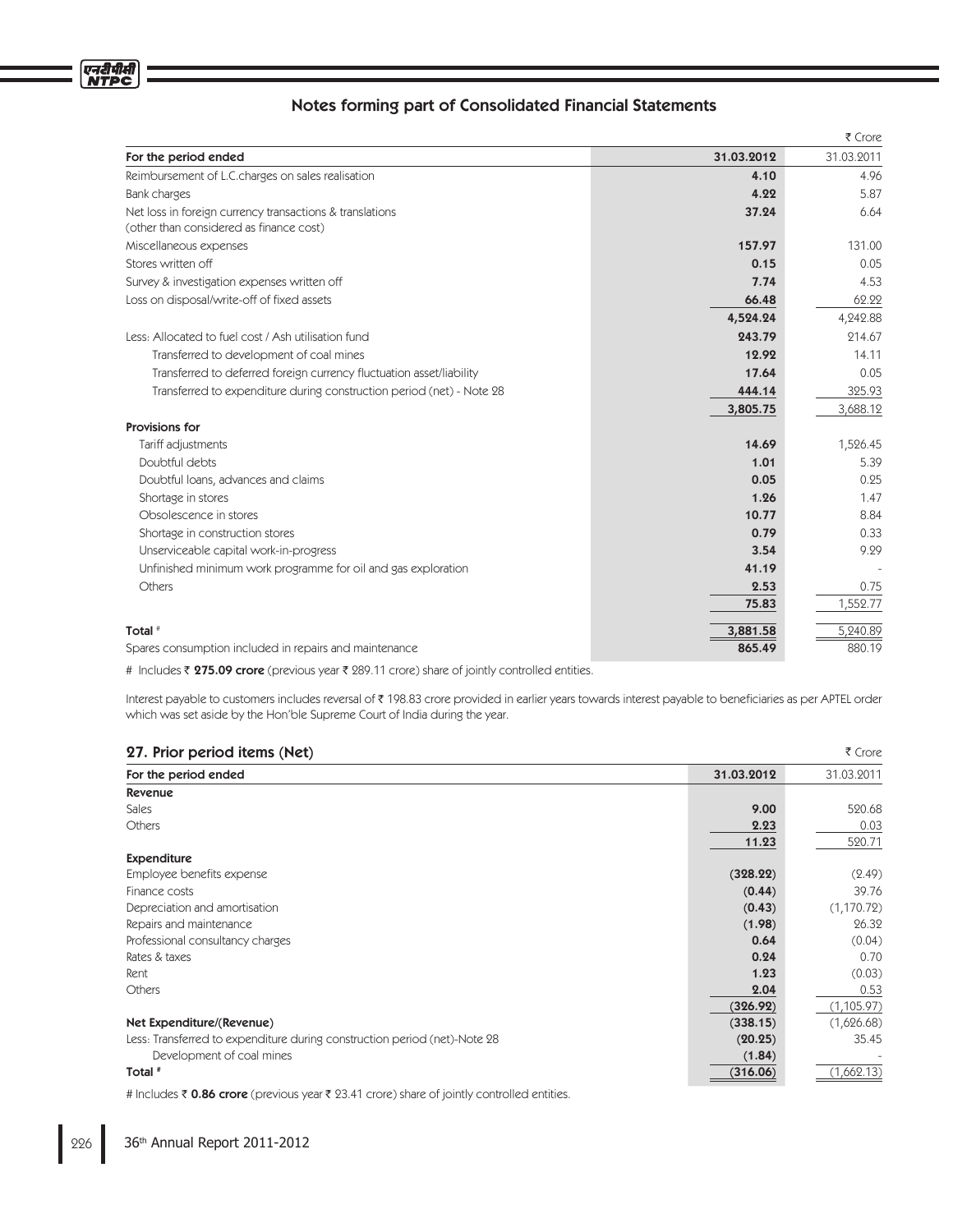## Notes forming part of Consolidated Financial Statements

| For the period ended | 31.03.2012 | 31.03.2011 |
|---|---|---|
| | | ₹ Crore |
| Reimbursement of L.C.charges on sales realisation | **4.10** | 4.96 |
| Bank charges | **4.22** | 5.87 |
| Net loss in foreign currency transactions & translations (other than considered as finance cost) | **37.24** | 6.64 |
| Miscellaneous expenses | **157.97** | 131.00 |
| Stores written off | **0.15** | 0.05 |
| Survey & investigation expenses written off | **7.74** | 4.53 |
| Loss on disposal/write-off of fixed assets | **66.48** | 62.22 |
| | **4,524.24** | 4,242.88 |
| Less: Allocated to fuel cost / Ash utilisation fund | **243.79** | 214.67 |
| Transferred to development of coal mines | **12.92** | 14.11 |
| Transferred to deferred foreign currency fluctuation asset/liability | **17.64** | 0.05 |
| Transferred to expenditure during construction period (net) - Note 28 | **444.14** | 325.93 |
| | **3,805.75** | 3,688.12 |
| **Provisions for** | | |
| Tariff adjustments | **14.69** | 1,526.45 |
| Doubtful debts | **1.01** | 5.39 |
| Doubtful loans, advances and claims | **0.05** | 0.25 |
| Shortage in stores | **1.26** | 1.47 |
| Obsolescence in stores | **10.77** | 8.84 |
| Shortage in construction stores | **0.79** | 0.33 |
| Unserviceable capital work-in-progress | **3.54** | 9.29 |
| Unfinished minimum work programme for oil and gas exploration | **41.19** | - |
| Others | **2.53** | 0.75 |
| | **75.83** | 1,552.77 |
| **Total** # | **3,881.58** | 5,240.89 |
| Spares consumption included in repairs and maintenance | **865.49** | 880.19 |

# Includes ₹ **275.09 crore** (previous year ₹ 289.11 crore) share of jointly controlled entities.

Interest payable to customers includes reversal of ₹ 198.83 crore provided in earlier years towards interest payable to beneficiaries as per APTEL order which was set aside by the Hon'ble Supreme Court of India during the year.

### 27. Prior period items (Net)

₹ Crore

| For the period ended | 31.03.2012 | 31.03.2011 |
|---|---|---|
| **Revenue** | | |
| Sales | **9.00** | 520.68 |
| Others | **2.23** | 0.03 |
| | **11.23** | 520.71 |
| **Expenditure** | | |
| Employee benefits expense | **(328.22)** | (2.49) |
| Finance costs | **(0.44)** | 39.76 |
| Depreciation and amortisation | **(0.43)** | (1,170.72) |
| Repairs and maintenance | **(1.98)** | 26.32 |
| Professional consultancy charges | **0.64** | (0.04) |
| Rates & taxes | **0.24** | 0.70 |
| Rent | **1.23** | (0.03) |
| Others | **2.04** | 0.53 |
| | **(326.92)** | (1,105.97) |
| **Net Expenditure/(Revenue)** | **(338.15)** | (1,626.68) |
| Less: Transferred to expenditure during construction period (net)-Note 28 | **(20.25)** | 35.45 |
| Development of coal mines | **(1.84)** | - |
| **Total** # | **(316.06)** | (1,662.13) |

# Includes ₹ **0.86 crore** (previous year ₹ 23.41 crore) share of jointly controlled entities.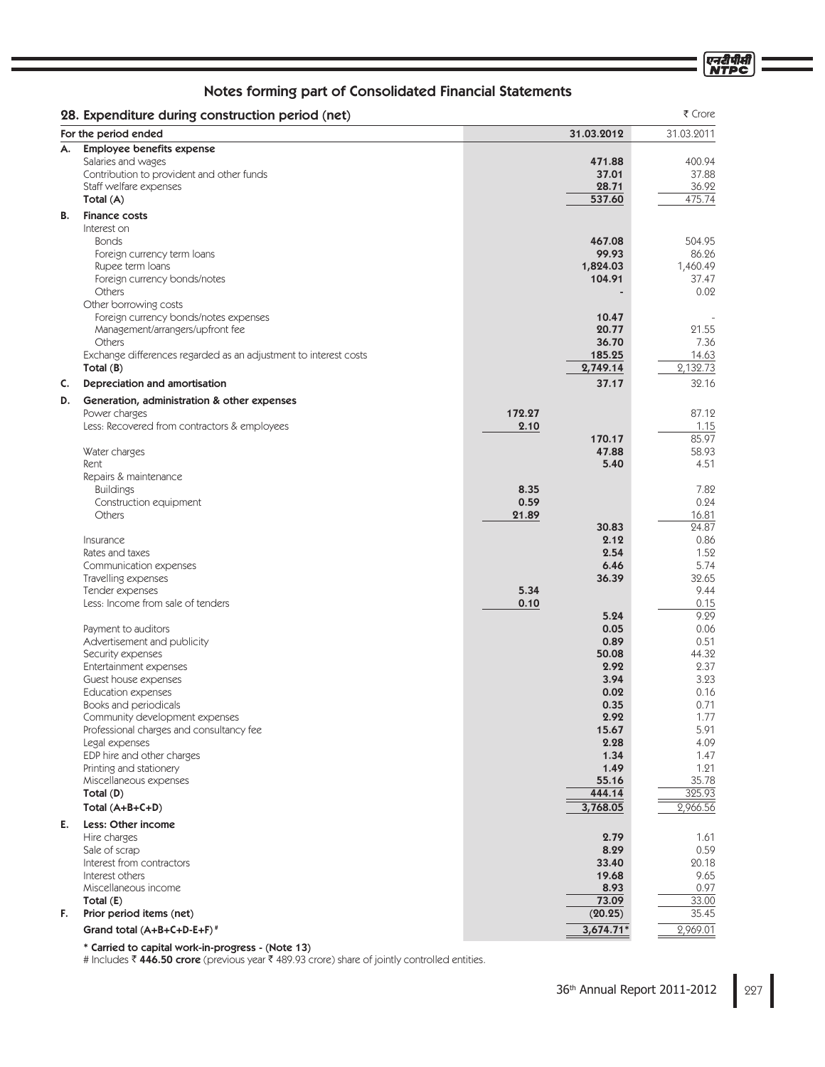## Notes forming part of Consolidated Financial Statements

### 28. Expenditure during construction period (net)

₹ Crore

| | For the period ended | | 31.03.2012 | 31.03.2011 |
|---|---|---|---|---|
| **A.** | **Employee benefits expense** | | | |
| | Salaries and wages | | **471.88** | 400.94 |
| | Contribution to provident and other funds | | **37.01** | 37.88 |
| | Staff welfare expenses | | **28.71** | 36.92 |
| | Total (A) | | **537.60** | 475.74 |
| **B.** | **Finance costs** | | | |
| | Interest on | | | |
| | Bonds | | **467.08** | 504.95 |
| | Foreign currency term loans | | **99.93** | 86.26 |
| | Rupee term loans | | **1,824.03** | 1,460.49 |
| | Foreign currency bonds/notes | | **104.91** | 37.47 |
| | Others | | **-** | 0.02 |
| | Other borrowing costs | | | |
| | Foreign currency bonds/notes expenses | | **10.47** | - |
| | Management/arrangers/upfront fee | | **20.77** | 21.55 |
| | Others | | **36.70** | 7.36 |
| | Exchange differences regarded as an adjustment to interest costs | | **185.25** | 14.63 |
| | Total (B) | | **2,749.14** | 2,132.73 |
| **C.** | **Depreciation and amortisation** | | **37.17** | 32.16 |
| **D.** | **Generation, administration & other expenses** | | | |
| | Power charges | **172.27** | | 87.12 |
| | Less: Recovered from contractors & employees | **2.10** | | 1.15 |
| | | | **170.17** | 85.97 |
| | Water charges | | **47.88** | 58.93 |
| | Rent | | **5.40** | 4.51 |
| | Repairs & maintenance | | | |
| | Buildings | **8.35** | | 7.82 |
| | Construction equipment | **0.59** | | 0.24 |
| | Others | **21.89** | | 16.81 |
| | | | **30.83** | 24.87 |
| | Insurance | | **2.12** | 0.86 |
| | Rates and taxes | | **2.54** | 1.52 |
| | Communication expenses | | **6.46** | 5.74 |
| | Travelling expenses | | **36.39** | 32.65 |
| | Tender expenses | **5.34** | | 9.44 |
| | Less: Income from sale of tenders | **0.10** | | 0.15 |
| | | | **5.24** | 9.29 |
| | Payment to auditors | | **0.05** | 0.06 |
| | Advertisement and publicity | | **0.89** | 0.51 |
| | Security expenses | | **50.08** | 44.32 |
| | Entertainment expenses | | **2.92** | 2.37 |
| | Guest house expenses | | **3.94** | 3.23 |
| | Education expenses | | **0.02** | 0.16 |
| | Books and periodicals | | **0.35** | 0.71 |
| | Community development expenses | | **2.92** | 1.77 |
| | Professional charges and consultancy fee | | **15.67** | 5.91 |
| | Legal expenses | | **2.28** | 4.09 |
| | EDP hire and other charges | | **1.34** | 1.47 |
| | Printing and stationery | | **1.49** | 1.21 |
| | Miscellaneous expenses | | **55.16** | 35.78 |
| | Total (D) | | **444.14** | 325.93 |
| | Total (A+B+C+D) | | **3,768.05** | 2,966.56 |
| **E.** | **Less: Other income** | | | |
| | Hire charges | | **2.79** | 1.61 |
| | Sale of scrap | | **8.29** | 0.59 |
| | Interest from contractors | | **33.40** | 20.18 |
| | Interest others | | **19.68** | 9.65 |
| | Miscellaneous income | | **8.93** | 0.97 |
| | Total (E) | | **73.09** | 33.00 |
| **F.** | **Prior period items (net)** | | **(20.25)** | 35.45 |
| | **Grand total (A+B+C+D-E+F)** # | | **3,674.71*** | 2,969.01 |

**\* Carried to capital work-in-progress - (Note 13)**

\# Includes ₹ **446.50 crore** (previous year ₹ 489.93 crore) share of jointly controlled entities.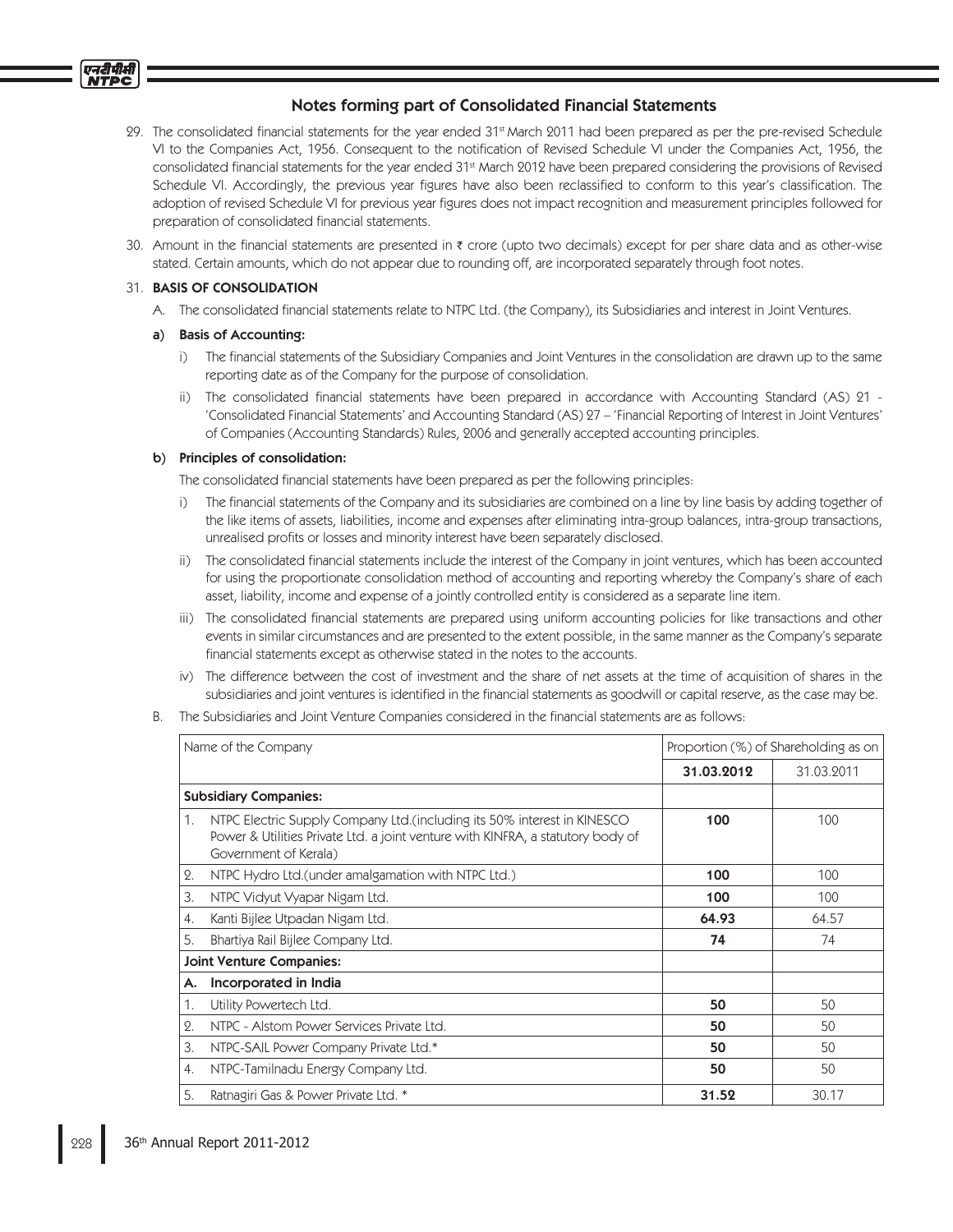## Notes forming part of Consolidated Financial Statements

29. The consolidated financial statements for the year ended 31st March 2011 had been prepared as per the pre-revised Schedule VI to the Companies Act, 1956. Consequent to the notification of Revised Schedule VI under the Companies Act, 1956, the consolidated financial statements for the year ended 31st March 2012 have been prepared considering the provisions of Revised Schedule VI. Accordingly, the previous year figures have also been reclassified to conform to this year's classification. The adoption of revised Schedule VI for previous year figures does not impact recognition and measurement principles followed for preparation of consolidated financial statements.

30. Amount in the financial statements are presented in ₹ crore (upto two decimals) except for per share data and as other-wise stated. Certain amounts, which do not appear due to rounding off, are incorporated separately through foot notes.

31. **BASIS OF CONSOLIDATION**

   A. The consolidated financial statements relate to NTPC Ltd. (the Company), its Subsidiaries and interest in Joint Ventures.

   **a) Basis of Accounting:**

   i) The financial statements of the Subsidiary Companies and Joint Ventures in the consolidation are drawn up to the same reporting date as of the Company for the purpose of consolidation.

   ii) The consolidated financial statements have been prepared in accordance with Accounting Standard (AS) 21 - 'Consolidated Financial Statements' and Accounting Standard (AS) 27 – 'Financial Reporting of Interest in Joint Ventures' of Companies (Accounting Standards) Rules, 2006 and generally accepted accounting principles.

   **b) Principles of consolidation:**

   The consolidated financial statements have been prepared as per the following principles:

   i) The financial statements of the Company and its subsidiaries are combined on a line by line basis by adding together of the like items of assets, liabilities, income and expenses after eliminating intra-group balances, intra-group transactions, unrealised profits or losses and minority interest have been separately disclosed.

   ii) The consolidated financial statements include the interest of the Company in joint ventures, which has been accounted for using the proportionate consolidation method of accounting and reporting whereby the Company's share of each asset, liability, income and expense of a jointly controlled entity is considered as a separate line item.

   iii) The consolidated financial statements are prepared using uniform accounting policies for like transactions and other events in similar circumstances and are presented to the extent possible, in the same manner as the Company's separate financial statements except as otherwise stated in the notes to the accounts.

   iv) The difference between the cost of investment and the share of net assets at the time of acquisition of shares in the subsidiaries and joint ventures is identified in the financial statements as goodwill or capital reserve, as the case may be.

   B. The Subsidiaries and Joint Venture Companies considered in the financial statements are as follows:

| Name of the Company | Proportion (%) of Shareholding as on | |
|---|---|---|
| | **31.03.2012** | 31.03.2011 |
| **Subsidiary Companies:** | | |
| 1. NTPC Electric Supply Company Ltd.(including its 50% interest in KINESCO Power & Utilities Private Ltd. a joint venture with KINFRA, a statutory body of Government of Kerala) | **100** | 100 |
| 2. NTPC Hydro Ltd.(under amalgamation with NTPC Ltd.) | **100** | 100 |
| 3. NTPC Vidyut Vyapar Nigam Ltd. | **100** | 100 |
| 4. Kanti Bijlee Utpadan Nigam Ltd. | **64.93** | 64.57 |
| 5. Bhartiya Rail Bijlee Company Ltd. | **74** | 74 |
| **Joint Venture Companies:** | | |
| **A. Incorporated in India** | | |
| 1. Utility Powertech Ltd. | **50** | 50 |
| 2. NTPC - Alstom Power Services Private Ltd. | **50** | 50 |
| 3. NTPC-SAIL Power Company Private Ltd.* | **50** | 50 |
| 4. NTPC-Tamilnadu Energy Company Ltd. | **50** | 50 |
| 5. Ratnagiri Gas & Power Private Ltd. * | **31.52** | 30.17 |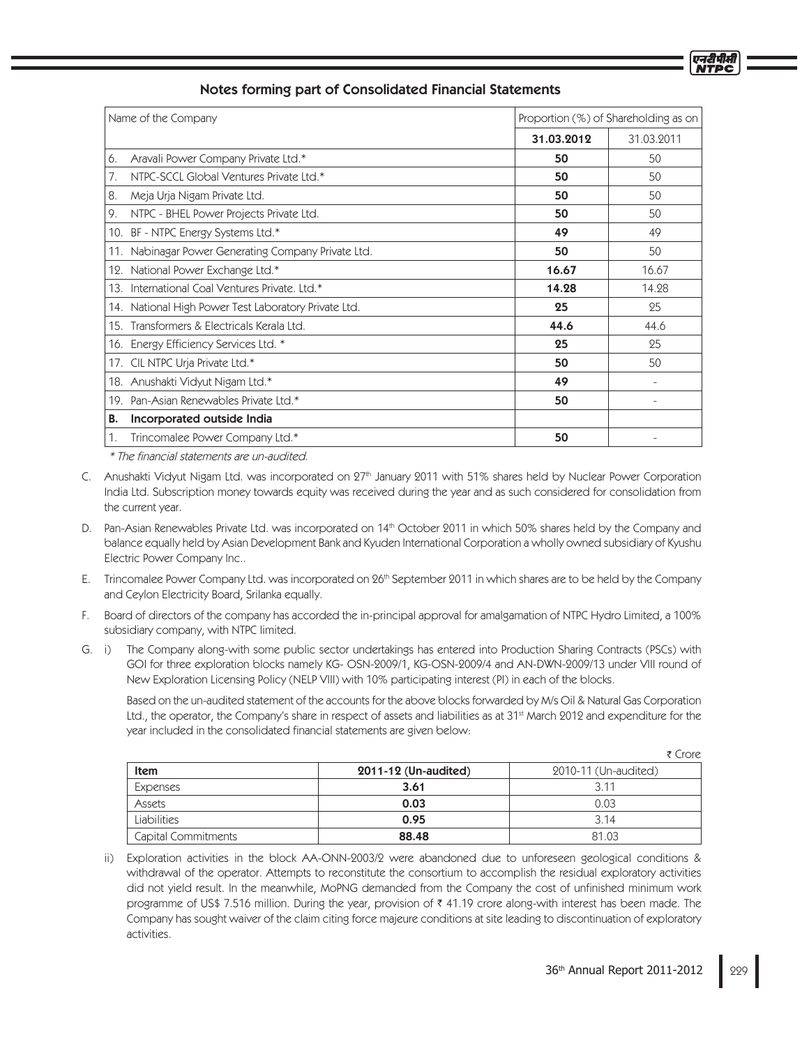## Notes forming part of Consolidated Financial Statements

| Name of the Company | Proportion (%) of Shareholding as on | |
|---|---|---|
| | **31.03.2012** | 31.03.2011 |
| 6. Aravali Power Company Private Ltd.* | **50** | 50 |
| 7. NTPC-SCCL Global Ventures Private Ltd.* | **50** | 50 |
| 8. Meja Urja Nigam Private Ltd. | **50** | 50 |
| 9. NTPC - BHEL Power Projects Private Ltd. | **50** | 50 |
| 10. BF - NTPC Energy Systems Ltd.* | **49** | 49 |
| 11. Nabinagar Power Generating Company Private Ltd. | **50** | 50 |
| 12. National Power Exchange Ltd.* | **16.67** | 16.67 |
| 13. International Coal Ventures Private. Ltd.* | **14.28** | 14.28 |
| 14. National High Power Test Laboratory Private Ltd. | **25** | 25 |
| 15. Transformers & Electricals Kerala Ltd. | **44.6** | 44.6 |
| 16. Energy Efficiency Services Ltd. * | **25** | 25 |
| 17. CIL NTPC Urja Private Ltd.* | **50** | 50 |
| 18. Anushakti Vidyut Nigam Ltd.* | **49** | - |
| 19. Pan-Asian Renewables Private Ltd.* | **50** | - |
| **B. Incorporated outside India** | | |
| 1. Trincomalee Power Company Ltd.* | **50** | - |

*\* The financial statements are un-audited.*

C. Anushakti Vidyut Nigam Ltd. was incorporated on 27th January 2011 with 51% shares held by Nuclear Power Corporation India Ltd. Subscription money towards equity was received during the year and as such considered for consolidation from the current year.

D. Pan-Asian Renewables Private Ltd. was incorporated on 14th October 2011 in which 50% shares held by the Company and balance equally held by Asian Development Bank and Kyuden International Corporation a wholly owned subsidiary of Kyushu Electric Power Company Inc..

E. Trincomalee Power Company Ltd. was incorporated on 26th September 2011 in which shares are to be held by the Company and Ceylon Electricity Board, Srilanka equally.

F. Board of directors of the company has accorded the in-principal approval for amalgamation of NTPC Hydro Limited, a 100% subsidiary company, with NTPC limited.

G. i) The Company along-with some public sector undertakings has entered into Production Sharing Contracts (PSCs) with GOI for three exploration blocks namely KG- OSN-2009/1, KG-OSN-2009/4 and AN-DWN-2009/13 under VIII round of New Exploration Licensing Policy (NELP VIII) with 10% participating interest (PI) in each of the blocks.

Based on the un-audited statement of the accounts for the above blocks forwarded by M/s Oil & Natural Gas Corporation Ltd., the operator, the Company's share in respect of assets and liabilities as at 31st March 2012 and expenditure for the year included in the consolidated financial statements are given below:

₹ Crore

| Item | 2011-12 (Un-audited) | 2010-11 (Un-audited) |
|---|---|---|
| Expenses | **3.61** | 3.11 |
| Assets | **0.03** | 0.03 |
| Liabilities | **0.95** | 3.14 |
| Capital Commitments | **88.48** | 81.03 |

ii) Exploration activities in the block AA-ONN-2003/2 were abandoned due to unforeseen geological conditions & withdrawal of the operator. Attempts to reconstitute the consortium to accomplish the residual exploratory activities did not yield result. In the meanwhile, MoPNG demanded from the Company the cost of unfinished minimum work programme of US$ 7.516 million. During the year, provision of ₹ 41.19 crore along-with interest has been made. The Company has sought waiver of the claim citing force majeure conditions at site leading to discontinuation of exploratory activities.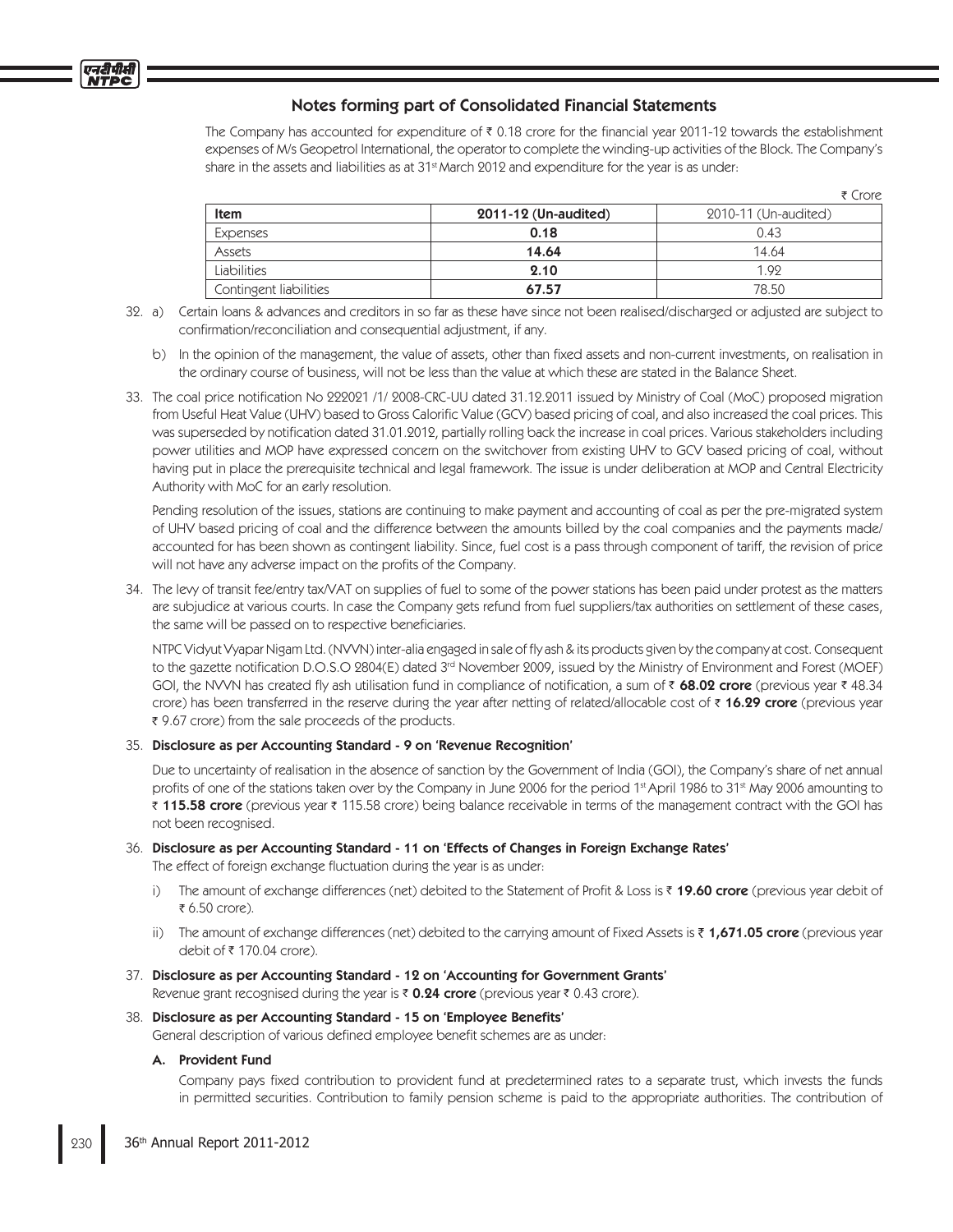## Notes forming part of Consolidated Financial Statements

The Company has accounted for expenditure of ₹ 0.18 crore for the financial year 2011-12 towards the establishment expenses of M/s Geopetrol International, the operator to complete the winding-up activities of the Block. The Company's share in the assets and liabilities as at 31st March 2012 and expenditure for the year is as under:

₹ Crore

| Item | 2011-12 (Un-audited) | 2010-11 (Un-audited) |
|---|---|---|
| Expenses | **0.18** | 0.43 |
| Assets | **14.64** | 14.64 |
| Liabilities | **2.10** | 1.92 |
| Contingent liabilities | **67.57** | 78.50 |

32. a) Certain loans & advances and creditors in so far as these have since not been realised/discharged or adjusted are subject to confirmation/reconciliation and consequential adjustment, if any.

    b) In the opinion of the management, the value of assets, other than fixed assets and non-current investments, on realisation in the ordinary course of business, will not be less than the value at which these are stated in the Balance Sheet.

33. The coal price notification No 222021 /1/ 2008-CRC-UU dated 31.12.2011 issued by Ministry of Coal (MoC) proposed migration from Useful Heat Value (UHV) based to Gross Calorific Value (GCV) based pricing of coal, and also increased the coal prices. This was superseded by notification dated 31.01.2012, partially rolling back the increase in coal prices. Various stakeholders including power utilities and MOP have expressed concern on the switchover from existing UHV to GCV based pricing of coal, without having put in place the prerequisite technical and legal framework. The issue is under deliberation at MOP and Central Electricity Authority with MoC for an early resolution.

    Pending resolution of the issues, stations are continuing to make payment and accounting of coal as per the pre-migrated system of UHV based pricing of coal and the difference between the amounts billed by the coal companies and the payments made/ accounted for has been shown as contingent liability. Since, fuel cost is a pass through component of tariff, the revision of price will not have any adverse impact on the profits of the Company.

34. The levy of transit fee/entry tax/VAT on supplies of fuel to some of the power stations has been paid under protest as the matters are subjudice at various courts. In case the Company gets refund from fuel suppliers/tax authorities on settlement of these cases, the same will be passed on to respective beneficiaries.

    NTPC Vidyut Vyapar Nigam Ltd. (NVVN) inter-alia engaged in sale of fly ash & its products given by the company at cost. Consequent to the gazette notification D.O.S.O 2804(E) dated 3rd November 2009, issued by the Ministry of Environment and Forest (MOEF) GOI, the NVVN has created fly ash utilisation fund in compliance of notification, a sum of ₹ **68.02 crore** (previous year ₹ 48.34 crore) has been transferred in the reserve during the year after netting of related/allocable cost of ₹ **16.29 crore** (previous year ₹ 9.67 crore) from the sale proceeds of the products.

35. **Disclosure as per Accounting Standard - 9 on 'Revenue Recognition'**

    Due to uncertainty of realisation in the absence of sanction by the Government of India (GOI), the Company's share of net annual profits of one of the stations taken over by the Company in June 2006 for the period 1st April 1986 to 31st May 2006 amounting to ₹ **115.58 crore** (previous year ₹ 115.58 crore) being balance receivable in terms of the management contract with the GOI has not been recognised.

36. **Disclosure as per Accounting Standard - 11 on 'Effects of Changes in Foreign Exchange Rates'**

    The effect of foreign exchange fluctuation during the year is as under:

    i) The amount of exchange differences (net) debited to the Statement of Profit & Loss is ₹ **19.60 crore** (previous year debit of ₹ 6.50 crore).

    ii) The amount of exchange differences (net) debited to the carrying amount of Fixed Assets is ₹ **1,671.05 crore** (previous year debit of ₹ 170.04 crore).

37. **Disclosure as per Accounting Standard - 12 on 'Accounting for Government Grants'**

    Revenue grant recognised during the year is ₹ **0.24 crore** (previous year ₹ 0.43 crore).

38. **Disclosure as per Accounting Standard - 15 on 'Employee Benefits'**

    General description of various defined employee benefit schemes are as under:

    **A. Provident Fund**

    Company pays fixed contribution to provident fund at predetermined rates to a separate trust, which invests the funds in permitted securities. Contribution to family pension scheme is paid to the appropriate authorities. The contribution of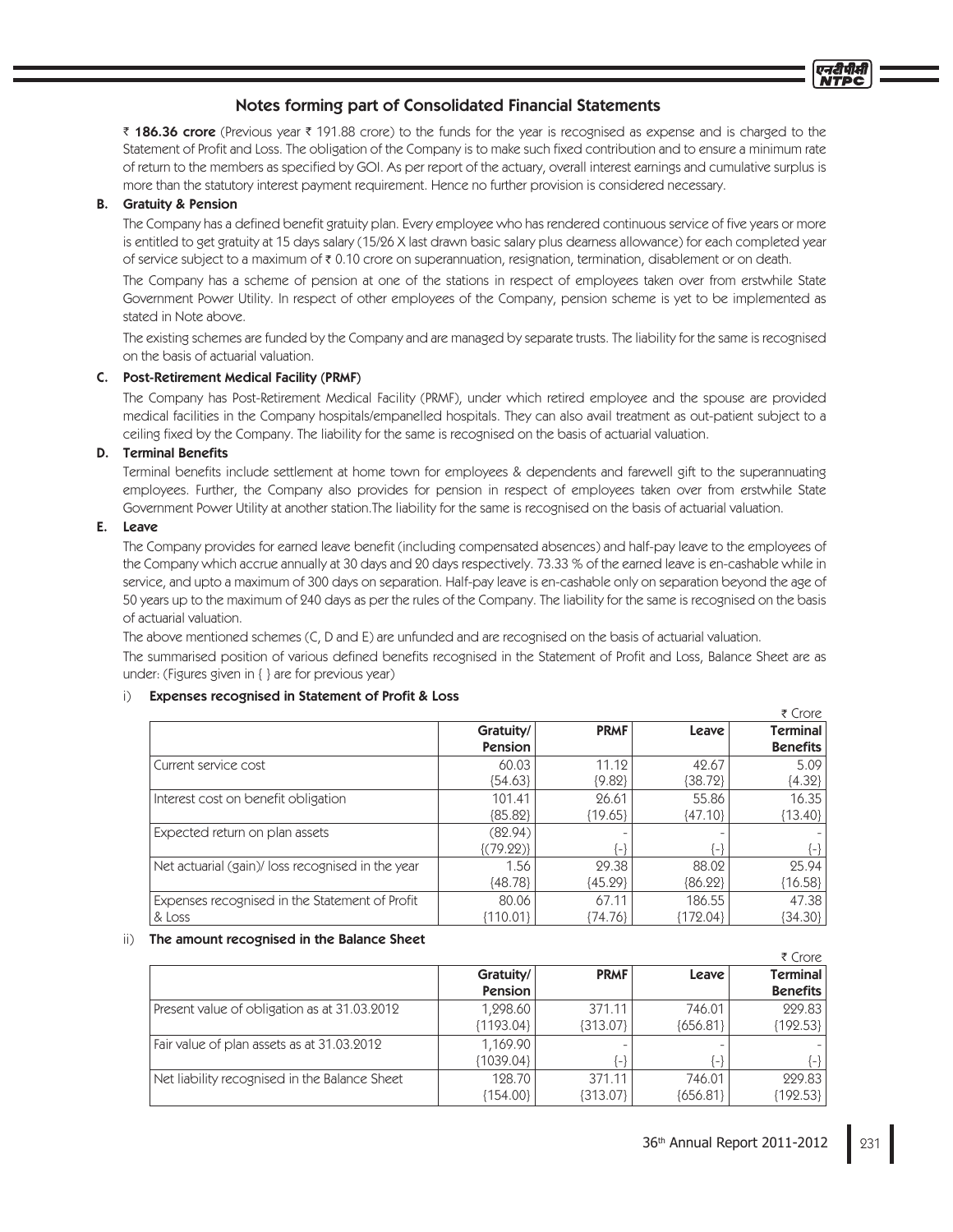## Notes forming part of Consolidated Financial Statements

₹ **186.36 crore** (Previous year ₹ 191.88 crore) to the funds for the year is recognised as expense and is charged to the Statement of Profit and Loss. The obligation of the Company is to make such fixed contribution and to ensure a minimum rate of return to the members as specified by GOI. As per report of the actuary, overall interest earnings and cumulative surplus is more than the statutory interest payment requirement. Hence no further provision is considered necessary.

### B. Gratuity & Pension

The Company has a defined benefit gratuity plan. Every employee who has rendered continuous service of five years or more is entitled to get gratuity at 15 days salary (15/26 X last drawn basic salary plus dearness allowance) for each completed year of service subject to a maximum of ₹ 0.10 crore on superannuation, resignation, termination, disablement or on death.

The Company has a scheme of pension at one of the stations in respect of employees taken over from erstwhile State Government Power Utility. In respect of other employees of the Company, pension scheme is yet to be implemented as stated in Note above.

The existing schemes are funded by the Company and are managed by separate trusts. The liability for the same is recognised on the basis of actuarial valuation.

### C. Post-Retirement Medical Facility (PRMF)

The Company has Post-Retirement Medical Facility (PRMF), under which retired employee and the spouse are provided medical facilities in the Company hospitals/empanelled hospitals. They can also avail treatment as out-patient subject to a ceiling fixed by the Company. The liability for the same is recognised on the basis of actuarial valuation.

### D. Terminal Benefits

Terminal benefits include settlement at home town for employees & dependents and farewell gift to the superannuating employees. Further, the Company also provides for pension in respect of employees taken over from erstwhile State Government Power Utility at another station.The liability for the same is recognised on the basis of actuarial valuation.

### E. Leave

The Company provides for earned leave benefit (including compensated absences) and half-pay leave to the employees of the Company which accrue annually at 30 days and 20 days respectively. 73.33 % of the earned leave is en-cashable while in service, and upto a maximum of 300 days on separation. Half-pay leave is en-cashable only on separation beyond the age of 50 years up to the maximum of 240 days as per the rules of the Company. The liability for the same is recognised on the basis of actuarial valuation.

The above mentioned schemes (C, D and E) are unfunded and are recognised on the basis of actuarial valuation.

The summarised position of various defined benefits recognised in the Statement of Profit and Loss, Balance Sheet are as under: (Figures given in { } are for previous year)

i) **Expenses recognised in Statement of Profit & Loss**

₹ Crore

| | Gratuity/ Pension | PRMF | Leave | Terminal Benefits |
|---|---|---|---|---|
| Current service cost | 60.03 {54.63} | 11.12 {9.82} | 42.67 {38.72} | 5.09 {4.32} |
| Interest cost on benefit obligation | 101.41 {85.82} | 26.61 {19.65} | 55.86 {47.10} | 16.35 {13.40} |
| Expected return on plan assets | (82.94) {(79.22)} | - {-} | - {-} | - {-} |
| Net actuarial (gain)/ loss recognised in the year | 1.56 {48.78} | 29.38 {45.29} | 88.02 {86.22} | 25.94 {16.58} |
| Expenses recognised in the Statement of Profit & Loss | 80.06 {110.01} | 67.11 {74.76} | 186.55 {172.04} | 47.38 {34.30} |

ii) **The amount recognised in the Balance Sheet**

₹ Crore

| | Gratuity/ Pension | PRMF | Leave | Terminal Benefits |
|---|---|---|---|---|
| Present value of obligation as at 31.03.2012 | 1,298.60 {1193.04} | 371.11 {313.07} | 746.01 {656.81} | 229.83 {192.53} |
| Fair value of plan assets as at 31.03.2012 | 1,169.90 {1039.04} | - {-} | - {-} | - {-} |
| Net liability recognised in the Balance Sheet | 128.70 {154.00} | 371.11 {313.07} | 746.01 {656.81} | 229.83 {192.53} |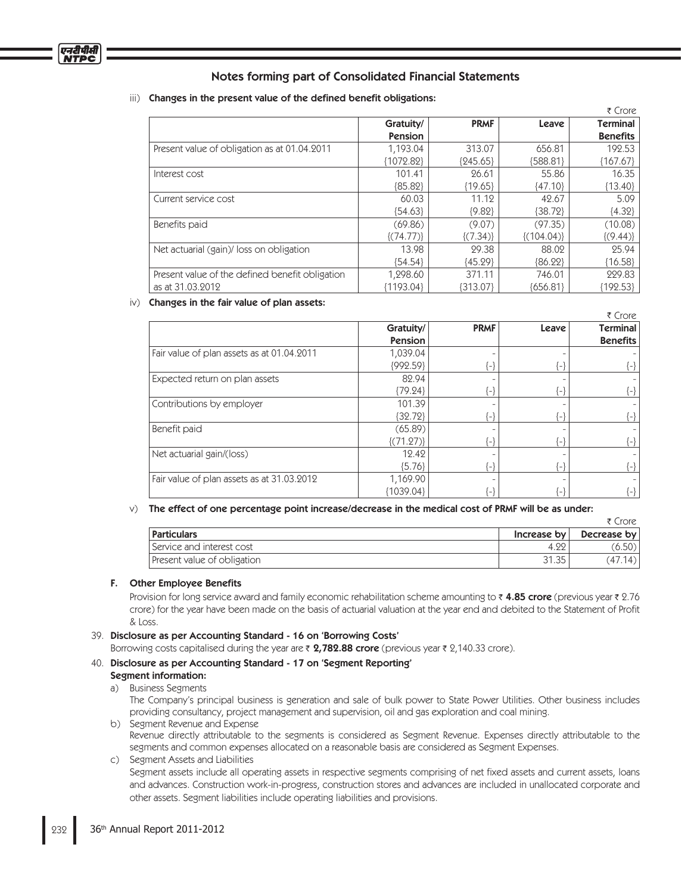## Notes forming part of Consolidated Financial Statements

iii) **Changes in the present value of the defined benefit obligations:**

₹ Crore

| | Gratuity/ Pension | PRMF | Leave | Terminal Benefits |
|---|---|---|---|---|
| Present value of obligation as at 01.04.2011 | 1,193.04 {1072.82} | 313.07 {245.65} | 656.81 {588.81} | 192.53 {167.67} |
| Interest cost | 101.41 {85.82} | 26.61 {19.65} | 55.86 {47.10} | 16.35 {13.40} |
| Current service cost | 60.03 {54.63} | 11.12 {9.82} | 42.67 {38.72} | 5.09 {4.32} |
| Benefits paid | (69.86) {(74.77)} | (9.07) {(7.34)} | (97.35) {(104.04)} | (10.08) {(9.44)} |
| Net actuarial (gain)/ loss on obligation | 13.98 {54.54} | 29.38 {45.29} | 88.02 {86.22} | 25.94 {16.58} |
| Present value of the defined benefit obligation as at 31.03.2012 | 1,298.60 {1193.04} | 371.11 {313.07} | 746.01 {656.81} | 229.83 {192.53} |

iv) **Changes in the fair value of plan assets:**

₹ Crore

| | Gratuity/ Pension | PRMF | Leave | Terminal Benefits |
|---|---|---|---|---|
| Fair value of plan assets as at 01.04.2011 | 1,039.04 {992.59} | - {-} | - {-} | - {-} |
| Expected return on plan assets | 82.94 {79.24} | - {-} | - {-} | - {-} |
| Contributions by employer | 101.39 {32.72} | - {-} | - {-} | - {-} |
| Benefit paid | (65.89) {(71.27)} | - {-} | - {-} | - {-} |
| Net actuarial gain/(loss) | 12.42 {5.76} | - {-} | - {-} | - {-} |
| Fair value of plan assets as at 31.03.2012 | 1,169.90 {1039.04} | - {-} | - {-} | - {-} |

v) **The effect of one percentage point increase/decrease in the medical cost of PRMF will be as under:**

₹ Crore

| Particulars | Increase by | Decrease by |
|---|---|---|
| Service and interest cost | 4.22 | (6.50) |
| Present value of obligation | 31.35 | (47.14) |

**F. Other Employee Benefits**

Provision for long service award and family economic rehabilitation scheme amounting to ₹ **4.85 crore** (previous year ₹ 2.76 crore) for the year have been made on the basis of actuarial valuation at the year end and debited to the Statement of Profit & Loss.

39. **Disclosure as per Accounting Standard - 16 on 'Borrowing Costs'**

Borrowing costs capitalised during the year are ₹ **2,782.88 crore** (previous year ₹ 2,140.33 crore).

40. **Disclosure as per Accounting Standard - 17 on 'Segment Reporting'**

**Segment information:**

a) Business Segments

The Company's principal business is generation and sale of bulk power to State Power Utilities. Other business includes providing consultancy, project management and supervision, oil and gas exploration and coal mining.

b) Segment Revenue and Expense

Revenue directly attributable to the segments is considered as Segment Revenue. Expenses directly attributable to the segments and common expenses allocated on a reasonable basis are considered as Segment Expenses.

c) Segment Assets and Liabilities

Segment assets include all operating assets in respective segments comprising of net fixed assets and current assets, loans and advances. Construction work-in-progress, construction stores and advances are included in unallocated corporate and other assets. Segment liabilities include operating liabilities and provisions.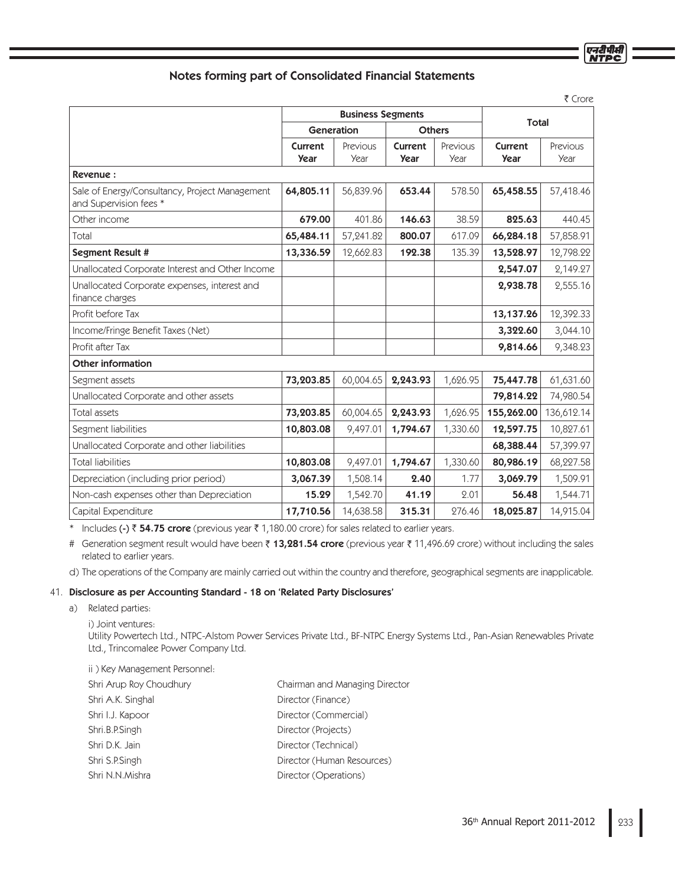## Notes forming part of Consolidated Financial Statements

₹ Crore

| | Business Segments | | | | Total | |
|---|---|---|---|---|---|---|
| | Generation | | Others | | | |
| | **Current Year** | Previous Year | **Current Year** | Previous Year | **Current Year** | Previous Year |
| **Revenue :** | | | | | | |
| Sale of Energy/Consultancy, Project Management and Supervision fees * | **64,805.11** | 56,839.96 | **653.44** | 578.50 | **65,458.55** | 57,418.46 |
| Other income | **679.00** | 401.86 | **146.63** | 38.59 | **825.63** | 440.45 |
| Total | **65,484.11** | 57,241.82 | **800.07** | 617.09 | **66,284.18** | 57,858.91 |
| **Segment Result #** | **13,336.59** | 12,662.83 | **192.38** | 135.39 | **13,528.97** | 12,798.22 |
| Unallocated Corporate Interest and Other Income | | | | | **2,547.07** | 2,149.27 |
| Unallocated Corporate expenses, interest and finance charges | | | | | **2,938.78** | 2,555.16 |
| Profit before Tax | | | | | **13,137.26** | 12,392.33 |
| Income/Fringe Benefit Taxes (Net) | | | | | **3,322.60** | 3,044.10 |
| Profit after Tax | | | | | **9,814.66** | 9,348.23 |
| **Other information** | | | | | | |
| Segment assets | **73,203.85** | 60,004.65 | **2,243.93** | 1,626.95 | **75,447.78** | 61,631.60 |
| Unallocated Corporate and other assets | | | | | **79,814.22** | 74,980.54 |
| Total assets | **73,203.85** | 60,004.65 | **2,243.93** | 1,626.95 | **155,262.00** | 136,612.14 |
| Segment liabilities | **10,803.08** | 9,497.01 | **1,794.67** | 1,330.60 | **12,597.75** | 10,827.61 |
| Unallocated Corporate and other liabilities | | | | | **68,388.44** | 57,399.97 |
| Total liabilities | **10,803.08** | 9,497.01 | **1,794.67** | 1,330.60 | **80,986.19** | 68,227.58 |
| Depreciation (including prior period) | **3,067.39** | 1,508.14 | **2.40** | 1.77 | **3,069.79** | 1,509.91 |
| Non-cash expenses other than Depreciation | **15.29** | 1,542.70 | **41.19** | 2.01 | **56.48** | 1,544.71 |
| Capital Expenditure | **17,710.56** | 14,638.58 | **315.31** | 276.46 | **18,025.87** | 14,915.04 |

* Includes **(-) ₹ 54.75 crore** (previous year ₹ 1,180.00 crore) for sales related to earlier years.

# Generation segment result would have been ₹ **13,281.54 crore** (previous year ₹ 11,496.69 crore) without including the sales related to earlier years.

d) The operations of the Company are mainly carried out within the country and therefore, geographical segments are inapplicable.

41. **Disclosure as per Accounting Standard - 18 on 'Related Party Disclosures'**

a) Related parties:

i) Joint ventures:
Utility Powertech Ltd., NTPC-Alstom Power Services Private Ltd., BF-NTPC Energy Systems Ltd., Pan-Asian Renewables Private Ltd., Trincomalee Power Company Ltd.

ii ) Key Management Personnel:

| | |
|---|---|
| Shri Arup Roy Choudhury | Chairman and Managing Director |
| Shri A.K. Singhal | Director (Finance) |
| Shri I.J. Kapoor | Director (Commercial) |
| Shri.B.P.Singh | Director (Projects) |
| Shri D.K. Jain | Director (Technical) |
| Shri S.P.Singh | Director (Human Resources) |
| Shri N.N.Mishra | Director (Operations) |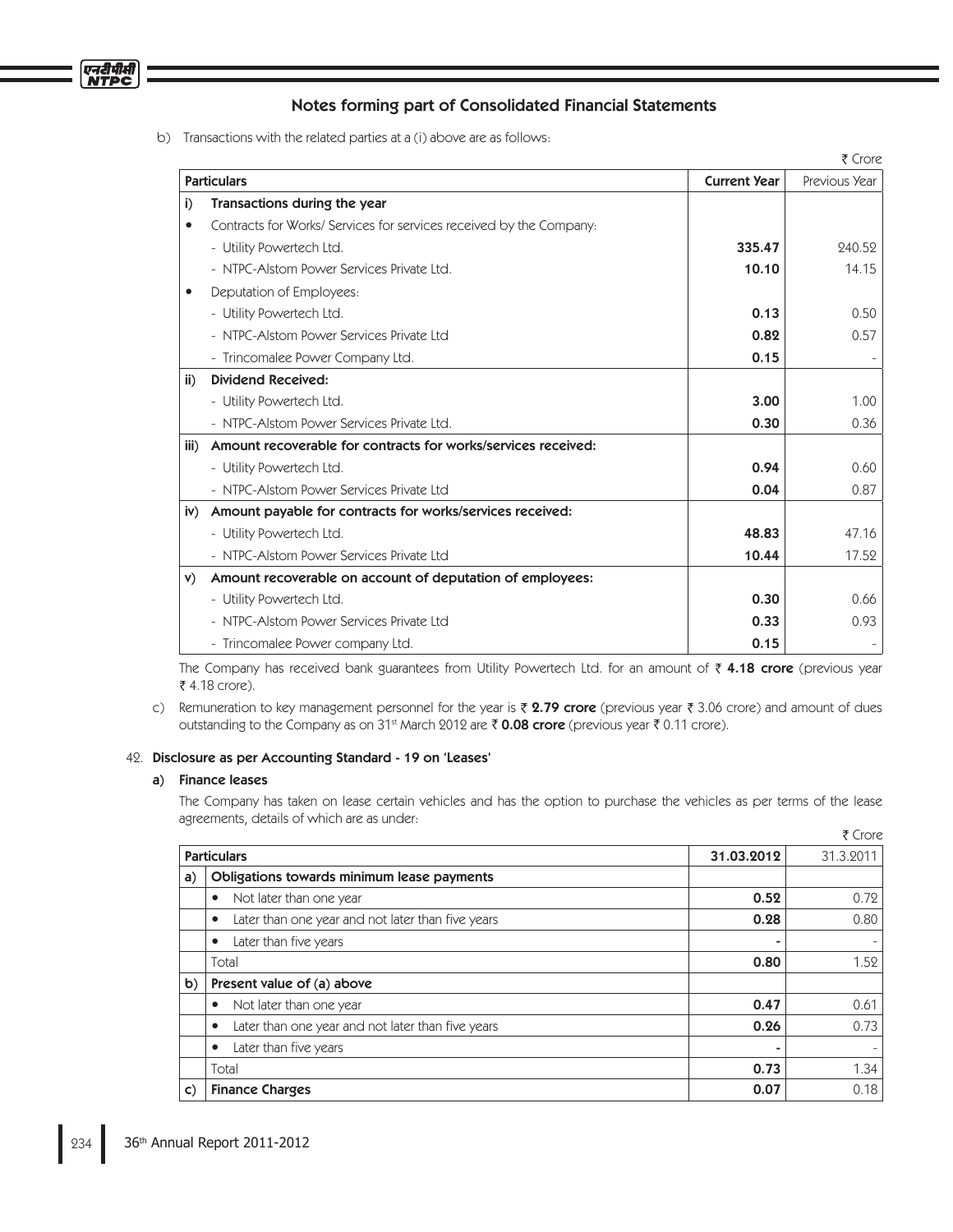## Notes forming part of Consolidated Financial Statements

b) Transactions with the related parties at a (i) above are as follows:

₹ Crore

| Particulars | | Current Year | Previous Year |
|---|---|---|---|
| i) | **Transactions during the year** | | |
| • | Contracts for Works/ Services for services received by the Company: | | |
| | - Utility Powertech Ltd. | **335.47** | 240.52 |
| | - NTPC-Alstom Power Services Private Ltd. | **10.10** | 14.15 |
| • | Deputation of Employees: | | |
| | - Utility Powertech Ltd. | **0.13** | 0.50 |
| | - NTPC-Alstom Power Services Private Ltd | **0.82** | 0.57 |
| | - Trincomalee Power Company Ltd. | **0.15** | - |
| ii) | **Dividend Received:** | | |
| | - Utility Powertech Ltd. | **3.00** | 1.00 |
| | - NTPC-Alstom Power Services Private Ltd. | **0.30** | 0.36 |
| iii) | **Amount recoverable for contracts for works/services received:** | | |
| | - Utility Powertech Ltd. | **0.94** | 0.60 |
| | - NTPC-Alstom Power Services Private Ltd | **0.04** | 0.87 |
| iv) | **Amount payable for contracts for works/services received:** | | |
| | - Utility Powertech Ltd. | **48.83** | 47.16 |
| | - NTPC-Alstom Power Services Private Ltd | **10.44** | 17.52 |
| v) | **Amount recoverable on account of deputation of employees:** | | |
| | - Utility Powertech Ltd. | **0.30** | 0.66 |
| | - NTPC-Alstom Power Services Private Ltd | **0.33** | 0.93 |
| | - Trincomalee Power company Ltd. | **0.15** | - |

The Company has received bank guarantees from Utility Powertech Ltd. for an amount of ₹ **4.18 crore** (previous year ₹ 4.18 crore).

c) Remuneration to key management personnel for the year is ₹ **2.79 crore** (previous year ₹ 3.06 crore) and amount of dues outstanding to the Company as on 31st March 2012 are ₹ **0.08 crore** (previous year ₹ 0.11 crore).

42. **Disclosure as per Accounting Standard - 19 on 'Leases'**

**a) Finance leases**

The Company has taken on lease certain vehicles and has the option to purchase the vehicles as per terms of the lease agreements, details of which are as under:

₹ Crore

| Particulars | | 31.03.2012 | 31.3.2011 |
|---|---|---|---|
| a) | **Obligations towards minimum lease payments** | | |
| | • Not later than one year | **0.52** | 0.72 |
| | • Later than one year and not later than five years | **0.28** | 0.80 |
| | • Later than five years | **-** | - |
| | Total | **0.80** | 1.52 |
| b) | **Present value of (a) above** | | |
| | • Not later than one year | **0.47** | 0.61 |
| | • Later than one year and not later than five years | **0.26** | 0.73 |
| | • Later than five years | **-** | - |
| | Total | **0.73** | 1.34 |
| c) | **Finance Charges** | **0.07** | 0.18 |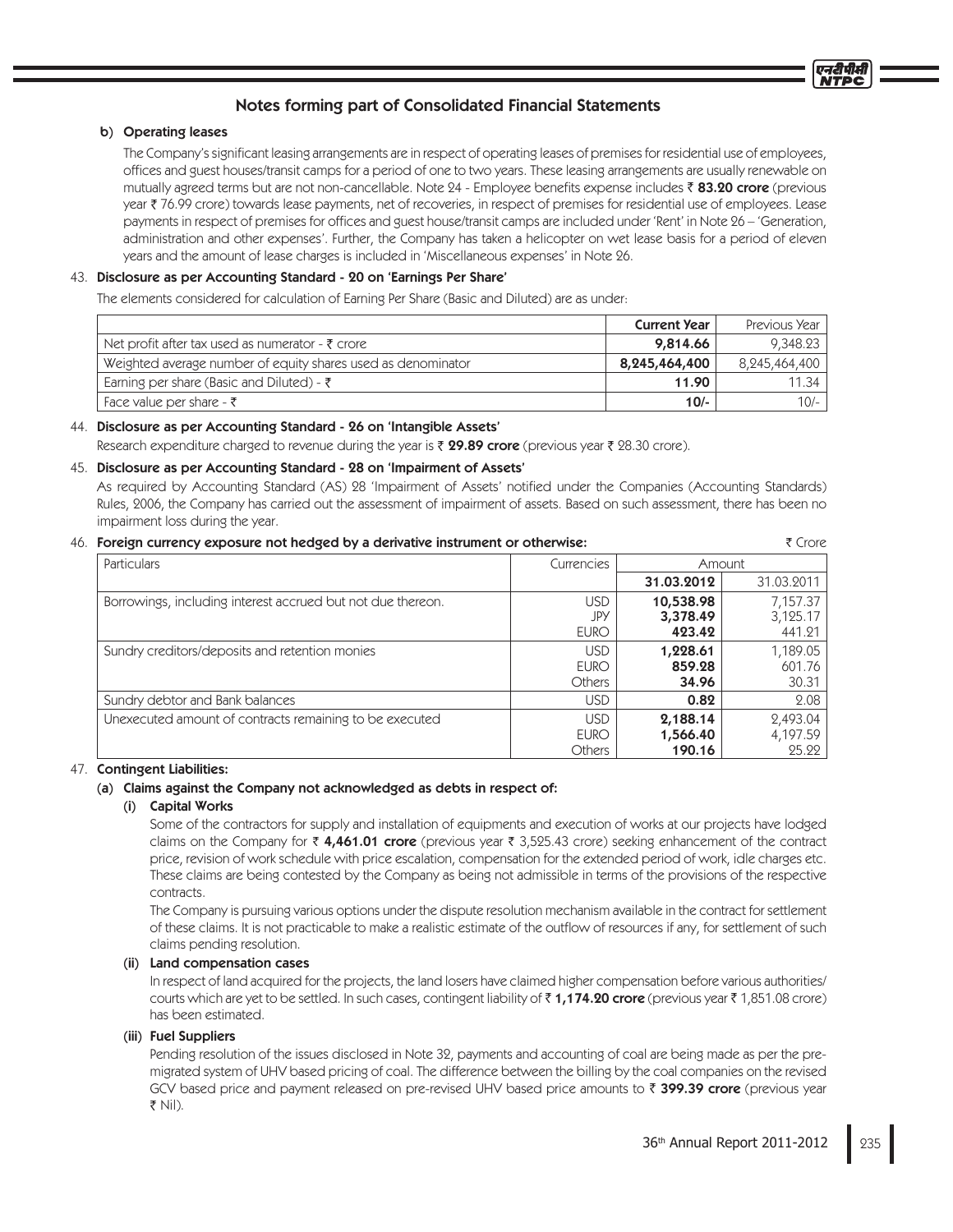## Notes forming part of Consolidated Financial Statements

### b) Operating leases

The Company's significant leasing arrangements are in respect of operating leases of premises for residential use of employees, offices and guest houses/transit camps for a period of one to two years. These leasing arrangements are usually renewable on mutually agreed terms but are not non-cancellable. Note 24 - Employee benefits expense includes ₹ **83.20 crore** (previous year ₹ 76.99 crore) towards lease payments, net of recoveries, in respect of premises for residential use of employees. Lease payments in respect of premises for offices and guest house/transit camps are included under 'Rent' in Note 26 – 'Generation, administration and other expenses'. Further, the Company has taken a helicopter on wet lease basis for a period of eleven years and the amount of lease charges is included in 'Miscellaneous expenses' in Note 26.

### 43. Disclosure as per Accounting Standard - 20 on 'Earnings Per Share'

The elements considered for calculation of Earning Per Share (Basic and Diluted) are as under:

| | **Current Year** | Previous Year |
|---|---|---|
| Net profit after tax used as numerator - ₹ crore | **9,814.66** | 9,348.23 |
| Weighted average number of equity shares used as denominator | **8,245,464,400** | 8,245,464,400 |
| Earning per share (Basic and Diluted) - ₹ | **11.90** | 11.34 |
| Face value per share - ₹ | **10/-** | 10/- |

### 44. Disclosure as per Accounting Standard - 26 on 'Intangible Assets'

Research expenditure charged to revenue during the year is ₹ **29.89 crore** (previous year ₹ 28.30 crore).

### 45. Disclosure as per Accounting Standard - 28 on 'Impairment of Assets'

As required by Accounting Standard (AS) 28 'Impairment of Assets' notified under the Companies (Accounting Standards) Rules, 2006, the Company has carried out the assessment of impairment of assets. Based on such assessment, there has been no impairment loss during the year.

### 46. Foreign currency exposure not hedged by a derivative instrument or otherwise:

₹ Crore

| Particulars | Currencies | Amount | |
|---|---|---|---|
| | | **31.03.2012** | 31.03.2011 |
| Borrowings, including interest accrued but not due thereon. | USD | **10,538.98** | 7,157.37 |
| | JPY | **3,378.49** | 3,125.17 |
| | EURO | **423.42** | 441.21 |
| Sundry creditors/deposits and retention monies | USD | **1,228.61** | 1,189.05 |
| | EURO | **859.28** | 601.76 |
| | Others | **34.96** | 30.31 |
| Sundry debtor and Bank balances | USD | **0.82** | 2.08 |
| Unexecuted amount of contracts remaining to be executed | USD | **2,188.14** | 2,493.04 |
| | EURO | **1,566.40** | 4,197.59 |
| | Others | **190.16** | 25.22 |

### 47. Contingent Liabilities:

#### (a) Claims against the Company not acknowledged as debts in respect of:

##### (i) Capital Works

Some of the contractors for supply and installation of equipments and execution of works at our projects have lodged claims on the Company for ₹ **4,461.01 crore** (previous year ₹ 3,525.43 crore) seeking enhancement of the contract price, revision of work schedule with price escalation, compensation for the extended period of work, idle charges etc. These claims are being contested by the Company as being not admissible in terms of the provisions of the respective contracts.

The Company is pursuing various options under the dispute resolution mechanism available in the contract for settlement of these claims. It is not practicable to make a realistic estimate of the outflow of resources if any, for settlement of such claims pending resolution.

##### (ii) Land compensation cases

In respect of land acquired for the projects, the land losers have claimed higher compensation before various authorities/ courts which are yet to be settled. In such cases, contingent liability of ₹ **1,174.20 crore** (previous year ₹ 1,851.08 crore) has been estimated.

##### (iii) Fuel Suppliers

Pending resolution of the issues disclosed in Note 32, payments and accounting of coal are being made as per the pre-migrated system of UHV based pricing of coal. The difference between the billing by the coal companies on the revised GCV based price and payment released on pre-revised UHV based price amounts to ₹ **399.39 crore** (previous year ₹ Nil).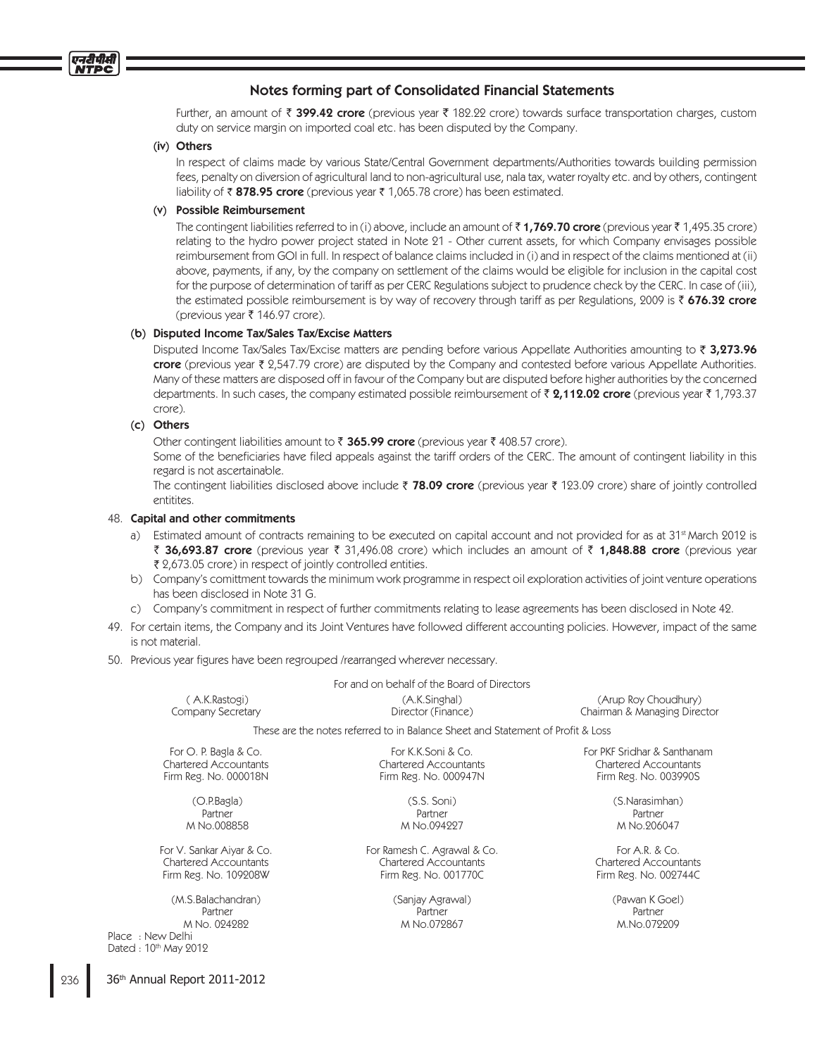## Notes forming part of Consolidated Financial Statements

Further, an amount of ₹ **399.42 crore** (previous year ₹ 182.22 crore) towards surface transportation charges, custom duty on service margin on imported coal etc. has been disputed by the Company.

**(iv) Others**

In respect of claims made by various State/Central Government departments/Authorities towards building permission fees, penalty on diversion of agricultural land to non-agricultural use, nala tax, water royalty etc. and by others, contingent liability of ₹ **878.95 crore** (previous year ₹ 1,065.78 crore) has been estimated.

**(v) Possible Reimbursement**

The contingent liabilities referred to in (i) above, include an amount of ₹ **1,769.70 crore** (previous year ₹ 1,495.35 crore) relating to the hydro power project stated in Note 21 - Other current assets, for which Company envisages possible reimbursement from GOI in full. In respect of balance claims included in (i) and in respect of the claims mentioned at (ii) above, payments, if any, by the company on settlement of the claims would be eligible for inclusion in the capital cost for the purpose of determination of tariff as per CERC Regulations subject to prudence check by the CERC. In case of (iii), the estimated possible reimbursement is by way of recovery through tariff as per Regulations, 2009 is ₹ **676.32 crore** (previous year ₹ 146.97 crore).

**(b) Disputed Income Tax/Sales Tax/Excise Matters**

Disputed Income Tax/Sales Tax/Excise matters are pending before various Appellate Authorities amounting to ₹ **3,273.96 crore** (previous year ₹ 2,547.79 crore) are disputed by the Company and contested before various Appellate Authorities. Many of these matters are disposed off in favour of the Company but are disputed before higher authorities by the concerned departments. In such cases, the company estimated possible reimbursement of ₹ **2,112.02 crore** (previous year ₹ 1,793.37 crore).

**(c) Others**

Other contingent liabilities amount to ₹ **365.99 crore** (previous year ₹ 408.57 crore).

Some of the beneficiaries have filed appeals against the tariff orders of the CERC. The amount of contingent liability in this regard is not ascertainable.

The contingent liabilities disclosed above include ₹ **78.09 crore** (previous year ₹ 123.09 crore) share of jointly controlled entitites.

48. **Capital and other commitments**

a) Estimated amount of contracts remaining to be executed on capital account and not provided for as at 31st March 2012 is ₹ **36,693.87 crore** (previous year ₹ 31,496.08 crore) which includes an amount of ₹ **1,848.88 crore** (previous year ₹ 2,673.05 crore) in respect of jointly controlled entities.

b) Company's comittment towards the minimum work programme in respect oil exploration activities of joint venture operations has been disclosed in Note 31 G.

c) Company's commitment in respect of further commitments relating to lease agreements has been disclosed in Note 42.

49. For certain items, the Company and its Joint Ventures have followed different accounting policies. However, impact of the same is not material.

50. Previous year figures have been regrouped /rearranged wherever necessary.

For and on behalf of the Board of Directors

| ( A.K.Rastogi) Company Secretary | (A.K.Singhal) Director (Finance) | (Arup Roy Choudhury) Chairman & Managing Director |
|---|---|---|

These are the notes referred to in Balance Sheet and Statement of Profit & Loss

| For O. P. Bagla & Co. Chartered Accountants Firm Reg. No. 000018N | For K.K.Soni & Co. Chartered Accountants Firm Reg. No. 000947N | For PKF Sridhar & Santhanam Chartered Accountants Firm Reg. No. 003990S |
|---|---|---|
| (O.P.Bagla) Partner M No.008858 | (S.S. Soni) Partner M No.094227 | (S.Narasimhan) Partner M No.206047 |
| For V. Sankar Aiyar & Co. Chartered Accountants Firm Reg. No. 109208W | For Ramesh C. Agrawal & Co. Chartered Accountants Firm Reg. No. 001770C | For A.R. & Co. Chartered Accountants Firm Reg. No. 002744C |
| (M.S.Balachandran) Partner M No. 024282 | (Sanjay Agrawal) Partner M No.072867 | (Pawan K Goel) Partner M.No.072209 |

Place : New Delhi
Dated : 10th May 2012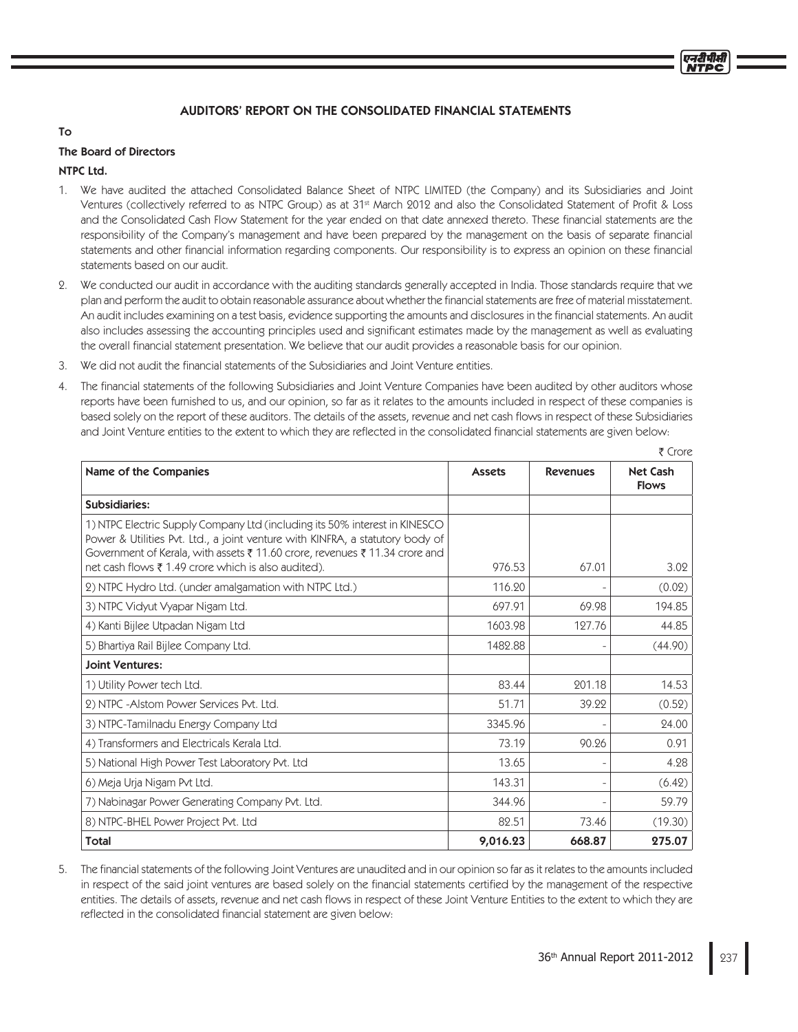## AUDITORS' REPORT ON THE CONSOLIDATED FINANCIAL STATEMENTS

**To**

**The Board of Directors**

**NTPC Ltd.**

1. We have audited the attached Consolidated Balance Sheet of NTPC LIMITED (the Company) and its Subsidiaries and Joint Ventures (collectively referred to as NTPC Group) as at 31st March 2012 and also the Consolidated Statement of Profit & Loss and the Consolidated Cash Flow Statement for the year ended on that date annexed thereto. These financial statements are the responsibility of the Company's management and have been prepared by the management on the basis of separate financial statements and other financial information regarding components. Our responsibility is to express an opinion on these financial statements based on our audit.

2. We conducted our audit in accordance with the auditing standards generally accepted in India. Those standards require that we plan and perform the audit to obtain reasonable assurance about whether the financial statements are free of material misstatement. An audit includes examining on a test basis, evidence supporting the amounts and disclosures in the financial statements. An audit also includes assessing the accounting principles used and significant estimates made by the management as well as evaluating the overall financial statement presentation. We believe that our audit provides a reasonable basis for our opinion.

3. We did not audit the financial statements of the Subsidiaries and Joint Venture entities.

4. The financial statements of the following Subsidiaries and Joint Venture Companies have been audited by other auditors whose reports have been furnished to us, and our opinion, so far as it relates to the amounts included in respect of these companies is based solely on the report of these auditors. The details of the assets, revenue and net cash flows in respect of these Subsidiaries and Joint Venture entities to the extent to which they are reflected in the consolidated financial statements are given below:

₹ Crore

| Name of the Companies | Assets | Revenues | Net Cash Flows |
|---|---|---|---|
| **Subsidiaries:** | | | |
| 1) NTPC Electric Supply Company Ltd (including its 50% interest in KINESCO Power & Utilities Pvt. Ltd., a joint venture with KINFRA, a statutory body of Government of Kerala, with assets ₹ 11.60 crore, revenues ₹ 11.34 crore and net cash flows ₹ 1.49 crore which is also audited). | 976.53 | 67.01 | 3.02 |
| 2) NTPC Hydro Ltd. (under amalgamation with NTPC Ltd.) | 116.20 | - | (0.02) |
| 3) NTPC Vidyut Vyapar Nigam Ltd. | 697.91 | 69.98 | 194.85 |
| 4) Kanti Bijlee Utpadan Nigam Ltd | 1603.98 | 127.76 | 44.85 |
| 5) Bhartiya Rail Bijlee Company Ltd. | 1482.88 | - | (44.90) |
| **Joint Ventures:** | | | |
| 1) Utility Power tech Ltd. | 83.44 | 201.18 | 14.53 |
| 2) NTPC -Alstom Power Services Pvt. Ltd. | 51.71 | 39.22 | (0.52) |
| 3) NTPC-Tamilnadu Energy Company Ltd | 3345.96 | - | 24.00 |
| 4) Transformers and Electricals Kerala Ltd. | 73.19 | 90.26 | 0.91 |
| 5) National High Power Test Laboratory Pvt. Ltd | 13.65 | - | 4.28 |
| 6) Meja Urja Nigam Pvt Ltd. | 143.31 | - | (6.42) |
| 7) Nabinagar Power Generating Company Pvt. Ltd. | 344.96 | - | 59.79 |
| 8) NTPC-BHEL Power Project Pvt. Ltd | 82.51 | 73.46 | (19.30) |
| **Total** | **9,016.23** | **668.87** | **275.07** |

5. The financial statements of the following Joint Ventures are unaudited and in our opinion so far as it relates to the amounts included in respect of the said joint ventures are based solely on the financial statements certified by the management of the respective entities. The details of assets, revenue and net cash flows in respect of these Joint Venture Entities to the extent to which they are reflected in the consolidated financial statement are given below: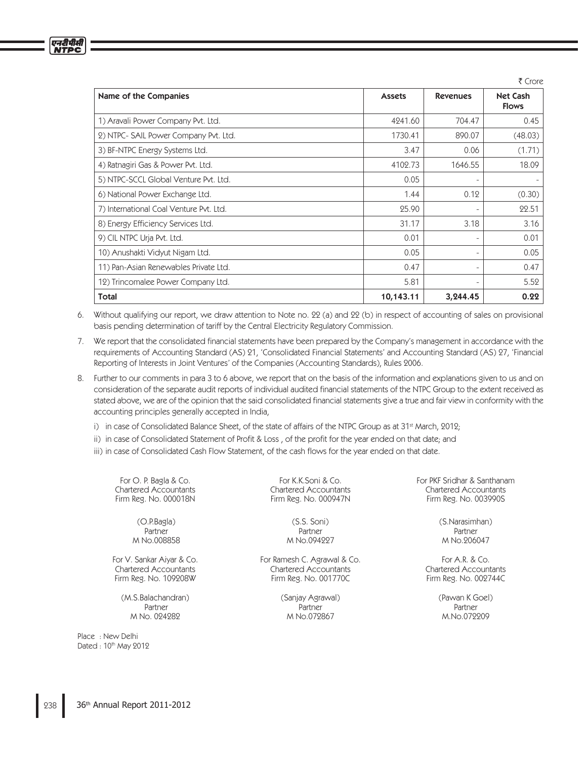₹ Crore

| Name of the Companies | Assets | Revenues | Net Cash Flows |
|---|---|---|---|
| 1) Aravali Power Company Pvt. Ltd. | 4241.60 | 704.47 | 0.45 |
| 2) NTPC- SAIL Power Company Pvt. Ltd. | 1730.41 | 890.07 | (48.03) |
| 3) BF-NTPC Energy Systems Ltd. | 3.47 | 0.06 | (1.71) |
| 4) Ratnagiri Gas & Power Pvt. Ltd. | 4102.73 | 1646.55 | 18.09 |
| 5) NTPC-SCCL Global Venture Pvt. Ltd. | 0.05 | - | - |
| 6) National Power Exchange Ltd. | 1.44 | 0.12 | (0.30) |
| 7) International Coal Venture Pvt. Ltd. | 25.90 | - | 22.51 |
| 8) Energy Efficiency Services Ltd. | 31.17 | 3.18 | 3.16 |
| 9) CIL NTPC Urja Pvt. Ltd. | 0.01 | - | 0.01 |
| 10) Anushakti Vidyut Nigam Ltd. | 0.05 | - | 0.05 |
| 11) Pan-Asian Renewables Private Ltd. | 0.47 | - | 0.47 |
| 12) Trincomalee Power Company Ltd. | 5.81 | - | 5.52 |
| **Total** | **10,143.11** | **3,244.45** | **0.22** |

6. Without qualifying our report, we draw attention to Note no. 22 (a) and 22 (b) in respect of accounting of sales on provisional basis pending determination of tariff by the Central Electricity Regulatory Commission.

7. We report that the consolidated financial statements have been prepared by the Company's management in accordance with the requirements of Accounting Standard (AS) 21, 'Consolidated Financial Statements' and Accounting Standard (AS) 27, 'Financial Reporting of Interests in Joint Ventures' of the Companies (Accounting Standards), Rules 2006.

8. Further to our comments in para 3 to 6 above, we report that on the basis of the information and explanations given to us and on consideration of the separate audit reports of individual audited financial statements of the NTPC Group to the extent received as stated above, we are of the opinion that the said consolidated financial statements give a true and fair view in conformity with the accounting principles generally accepted in India,

   i) in case of Consolidated Balance Sheet, of the state of affairs of the NTPC Group as at 31st March, 2012;

   ii) in case of Consolidated Statement of Profit & Loss , of the profit for the year ended on that date; and

   iii) in case of Consolidated Cash Flow Statement, of the cash flows for the year ended on that date.

For O. P. Bagla & Co.
Chartered Accountants
Firm Reg. No. 000018N

(O.P.Bagla)
Partner
M No.008858

For K.K.Soni & Co.
Chartered Accountants
Firm Reg. No. 000947N

(S.S. Soni)
Partner
M No.094227

For PKF Sridhar & Santhanam
Chartered Accountants
Firm Reg. No. 003990S

(S.Narasimhan)
Partner
M No.206047

For V. Sankar Aiyar & Co.
Chartered Accountants
Firm Reg. No. 109208W

(M.S.Balachandran)
Partner
M No. 024282

For Ramesh C. Agrawal & Co.
Chartered Accountants
Firm Reg. No. 001770C

(Sanjay Agrawal)
Partner
M No.072867

For A.R. & Co.
Chartered Accountants
Firm Reg. No. 002744C

(Pawan K Goel)
Partner
M.No.072209

Place : New Delhi
Dated : 10th May 2012